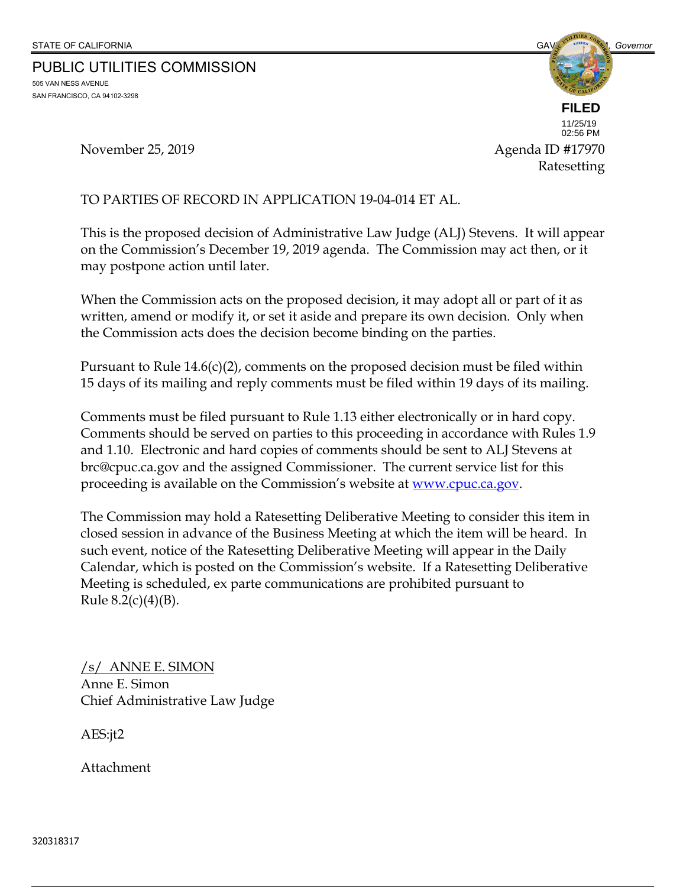STATE OF CALIFORNIA GAVIN NEWSOM, *Governor*

PUBLIC UTILITIES COMMISSION
505 VAN NESS AVENUE
SAN FRANCISCO, CA 94102-3298

**FILED**
11/25/19
02:56 PM

November 25, 2019

Agenda ID #17970
Ratesetting

TO PARTIES OF RECORD IN APPLICATION 19-04-014 ET AL.

This is the proposed decision of Administrative Law Judge (ALJ) Stevens. It will appear on the Commission's December 19, 2019 agenda. The Commission may act then, or it may postpone action until later.

When the Commission acts on the proposed decision, it may adopt all or part of it as written, amend or modify it, or set it aside and prepare its own decision. Only when the Commission acts does the decision become binding on the parties.

Pursuant to Rule 14.6(c)(2), comments on the proposed decision must be filed within 15 days of its mailing and reply comments must be filed within 19 days of its mailing.

Comments must be filed pursuant to Rule 1.13 either electronically or in hard copy. Comments should be served on parties to this proceeding in accordance with Rules 1.9 and 1.10. Electronic and hard copies of comments should be sent to ALJ Stevens at brc@cpuc.ca.gov and the assigned Commissioner. The current service list for this proceeding is available on the Commission's website at www.cpuc.ca.gov.

The Commission may hold a Ratesetting Deliberative Meeting to consider this item in closed session in advance of the Business Meeting at which the item will be heard. In such event, notice of the Ratesetting Deliberative Meeting will appear in the Daily Calendar, which is posted on the Commission's website. If a Ratesetting Deliberative Meeting is scheduled, ex parte communications are prohibited pursuant to Rule 8.2(c)(4)(B).

/s/ ANNE E. SIMON
Anne E. Simon
Chief Administrative Law Judge

AES:jt2

Attachment

320318317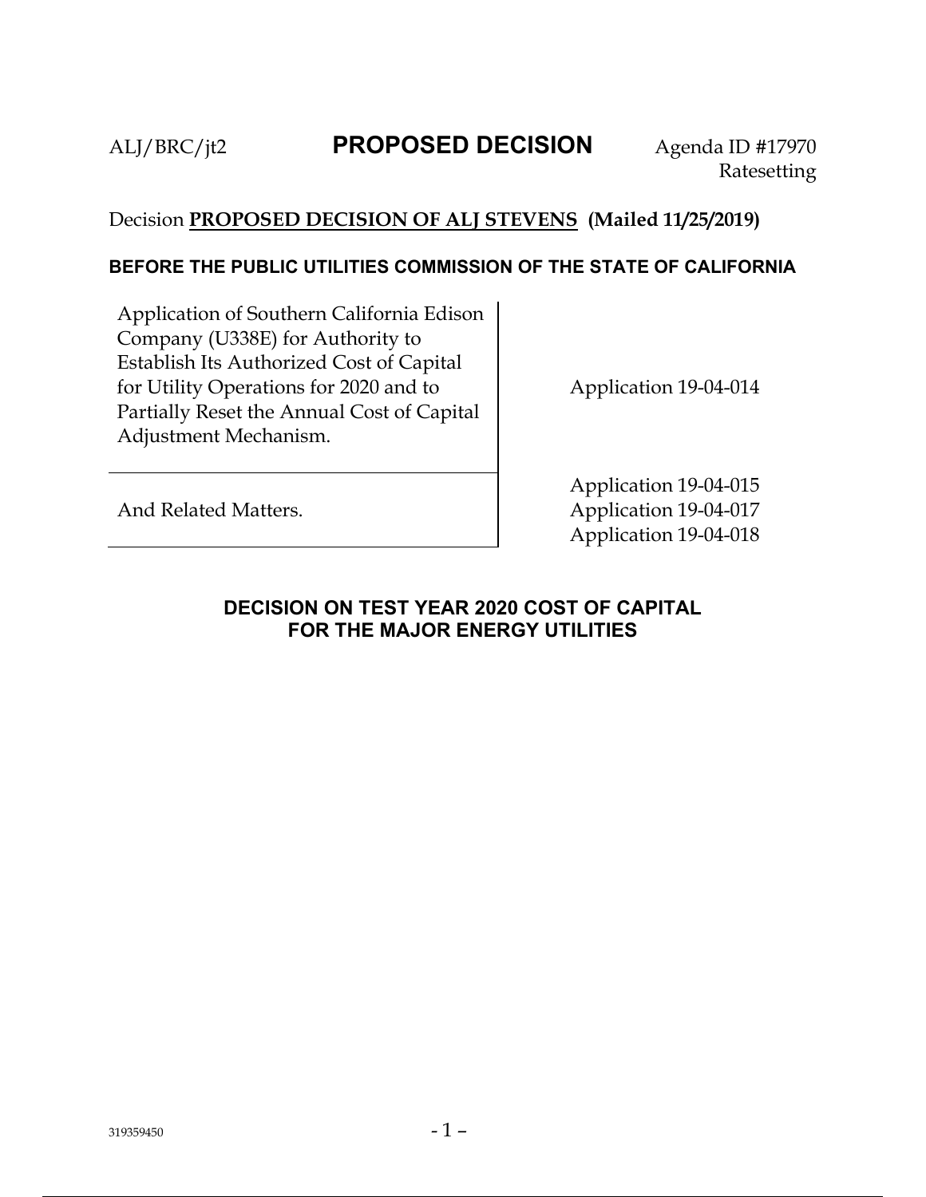ALJ/BRC/jt2 **PROPOSED DECISION** Agenda ID #17970
Ratesetting

Decision **PROPOSED DECISION OF ALJ STEVENS (Mailed 11/25/2019)**

**BEFORE THE PUBLIC UTILITIES COMMISSION OF THE STATE OF CALIFORNIA**

| | |
|---|---|
| Application of Southern California Edison Company (U338E) for Authority to Establish Its Authorized Cost of Capital for Utility Operations for 2020 and to Partially Reset the Annual Cost of Capital Adjustment Mechanism. | Application 19-04-014 |
| And Related Matters. | Application 19-04-015<br>Application 19-04-017<br>Application 19-04-018 |

## DECISION ON TEST YEAR 2020 COST OF CAPITAL FOR THE MAJOR ENERGY UTILITIES

319359450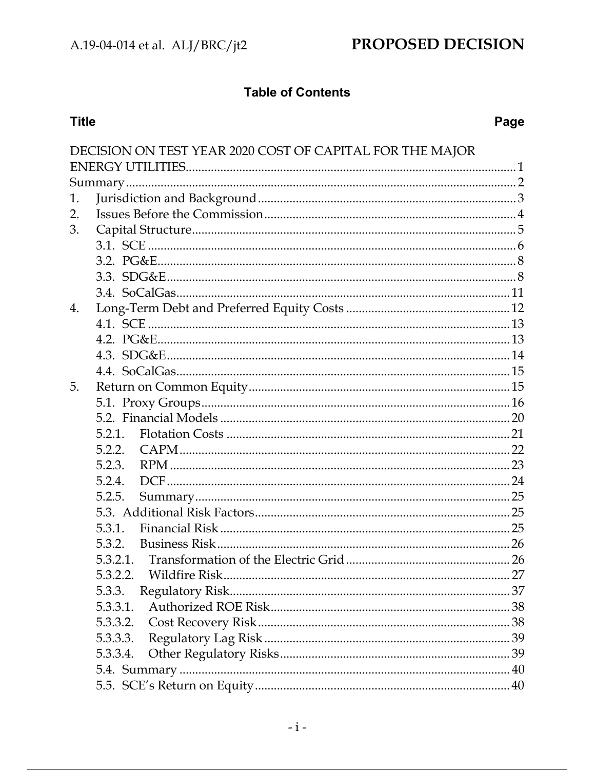## Table of Contents

| Title | Page |
|---|---|
| DECISION ON TEST YEAR 2020 COST OF CAPITAL FOR THE MAJOR ENERGY UTILITIES | 1 |
| Summary | 2 |
| 1. Jurisdiction and Background | 3 |
| 2. Issues Before the Commission | 4 |
| 3. Capital Structure | 5 |
| 3.1. SCE | 6 |
| 3.2. PG&E | 8 |
| 3.3. SDG&E | 8 |
| 3.4. SoCalGas | 11 |
| 4. Long-Term Debt and Preferred Equity Costs | 12 |
| 4.1. SCE | 13 |
| 4.2. PG&E | 13 |
| 4.3. SDG&E | 14 |
| 4.4. SoCalGas | 15 |
| 5. Return on Common Equity | 15 |
| 5.1. Proxy Groups | 16 |
| 5.2. Financial Models | 20 |
| 5.2.1. Flotation Costs | 21 |
| 5.2.2. CAPM | 22 |
| 5.2.3. RPM | 23 |
| 5.2.4. DCF | 24 |
| 5.2.5. Summary | 25 |
| 5.3. Additional Risk Factors | 25 |
| 5.3.1. Financial Risk | 25 |
| 5.3.2. Business Risk | 26 |
| 5.3.2.1. Transformation of the Electric Grid | 26 |
| 5.3.2.2. Wildfire Risk | 27 |
| 5.3.3. Regulatory Risk | 37 |
| 5.3.3.1. Authorized ROE Risk | 38 |
| 5.3.3.2. Cost Recovery Risk | 38 |
| 5.3.3.3. Regulatory Lag Risk | 39 |
| 5.3.3.4. Other Regulatory Risks | 39 |
| 5.4. Summary | 40 |
| 5.5. SCE's Return on Equity | 40 |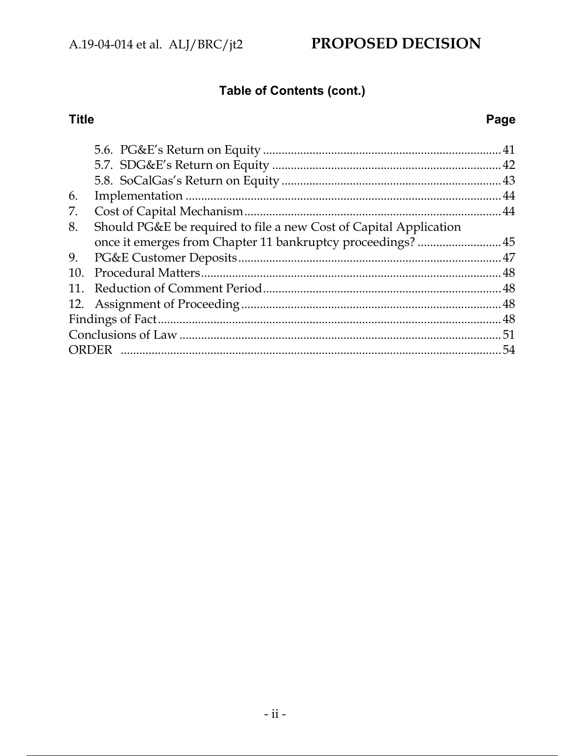## Table of Contents (cont.)

| Title | Page |
|---|---|
| 5.6. PG&E's Return on Equity | 41 |
| 5.7. SDG&E's Return on Equity | 42 |
| 5.8. SoCalGas's Return on Equity | 43 |
| 6. Implementation | 44 |
| 7. Cost of Capital Mechanism | 44 |
| 8. Should PG&E be required to file a new Cost of Capital Application once it emerges from Chapter 11 bankruptcy proceedings? | 45 |
| 9. PG&E Customer Deposits | 47 |
| 10. Procedural Matters | 48 |
| 11. Reduction of Comment Period | 48 |
| 12. Assignment of Proceeding | 48 |
| Findings of Fact | 48 |
| Conclusions of Law | 51 |
| ORDER | 54 |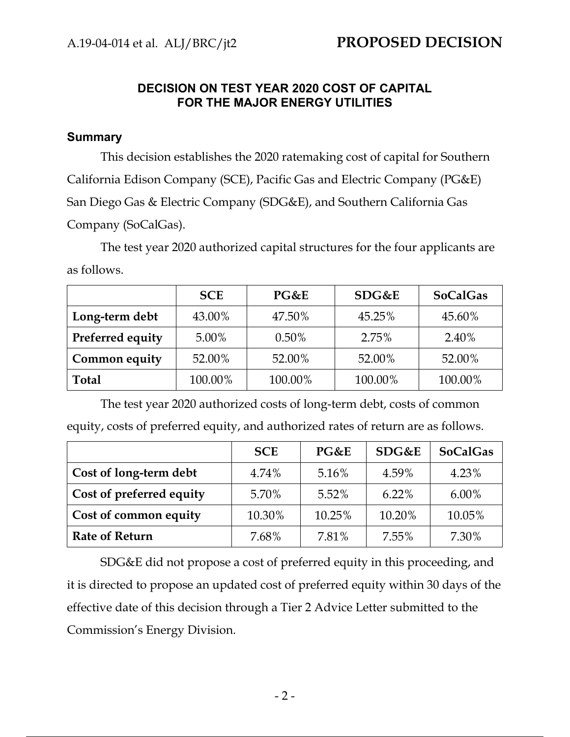## DECISION ON TEST YEAR 2020 COST OF CAPITAL FOR THE MAJOR ENERGY UTILITIES

### Summary

This decision establishes the 2020 ratemaking cost of capital for Southern California Edison Company (SCE), Pacific Gas and Electric Company (PG&E) San Diego Gas & Electric Company (SDG&E), and Southern California Gas Company (SoCalGas).

The test year 2020 authorized capital structures for the four applicants are as follows.

| | SCE | PG&E | SDG&E | SoCalGas |
|---|---|---|---|---|
| **Long-term debt** | 43.00% | 47.50% | 45.25% | 45.60% |
| **Preferred equity** | 5.00% | 0.50% | 2.75% | 2.40% |
| **Common equity** | 52.00% | 52.00% | 52.00% | 52.00% |
| **Total** | 100.00% | 100.00% | 100.00% | 100.00% |

The test year 2020 authorized costs of long-term debt, costs of common equity, costs of preferred equity, and authorized rates of return are as follows.

| | SCE | PG&E | SDG&E | SoCalGas |
|---|---|---|---|---|
| **Cost of long-term debt** | 4.74% | 5.16% | 4.59% | 4.23% |
| **Cost of preferred equity** | 5.70% | 5.52% | 6.22% | 6.00% |
| **Cost of common equity** | 10.30% | 10.25% | 10.20% | 10.05% |
| **Rate of Return** | 7.68% | 7.81% | 7.55% | 7.30% |

SDG&E did not propose a cost of preferred equity in this proceeding, and it is directed to propose an updated cost of preferred equity within 30 days of the effective date of this decision through a Tier 2 Advice Letter submitted to the Commission's Energy Division.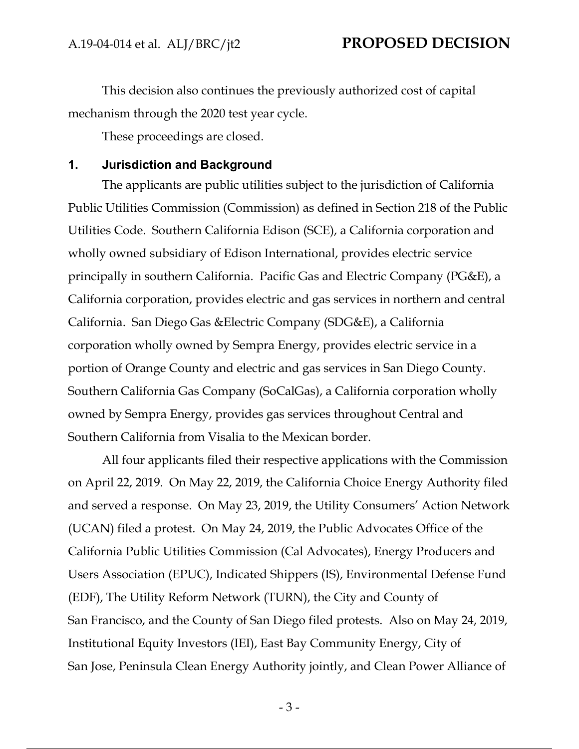This decision also continues the previously authorized cost of capital mechanism through the 2020 test year cycle.

These proceedings are closed.

## 1. Jurisdiction and Background

The applicants are public utilities subject to the jurisdiction of California Public Utilities Commission (Commission) as defined in Section 218 of the Public Utilities Code. Southern California Edison (SCE), a California corporation and wholly owned subsidiary of Edison International, provides electric service principally in southern California. Pacific Gas and Electric Company (PG&E), a California corporation, provides electric and gas services in northern and central California. San Diego Gas &Electric Company (SDG&E), a California corporation wholly owned by Sempra Energy, provides electric service in a portion of Orange County and electric and gas services in San Diego County. Southern California Gas Company (SoCalGas), a California corporation wholly owned by Sempra Energy, provides gas services throughout Central and Southern California from Visalia to the Mexican border.

All four applicants filed their respective applications with the Commission on April 22, 2019. On May 22, 2019, the California Choice Energy Authority filed and served a response. On May 23, 2019, the Utility Consumers' Action Network (UCAN) filed a protest. On May 24, 2019, the Public Advocates Office of the California Public Utilities Commission (Cal Advocates), Energy Producers and Users Association (EPUC), Indicated Shippers (IS), Environmental Defense Fund (EDF), The Utility Reform Network (TURN), the City and County of San Francisco, and the County of San Diego filed protests. Also on May 24, 2019, Institutional Equity Investors (IEI), East Bay Community Energy, City of San Jose, Peninsula Clean Energy Authority jointly, and Clean Power Alliance of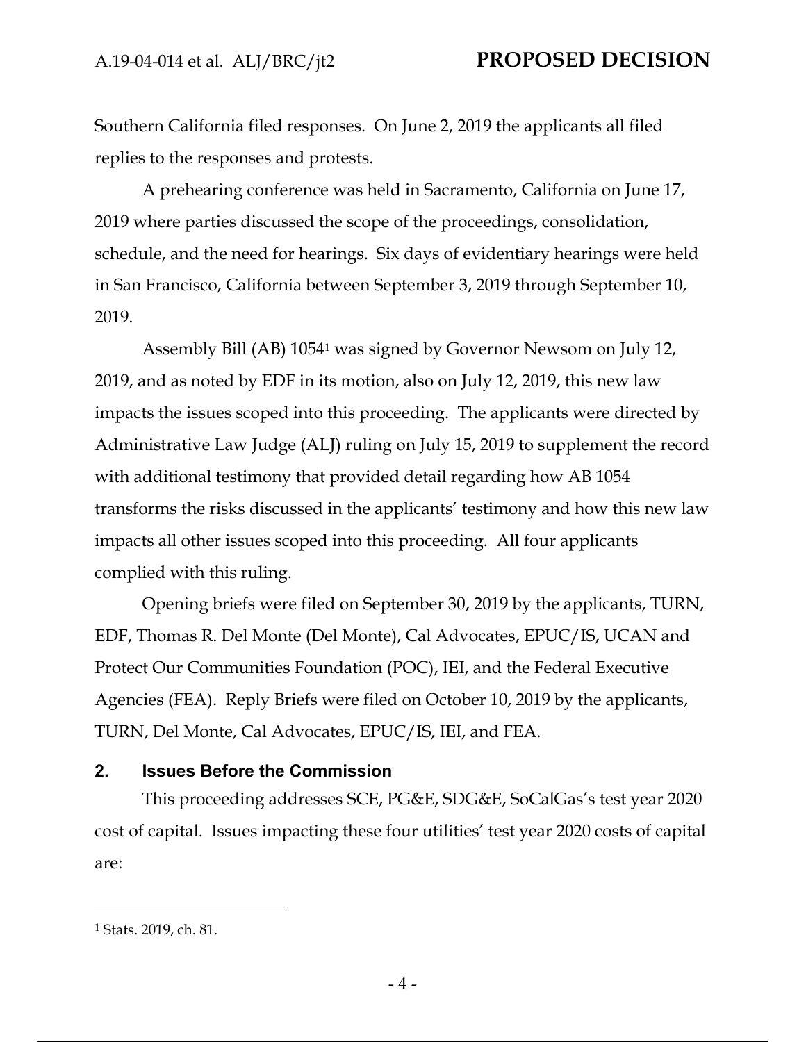Southern California filed responses. On June 2, 2019 the applicants all filed replies to the responses and protests.

A prehearing conference was held in Sacramento, California on June 17, 2019 where parties discussed the scope of the proceedings, consolidation, schedule, and the need for hearings. Six days of evidentiary hearings were held in San Francisco, California between September 3, 2019 through September 10, 2019.

Assembly Bill (AB) 1054[1] was signed by Governor Newsom on July 12, 2019, and as noted by EDF in its motion, also on July 12, 2019, this new law impacts the issues scoped into this proceeding. The applicants were directed by Administrative Law Judge (ALJ) ruling on July 15, 2019 to supplement the record with additional testimony that provided detail regarding how AB 1054 transforms the risks discussed in the applicants' testimony and how this new law impacts all other issues scoped into this proceeding. All four applicants complied with this ruling.

Opening briefs were filed on September 30, 2019 by the applicants, TURN, EDF, Thomas R. Del Monte (Del Monte), Cal Advocates, EPUC/IS, UCAN and Protect Our Communities Foundation (POC), IEI, and the Federal Executive Agencies (FEA). Reply Briefs were filed on October 10, 2019 by the applicants, TURN, Del Monte, Cal Advocates, EPUC/IS, IEI, and FEA.

## 2. Issues Before the Commission

This proceeding addresses SCE, PG&E, SDG&E, SoCalGas's test year 2020 cost of capital. Issues impacting these four utilities' test year 2020 costs of capital are:

---

[1] Stats. 2019, ch. 81.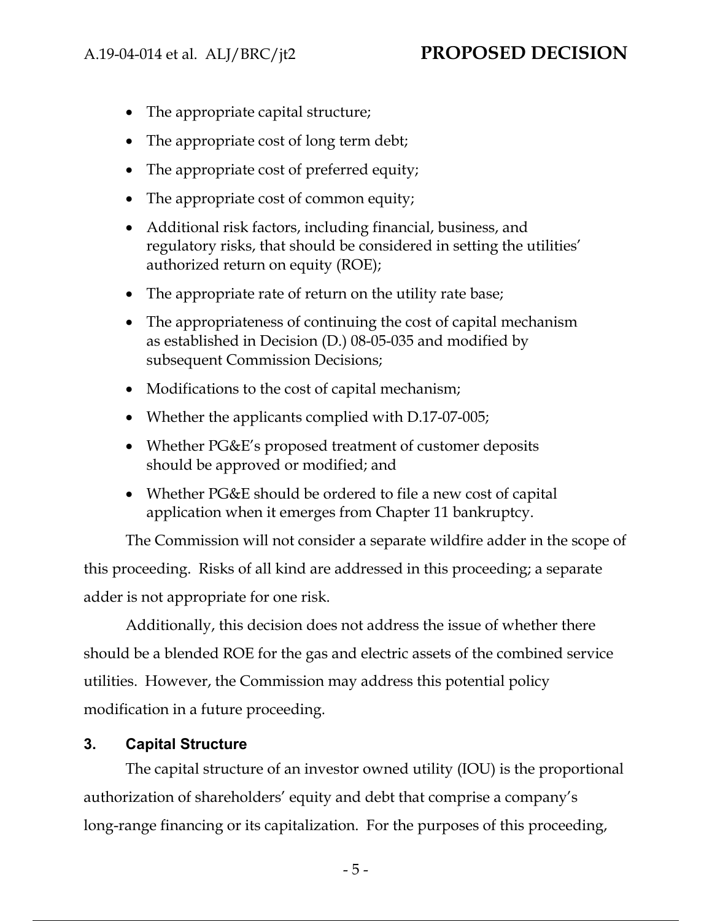- The appropriate capital structure;
- The appropriate cost of long term debt;
- The appropriate cost of preferred equity;
- The appropriate cost of common equity;
- Additional risk factors, including financial, business, and regulatory risks, that should be considered in setting the utilities' authorized return on equity (ROE);
- The appropriate rate of return on the utility rate base;
- The appropriateness of continuing the cost of capital mechanism as established in Decision (D.) 08-05-035 and modified by subsequent Commission Decisions;
- Modifications to the cost of capital mechanism;
- Whether the applicants complied with D.17-07-005;
- Whether PG&E's proposed treatment of customer deposits should be approved or modified; and
- Whether PG&E should be ordered to file a new cost of capital application when it emerges from Chapter 11 bankruptcy.

The Commission will not consider a separate wildfire adder in the scope of this proceeding. Risks of all kind are addressed in this proceeding; a separate adder is not appropriate for one risk.

Additionally, this decision does not address the issue of whether there should be a blended ROE for the gas and electric assets of the combined service utilities. However, the Commission may address this potential policy modification in a future proceeding.

## 3. Capital Structure

The capital structure of an investor owned utility (IOU) is the proportional authorization of shareholders' equity and debt that comprise a company's long-range financing or its capitalization. For the purposes of this proceeding,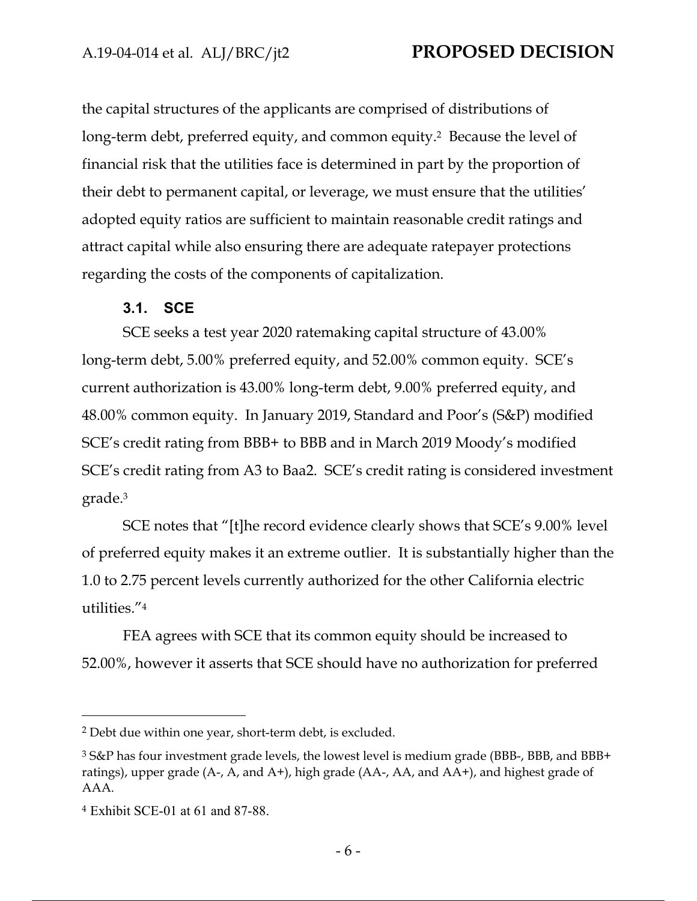the capital structures of the applicants are comprised of distributions of long-term debt, preferred equity, and common equity.[2] Because the level of financial risk that the utilities face is determined in part by the proportion of their debt to permanent capital, or leverage, we must ensure that the utilities' adopted equity ratios are sufficient to maintain reasonable credit ratings and attract capital while also ensuring there are adequate ratepayer protections regarding the costs of the components of capitalization.

### 3.1. SCE

SCE seeks a test year 2020 ratemaking capital structure of 43.00% long-term debt, 5.00% preferred equity, and 52.00% common equity. SCE's current authorization is 43.00% long-term debt, 9.00% preferred equity, and 48.00% common equity. In January 2019, Standard and Poor's (S&P) modified SCE's credit rating from BBB+ to BBB and in March 2019 Moody's modified SCE's credit rating from A3 to Baa2. SCE's credit rating is considered investment grade.[3]

SCE notes that "[t]he record evidence clearly shows that SCE's 9.00% level of preferred equity makes it an extreme outlier. It is substantially higher than the 1.0 to 2.75 percent levels currently authorized for the other California electric utilities."[4]

FEA agrees with SCE that its common equity should be increased to 52.00%, however it asserts that SCE should have no authorization for preferred

---

[2] Debt due within one year, short-term debt, is excluded.

[3] S&P has four investment grade levels, the lowest level is medium grade (BBB-, BBB, and BBB+ ratings), upper grade (A-, A, and A+), high grade (AA-, AA, and AA+), and highest grade of AAA.

[4] Exhibit SCE-01 at 61 and 87-88.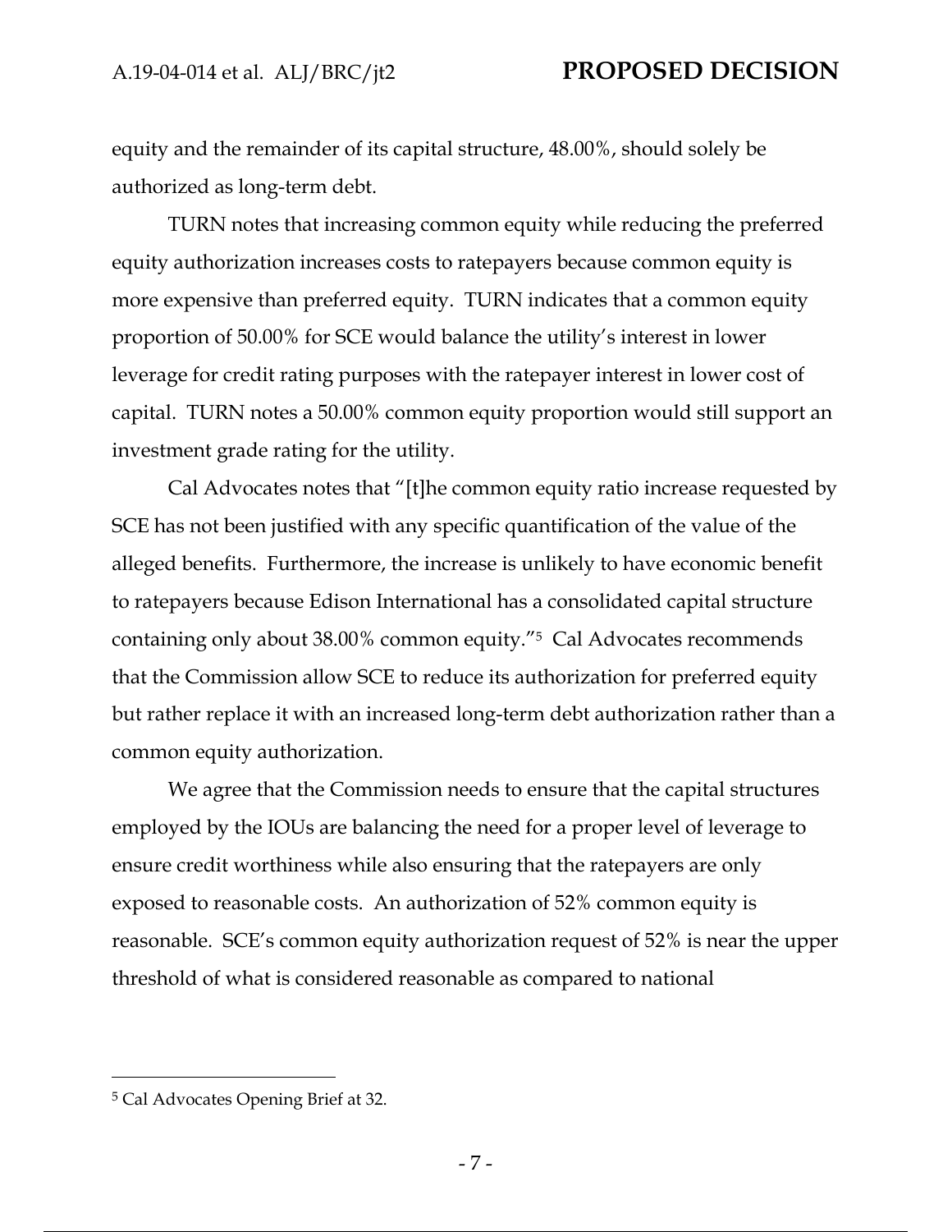equity and the remainder of its capital structure, 48.00%, should solely be authorized as long-term debt.

TURN notes that increasing common equity while reducing the preferred equity authorization increases costs to ratepayers because common equity is more expensive than preferred equity. TURN indicates that a common equity proportion of 50.00% for SCE would balance the utility's interest in lower leverage for credit rating purposes with the ratepayer interest in lower cost of capital. TURN notes a 50.00% common equity proportion would still support an investment grade rating for the utility.

Cal Advocates notes that "[t]he common equity ratio increase requested by SCE has not been justified with any specific quantification of the value of the alleged benefits. Furthermore, the increase is unlikely to have economic benefit to ratepayers because Edison International has a consolidated capital structure containing only about 38.00% common equity."[5] Cal Advocates recommends that the Commission allow SCE to reduce its authorization for preferred equity but rather replace it with an increased long-term debt authorization rather than a common equity authorization.

We agree that the Commission needs to ensure that the capital structures employed by the IOUs are balancing the need for a proper level of leverage to ensure credit worthiness while also ensuring that the ratepayers are only exposed to reasonable costs. An authorization of 52% common equity is reasonable. SCE's common equity authorization request of 52% is near the upper threshold of what is considered reasonable as compared to national

---

[5] Cal Advocates Opening Brief at 32.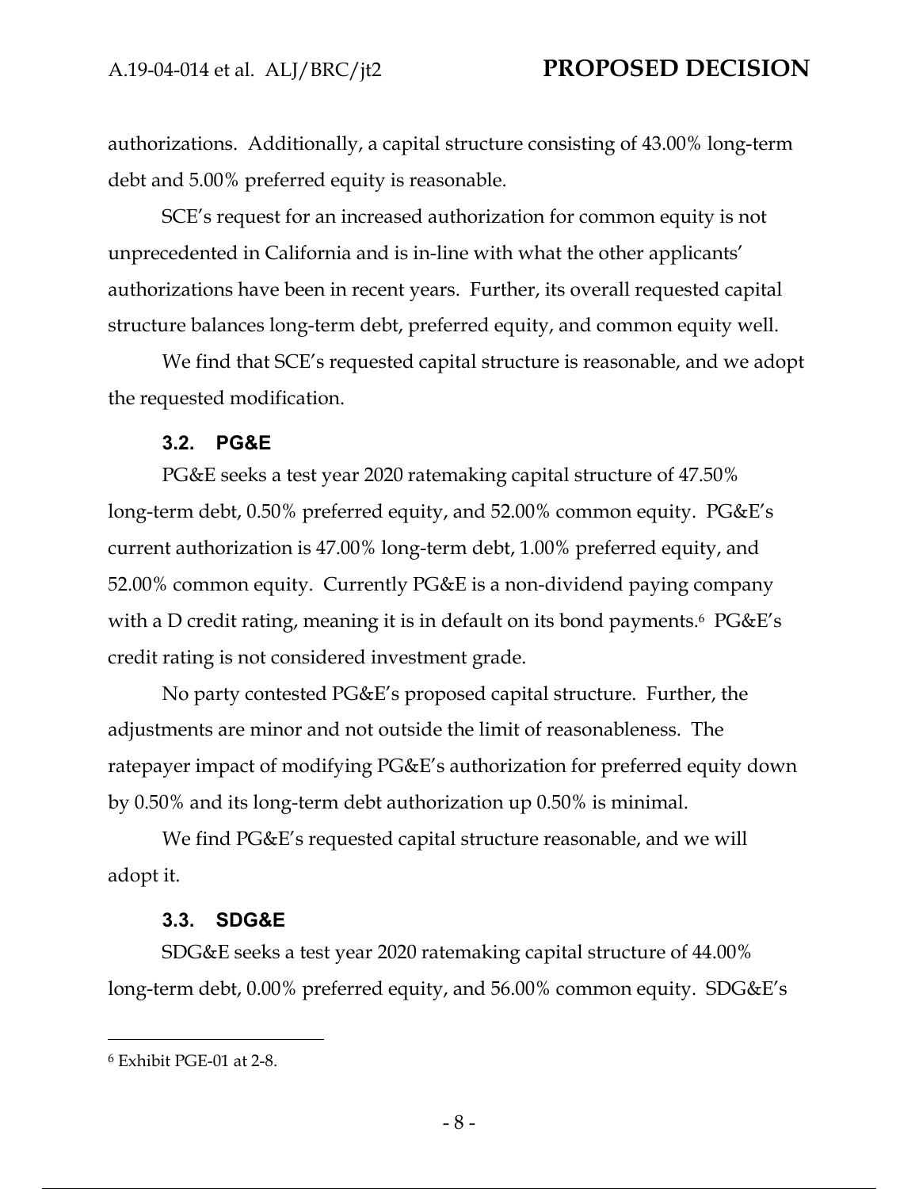authorizations. Additionally, a capital structure consisting of 43.00% long-term debt and 5.00% preferred equity is reasonable.

SCE's request for an increased authorization for common equity is not unprecedented in California and is in-line with what the other applicants' authorizations have been in recent years. Further, its overall requested capital structure balances long-term debt, preferred equity, and common equity well.

We find that SCE's requested capital structure is reasonable, and we adopt the requested modification.

### 3.2. PG&E

PG&E seeks a test year 2020 ratemaking capital structure of 47.50% long-term debt, 0.50% preferred equity, and 52.00% common equity. PG&E's current authorization is 47.00% long-term debt, 1.00% preferred equity, and 52.00% common equity. Currently PG&E is a non-dividend paying company with a D credit rating, meaning it is in default on its bond payments.[6] PG&E's credit rating is not considered investment grade.

No party contested PG&E's proposed capital structure. Further, the adjustments are minor and not outside the limit of reasonableness. The ratepayer impact of modifying PG&E's authorization for preferred equity down by 0.50% and its long-term debt authorization up 0.50% is minimal.

We find PG&E's requested capital structure reasonable, and we will adopt it.

### 3.3. SDG&E

SDG&E seeks a test year 2020 ratemaking capital structure of 44.00% long-term debt, 0.00% preferred equity, and 56.00% common equity. SDG&E's

[6] Exhibit PGE-01 at 2-8.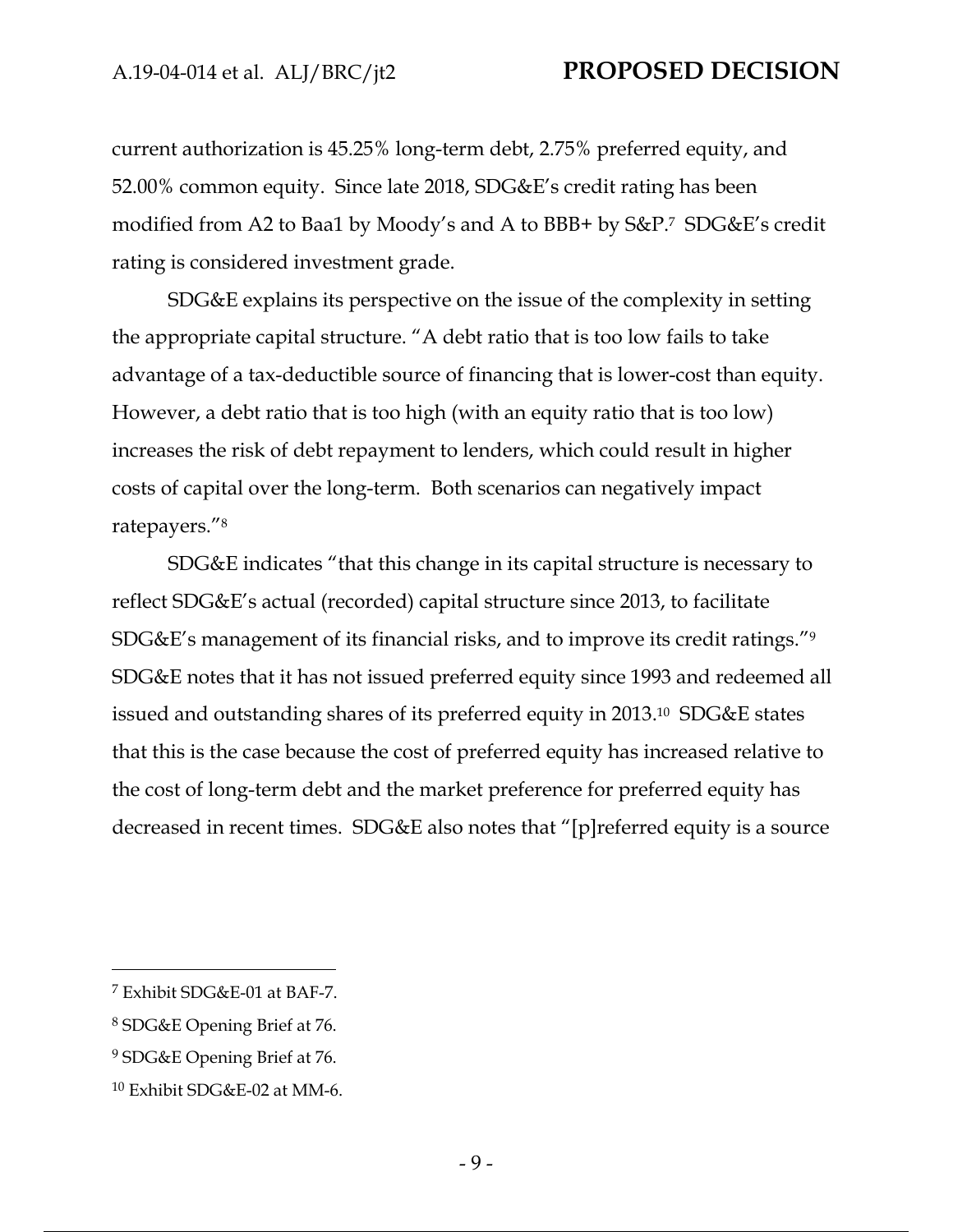current authorization is 45.25% long-term debt, 2.75% preferred equity, and 52.00% common equity. Since late 2018, SDG&E's credit rating has been modified from A2 to Baa1 by Moody's and A to BBB+ by S&P.[7] SDG&E's credit rating is considered investment grade.

SDG&E explains its perspective on the issue of the complexity in setting the appropriate capital structure. "A debt ratio that is too low fails to take advantage of a tax-deductible source of financing that is lower-cost than equity. However, a debt ratio that is too high (with an equity ratio that is too low) increases the risk of debt repayment to lenders, which could result in higher costs of capital over the long-term. Both scenarios can negatively impact ratepayers."[8]

SDG&E indicates "that this change in its capital structure is necessary to reflect SDG&E's actual (recorded) capital structure since 2013, to facilitate SDG&E's management of its financial risks, and to improve its credit ratings."[9] SDG&E notes that it has not issued preferred equity since 1993 and redeemed all issued and outstanding shares of its preferred equity in 2013.[10] SDG&E states that this is the case because the cost of preferred equity has increased relative to the cost of long-term debt and the market preference for preferred equity has decreased in recent times. SDG&E also notes that "[p]referred equity is a source

---

[7] Exhibit SDG&E-01 at BAF-7.

[8] SDG&E Opening Brief at 76.

[9] SDG&E Opening Brief at 76.

[10] Exhibit SDG&E-02 at MM-6.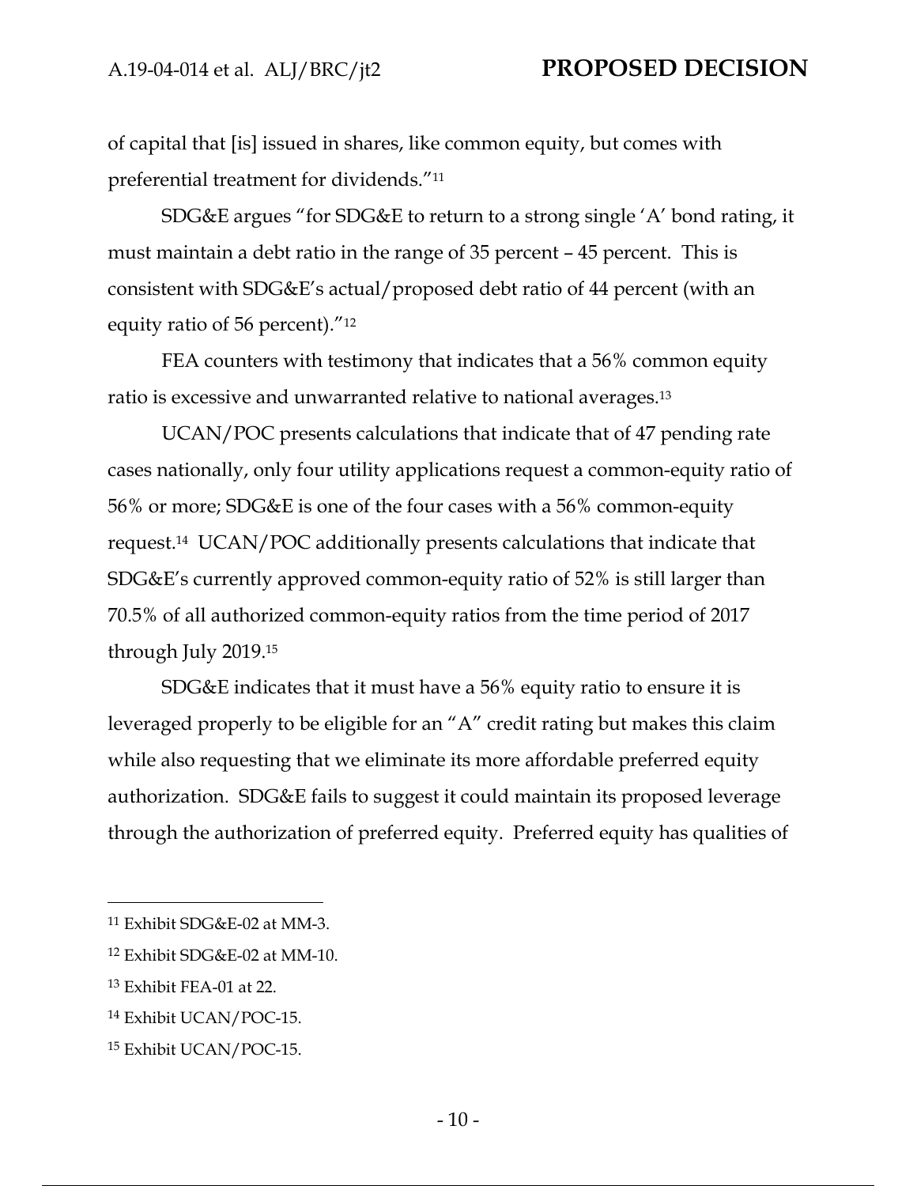of capital that [is] issued in shares, like common equity, but comes with preferential treatment for dividends."[11]

SDG&E argues "for SDG&E to return to a strong single 'A' bond rating, it must maintain a debt ratio in the range of 35 percent – 45 percent. This is consistent with SDG&E's actual/proposed debt ratio of 44 percent (with an equity ratio of 56 percent)."[12]

FEA counters with testimony that indicates that a 56% common equity ratio is excessive and unwarranted relative to national averages.[13]

UCAN/POC presents calculations that indicate that of 47 pending rate cases nationally, only four utility applications request a common-equity ratio of 56% or more; SDG&E is one of the four cases with a 56% common-equity request.[14] UCAN/POC additionally presents calculations that indicate that SDG&E's currently approved common-equity ratio of 52% is still larger than 70.5% of all authorized common-equity ratios from the time period of 2017 through July 2019.[15]

SDG&E indicates that it must have a 56% equity ratio to ensure it is leveraged properly to be eligible for an "A" credit rating but makes this claim while also requesting that we eliminate its more affordable preferred equity authorization. SDG&E fails to suggest it could maintain its proposed leverage through the authorization of preferred equity. Preferred equity has qualities of

---

[11] Exhibit SDG&E-02 at MM-3.

[12] Exhibit SDG&E-02 at MM-10.

[13] Exhibit FEA-01 at 22.

[14] Exhibit UCAN/POC-15.

[15] Exhibit UCAN/POC-15.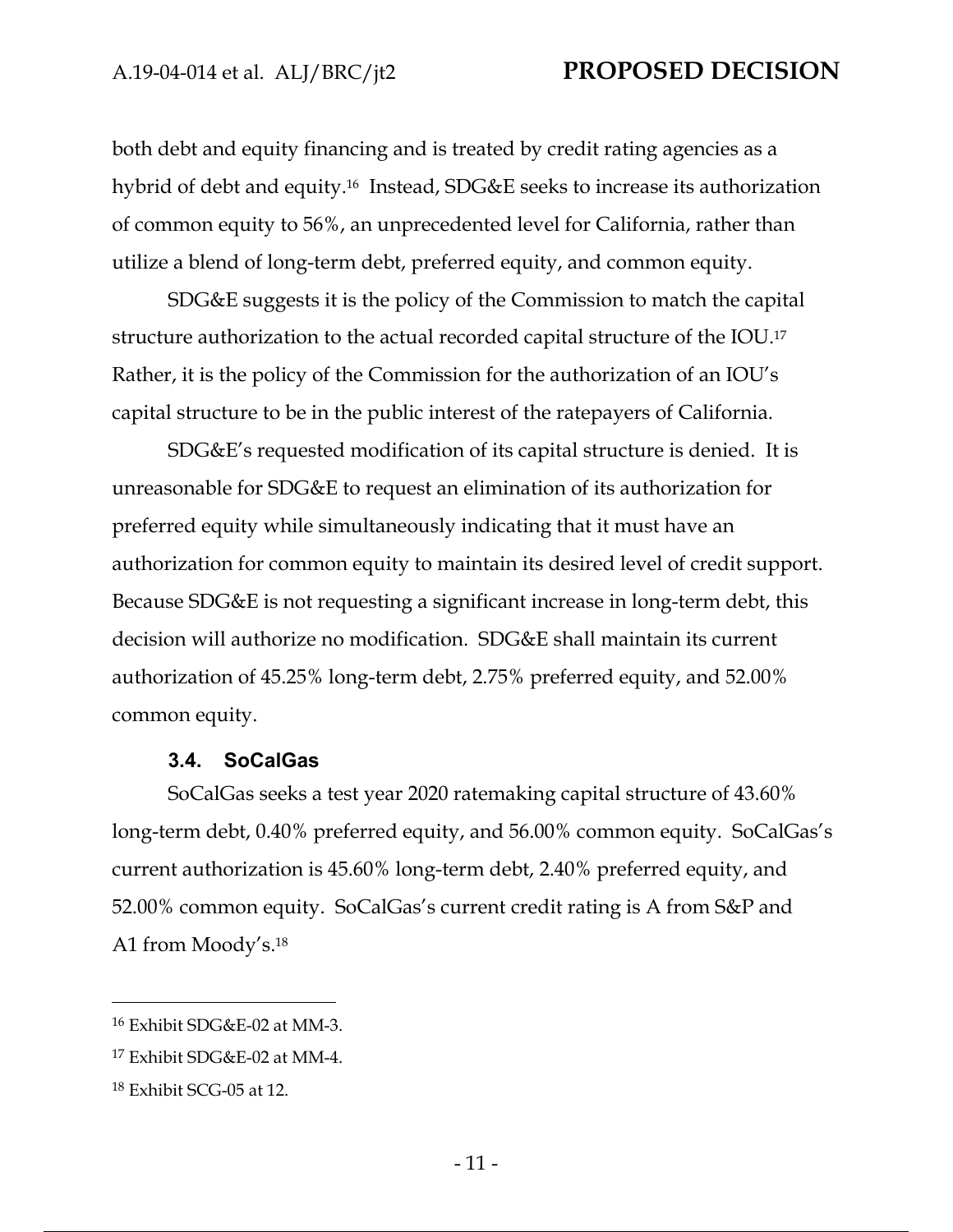both debt and equity financing and is treated by credit rating agencies as a hybrid of debt and equity.[16] Instead, SDG&E seeks to increase its authorization of common equity to 56%, an unprecedented level for California, rather than utilize a blend of long-term debt, preferred equity, and common equity.

SDG&E suggests it is the policy of the Commission to match the capital structure authorization to the actual recorded capital structure of the IOU.[17] Rather, it is the policy of the Commission for the authorization of an IOU's capital structure to be in the public interest of the ratepayers of California.

SDG&E's requested modification of its capital structure is denied. It is unreasonable for SDG&E to request an elimination of its authorization for preferred equity while simultaneously indicating that it must have an authorization for common equity to maintain its desired level of credit support. Because SDG&E is not requesting a significant increase in long-term debt, this decision will authorize no modification. SDG&E shall maintain its current authorization of 45.25% long-term debt, 2.75% preferred equity, and 52.00% common equity.

### 3.4. SoCalGas

SoCalGas seeks a test year 2020 ratemaking capital structure of 43.60% long-term debt, 0.40% preferred equity, and 56.00% common equity. SoCalGas's current authorization is 45.60% long-term debt, 2.40% preferred equity, and 52.00% common equity. SoCalGas's current credit rating is A from S&P and A1 from Moody's.[18]

---

[16] Exhibit SDG&E-02 at MM-3.

[17] Exhibit SDG&E-02 at MM-4.

[18] Exhibit SCG-05 at 12.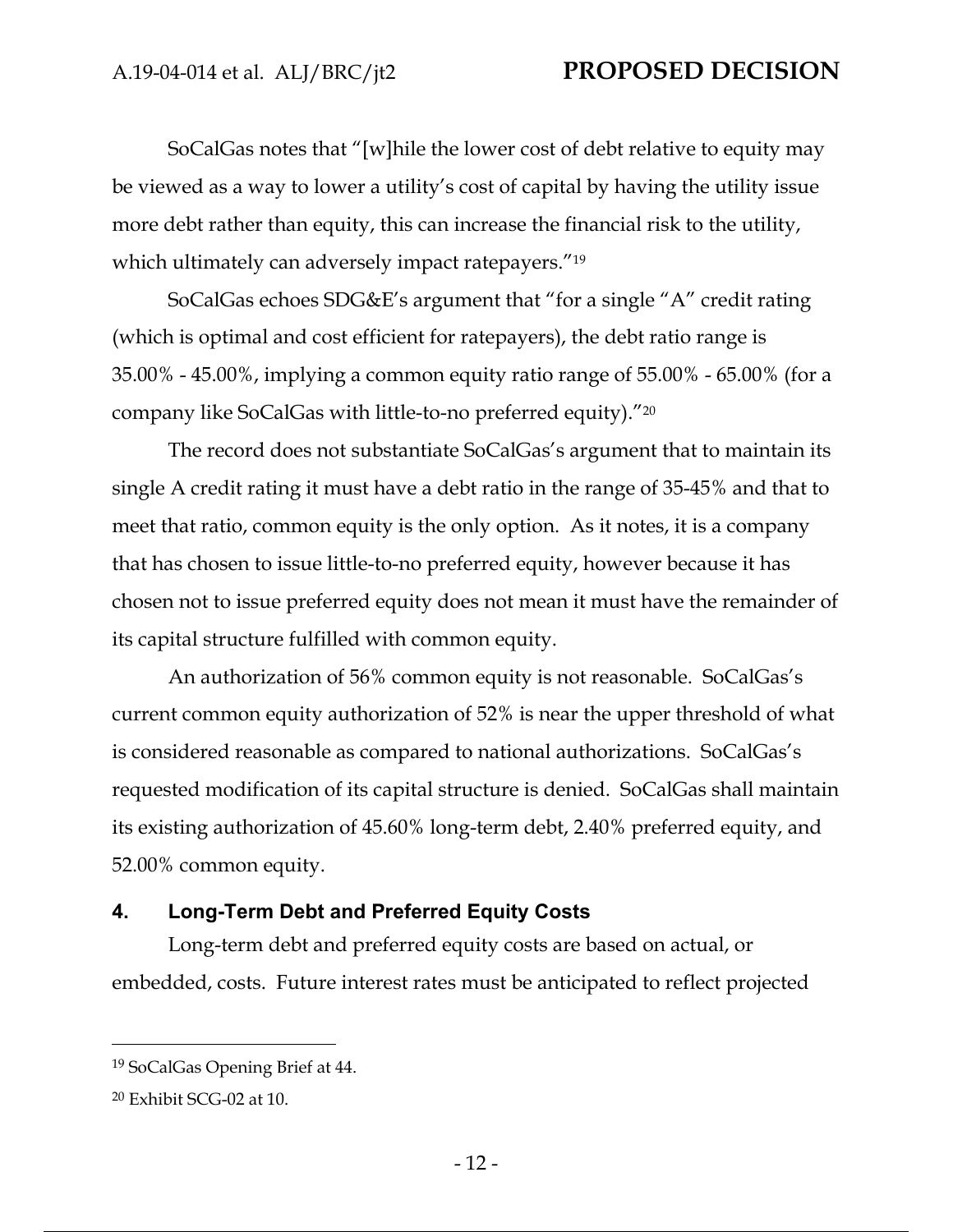SoCalGas notes that "[w]hile the lower cost of debt relative to equity may be viewed as a way to lower a utility's cost of capital by having the utility issue more debt rather than equity, this can increase the financial risk to the utility, which ultimately can adversely impact ratepayers."[19]

SoCalGas echoes SDG&E's argument that "for a single "A" credit rating (which is optimal and cost efficient for ratepayers), the debt ratio range is 35.00% - 45.00%, implying a common equity ratio range of 55.00% - 65.00% (for a company like SoCalGas with little-to-no preferred equity)."[20]

The record does not substantiate SoCalGas's argument that to maintain its single A credit rating it must have a debt ratio in the range of 35-45% and that to meet that ratio, common equity is the only option. As it notes, it is a company that has chosen to issue little-to-no preferred equity, however because it has chosen not to issue preferred equity does not mean it must have the remainder of its capital structure fulfilled with common equity.

An authorization of 56% common equity is not reasonable. SoCalGas's current common equity authorization of 52% is near the upper threshold of what is considered reasonable as compared to national authorizations. SoCalGas's requested modification of its capital structure is denied. SoCalGas shall maintain its existing authorization of 45.60% long-term debt, 2.40% preferred equity, and 52.00% common equity.

## 4. Long-Term Debt and Preferred Equity Costs

Long-term debt and preferred equity costs are based on actual, or embedded, costs. Future interest rates must be anticipated to reflect projected

---

[19] SoCalGas Opening Brief at 44.

[20] Exhibit SCG-02 at 10.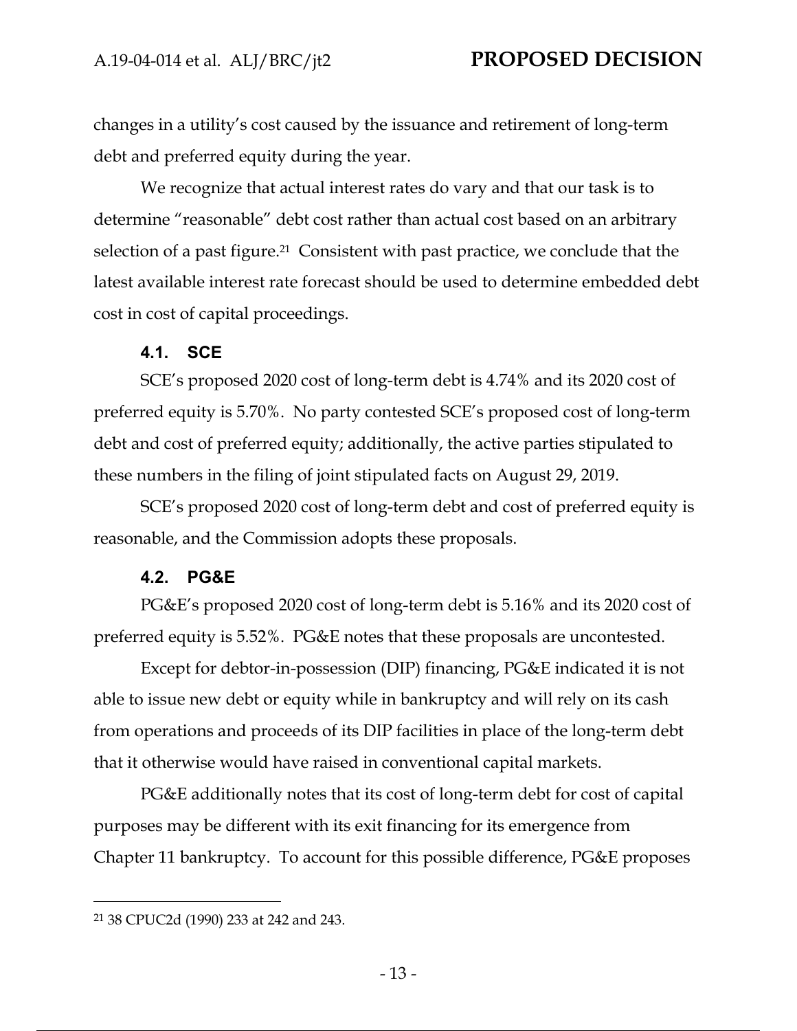changes in a utility's cost caused by the issuance and retirement of long-term debt and preferred equity during the year.

We recognize that actual interest rates do vary and that our task is to determine "reasonable" debt cost rather than actual cost based on an arbitrary selection of a past figure.[21] Consistent with past practice, we conclude that the latest available interest rate forecast should be used to determine embedded debt cost in cost of capital proceedings.

### 4.1. SCE

SCE's proposed 2020 cost of long-term debt is 4.74% and its 2020 cost of preferred equity is 5.70%. No party contested SCE's proposed cost of long-term debt and cost of preferred equity; additionally, the active parties stipulated to these numbers in the filing of joint stipulated facts on August 29, 2019.

SCE's proposed 2020 cost of long-term debt and cost of preferred equity is reasonable, and the Commission adopts these proposals.

### 4.2. PG&E

PG&E's proposed 2020 cost of long-term debt is 5.16% and its 2020 cost of preferred equity is 5.52%. PG&E notes that these proposals are uncontested.

Except for debtor-in-possession (DIP) financing, PG&E indicated it is not able to issue new debt or equity while in bankruptcy and will rely on its cash from operations and proceeds of its DIP facilities in place of the long-term debt that it otherwise would have raised in conventional capital markets.

PG&E additionally notes that its cost of long-term debt for cost of capital purposes may be different with its exit financing for its emergence from Chapter 11 bankruptcy. To account for this possible difference, PG&E proposes

---

[21] 38 CPUC2d (1990) 233 at 242 and 243.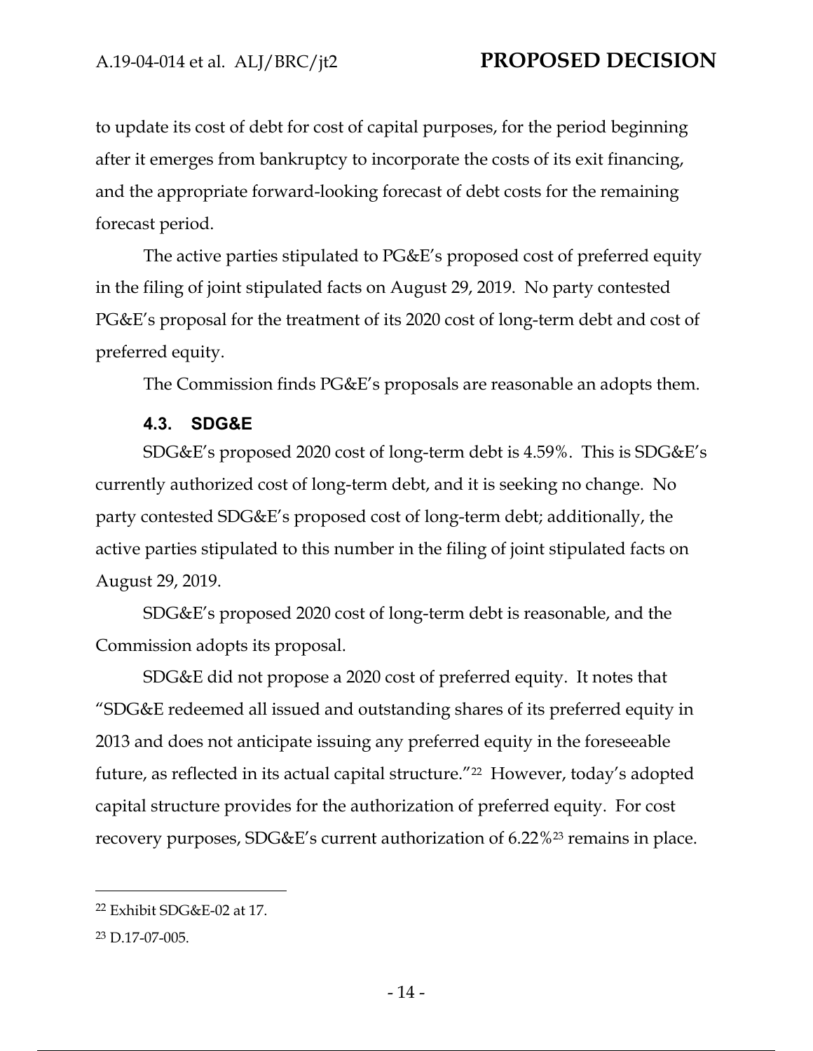to update its cost of debt for cost of capital purposes, for the period beginning after it emerges from bankruptcy to incorporate the costs of its exit financing, and the appropriate forward-looking forecast of debt costs for the remaining forecast period.

The active parties stipulated to PG&E's proposed cost of preferred equity in the filing of joint stipulated facts on August 29, 2019. No party contested PG&E's proposal for the treatment of its 2020 cost of long-term debt and cost of preferred equity.

The Commission finds PG&E's proposals are reasonable an adopts them.

### 4.3. SDG&E

SDG&E's proposed 2020 cost of long-term debt is 4.59%. This is SDG&E's currently authorized cost of long-term debt, and it is seeking no change. No party contested SDG&E's proposed cost of long-term debt; additionally, the active parties stipulated to this number in the filing of joint stipulated facts on August 29, 2019.

SDG&E's proposed 2020 cost of long-term debt is reasonable, and the Commission adopts its proposal.

SDG&E did not propose a 2020 cost of preferred equity. It notes that "SDG&E redeemed all issued and outstanding shares of its preferred equity in 2013 and does not anticipate issuing any preferred equity in the foreseeable future, as reflected in its actual capital structure."[22] However, today's adopted capital structure provides for the authorization of preferred equity. For cost recovery purposes, SDG&E's current authorization of 6.22%[23] remains in place.

---

[22] Exhibit SDG&E-02 at 17.

[23] D.17-07-005.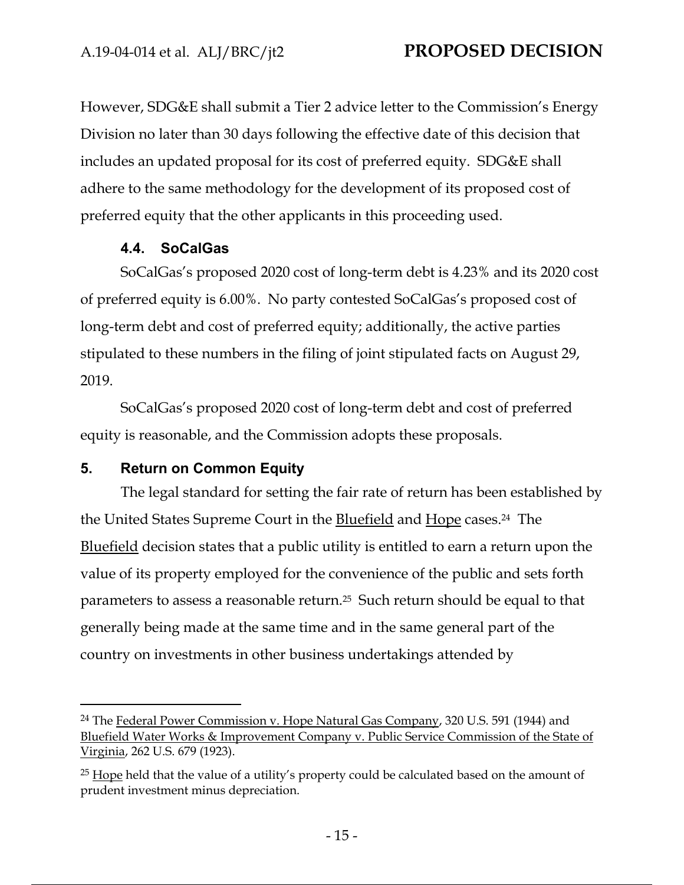However, SDG&E shall submit a Tier 2 advice letter to the Commission's Energy Division no later than 30 days following the effective date of this decision that includes an updated proposal for its cost of preferred equity. SDG&E shall adhere to the same methodology for the development of its proposed cost of preferred equity that the other applicants in this proceeding used.

### 4.4. SoCalGas

SoCalGas's proposed 2020 cost of long-term debt is 4.23% and its 2020 cost of preferred equity is 6.00%. No party contested SoCalGas's proposed cost of long-term debt and cost of preferred equity; additionally, the active parties stipulated to these numbers in the filing of joint stipulated facts on August 29, 2019.

SoCalGas's proposed 2020 cost of long-term debt and cost of preferred equity is reasonable, and the Commission adopts these proposals.

## 5. Return on Common Equity

The legal standard for setting the fair rate of return has been established by the United States Supreme Court in the Bluefield and Hope cases.[24] The Bluefield decision states that a public utility is entitled to earn a return upon the value of its property employed for the convenience of the public and sets forth parameters to assess a reasonable return.[25] Such return should be equal to that generally being made at the same time and in the same general part of the country on investments in other business undertakings attended by

---

[24] The Federal Power Commission v. Hope Natural Gas Company, 320 U.S. 591 (1944) and Bluefield Water Works & Improvement Company v. Public Service Commission of the State of Virginia, 262 U.S. 679 (1923).

[25] Hope held that the value of a utility's property could be calculated based on the amount of prudent investment minus depreciation.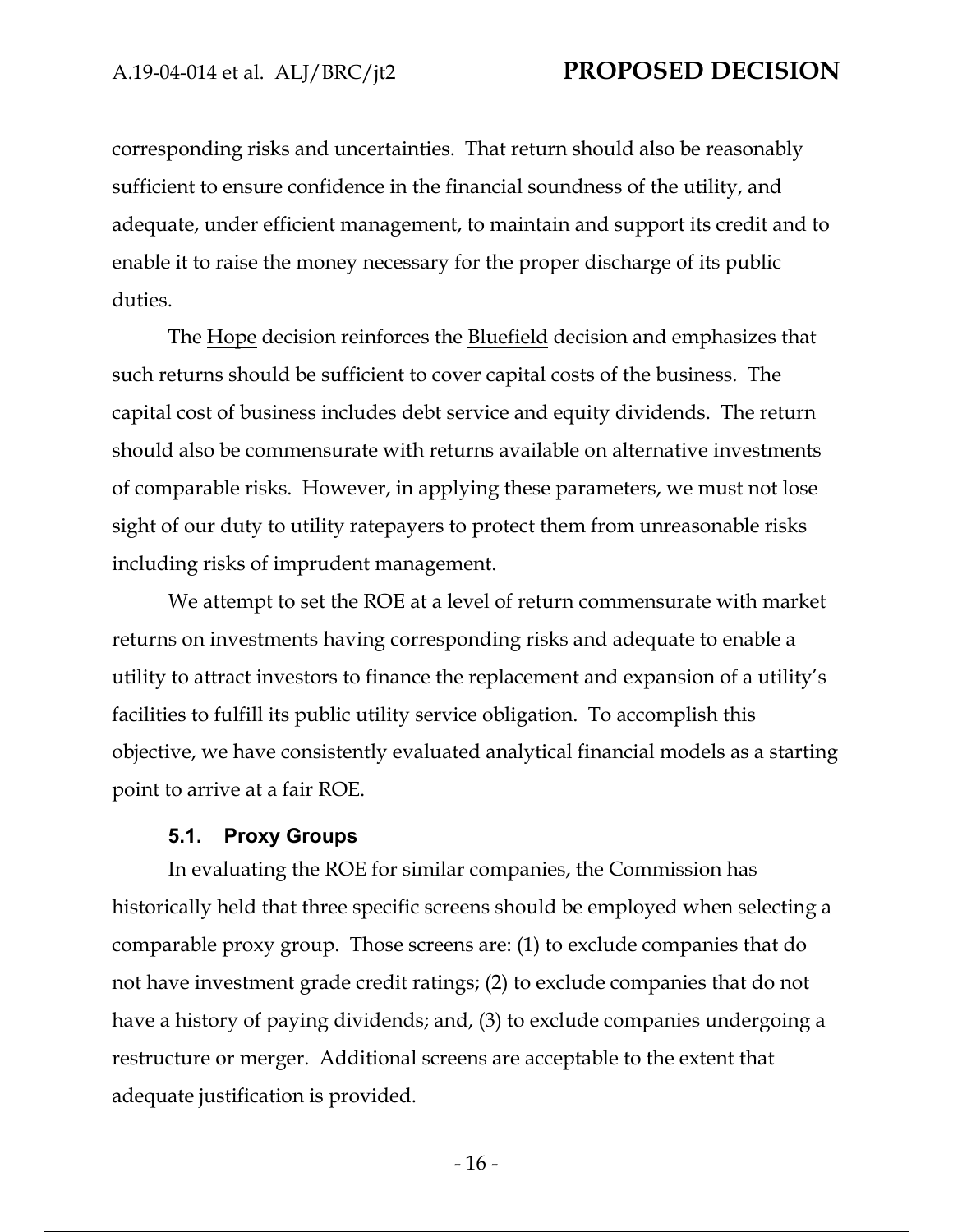corresponding risks and uncertainties. That return should also be reasonably sufficient to ensure confidence in the financial soundness of the utility, and adequate, under efficient management, to maintain and support its credit and to enable it to raise the money necessary for the proper discharge of its public duties.

The Hope decision reinforces the Bluefield decision and emphasizes that such returns should be sufficient to cover capital costs of the business. The capital cost of business includes debt service and equity dividends. The return should also be commensurate with returns available on alternative investments of comparable risks. However, in applying these parameters, we must not lose sight of our duty to utility ratepayers to protect them from unreasonable risks including risks of imprudent management.

We attempt to set the ROE at a level of return commensurate with market returns on investments having corresponding risks and adequate to enable a utility to attract investors to finance the replacement and expansion of a utility's facilities to fulfill its public utility service obligation. To accomplish this objective, we have consistently evaluated analytical financial models as a starting point to arrive at a fair ROE.

### 5.1. Proxy Groups

In evaluating the ROE for similar companies, the Commission has historically held that three specific screens should be employed when selecting a comparable proxy group. Those screens are: (1) to exclude companies that do not have investment grade credit ratings; (2) to exclude companies that do not have a history of paying dividends; and, (3) to exclude companies undergoing a restructure or merger. Additional screens are acceptable to the extent that adequate justification is provided.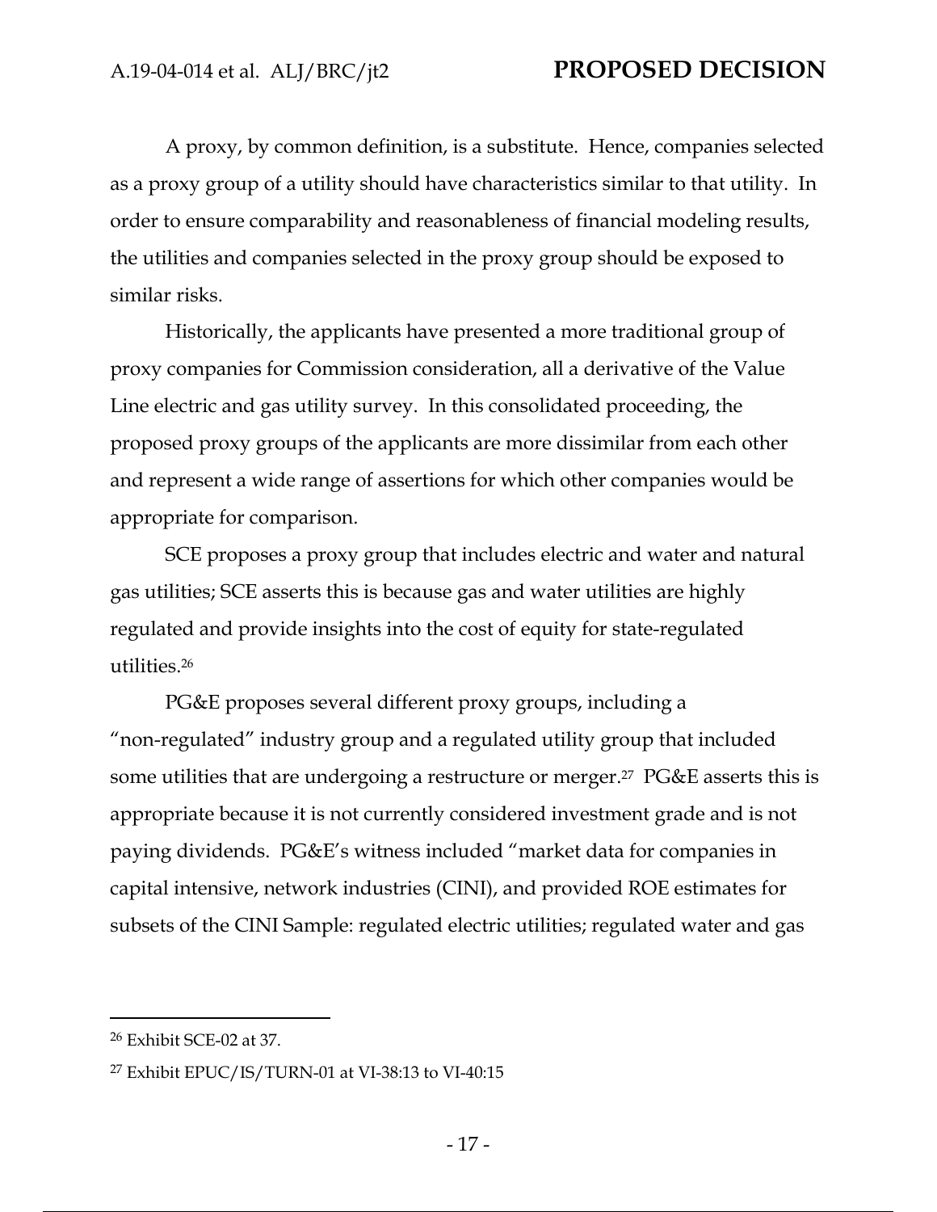A proxy, by common definition, is a substitute. Hence, companies selected as a proxy group of a utility should have characteristics similar to that utility. In order to ensure comparability and reasonableness of financial modeling results, the utilities and companies selected in the proxy group should be exposed to similar risks.

Historically, the applicants have presented a more traditional group of proxy companies for Commission consideration, all a derivative of the Value Line electric and gas utility survey. In this consolidated proceeding, the proposed proxy groups of the applicants are more dissimilar from each other and represent a wide range of assertions for which other companies would be appropriate for comparison.

SCE proposes a proxy group that includes electric and water and natural gas utilities; SCE asserts this is because gas and water utilities are highly regulated and provide insights into the cost of equity for state-regulated utilities.[26]

PG&E proposes several different proxy groups, including a "non-regulated" industry group and a regulated utility group that included some utilities that are undergoing a restructure or merger.[27] PG&E asserts this is appropriate because it is not currently considered investment grade and is not paying dividends. PG&E's witness included "market data for companies in capital intensive, network industries (CINI), and provided ROE estimates for subsets of the CINI Sample: regulated electric utilities; regulated water and gas

---

[26] Exhibit SCE-02 at 37.

[27] Exhibit EPUC/IS/TURN-01 at VI-38:13 to VI-40:15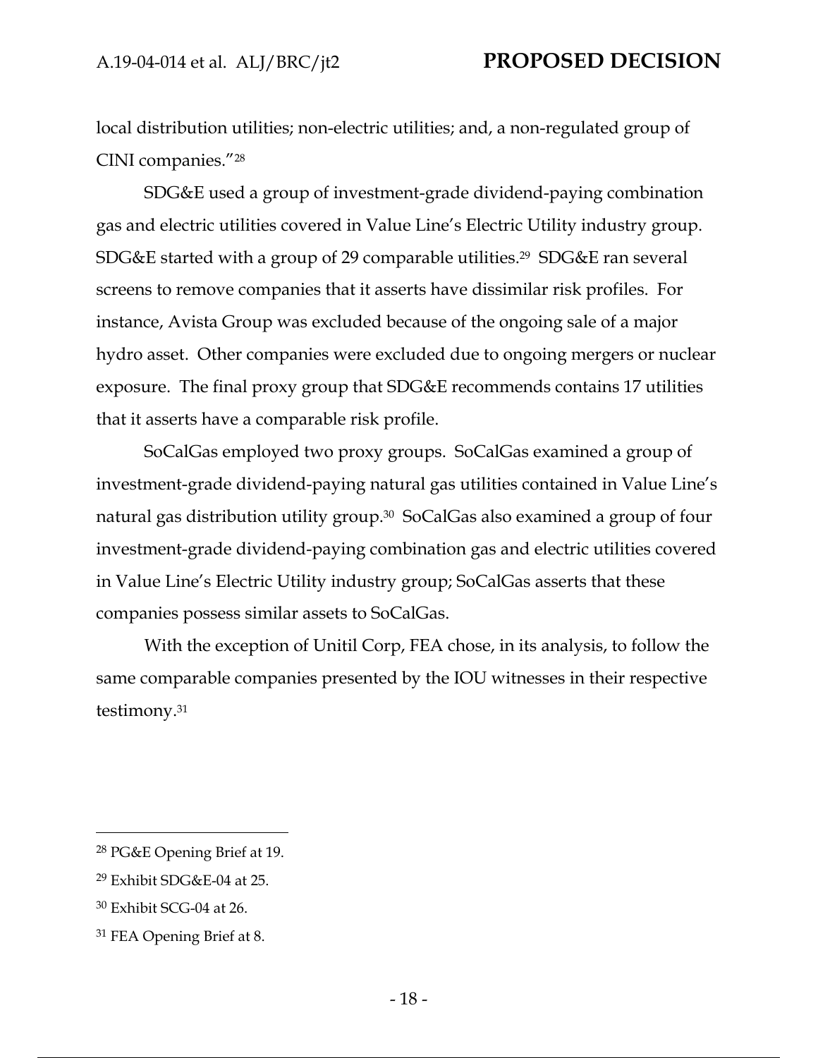local distribution utilities; non-electric utilities; and, a non-regulated group of CINI companies."[28]

SDG&E used a group of investment-grade dividend-paying combination gas and electric utilities covered in Value Line's Electric Utility industry group. SDG&E started with a group of 29 comparable utilities.[29] SDG&E ran several screens to remove companies that it asserts have dissimilar risk profiles. For instance, Avista Group was excluded because of the ongoing sale of a major hydro asset. Other companies were excluded due to ongoing mergers or nuclear exposure. The final proxy group that SDG&E recommends contains 17 utilities that it asserts have a comparable risk profile.

SoCalGas employed two proxy groups. SoCalGas examined a group of investment-grade dividend-paying natural gas utilities contained in Value Line's natural gas distribution utility group.[30] SoCalGas also examined a group of four investment-grade dividend-paying combination gas and electric utilities covered in Value Line's Electric Utility industry group; SoCalGas asserts that these companies possess similar assets to SoCalGas.

With the exception of Unitil Corp, FEA chose, in its analysis, to follow the same comparable companies presented by the IOU witnesses in their respective testimony.[31]

---

[28] PG&E Opening Brief at 19.

[29] Exhibit SDG&E-04 at 25.

[30] Exhibit SCG-04 at 26.

[31] FEA Opening Brief at 8.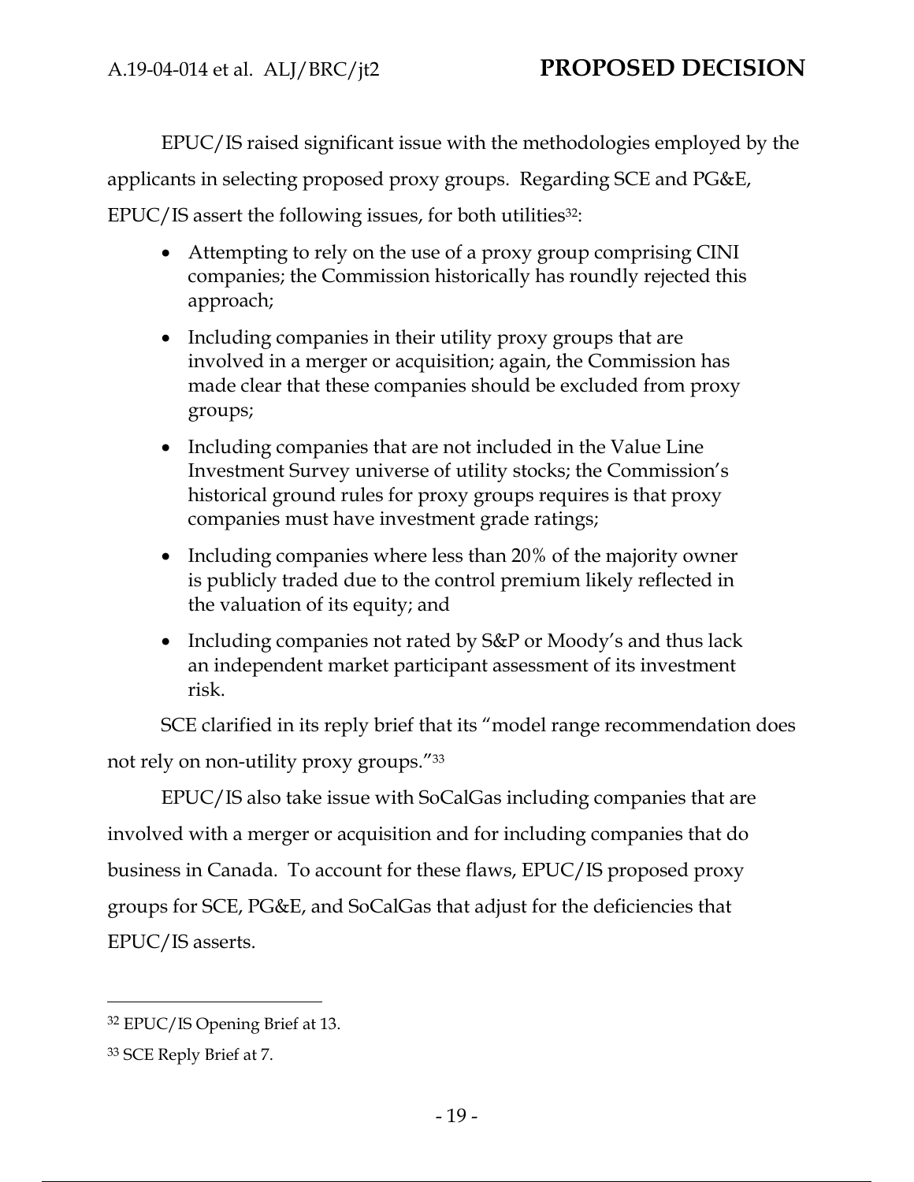EPUC/IS raised significant issue with the methodologies employed by the applicants in selecting proposed proxy groups. Regarding SCE and PG&E, EPUC/IS assert the following issues, for both utilities[32]:

- Attempting to rely on the use of a proxy group comprising CINI companies; the Commission historically has roundly rejected this approach;
- Including companies in their utility proxy groups that are involved in a merger or acquisition; again, the Commission has made clear that these companies should be excluded from proxy groups;
- Including companies that are not included in the Value Line Investment Survey universe of utility stocks; the Commission's historical ground rules for proxy groups requires is that proxy companies must have investment grade ratings;
- Including companies where less than 20% of the majority owner is publicly traded due to the control premium likely reflected in the valuation of its equity; and
- Including companies not rated by S&P or Moody's and thus lack an independent market participant assessment of its investment risk.

SCE clarified in its reply brief that its "model range recommendation does not rely on non-utility proxy groups."[33]

EPUC/IS also take issue with SoCalGas including companies that are involved with a merger or acquisition and for including companies that do business in Canada. To account for these flaws, EPUC/IS proposed proxy groups for SCE, PG&E, and SoCalGas that adjust for the deficiencies that EPUC/IS asserts.

---

[32] EPUC/IS Opening Brief at 13.

[33] SCE Reply Brief at 7.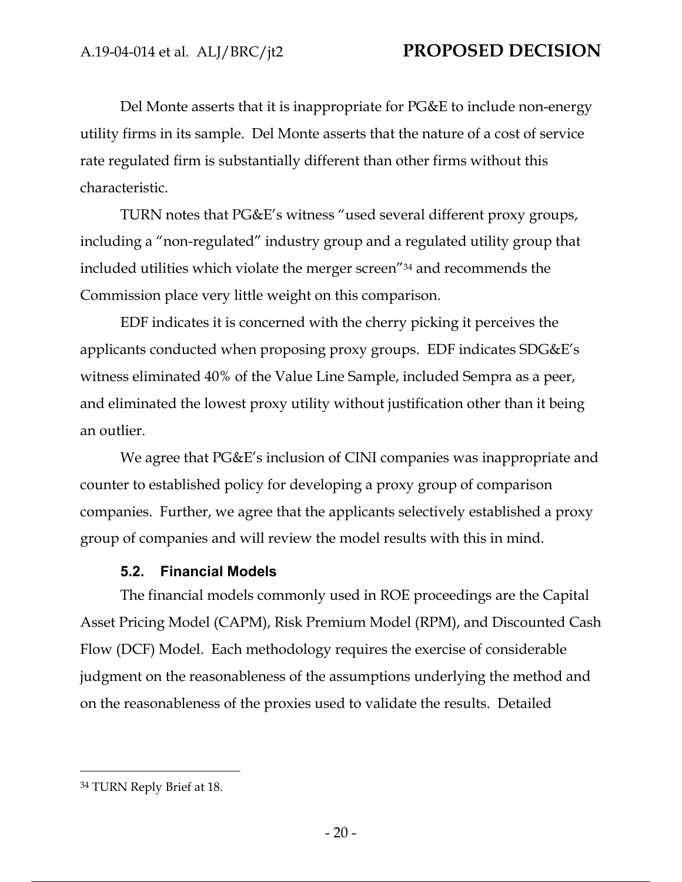Del Monte asserts that it is inappropriate for PG&E to include non-energy utility firms in its sample. Del Monte asserts that the nature of a cost of service rate regulated firm is substantially different than other firms without this characteristic.

TURN notes that PG&E's witness "used several different proxy groups, including a "non-regulated" industry group and a regulated utility group that included utilities which violate the merger screen"[34] and recommends the Commission place very little weight on this comparison.

EDF indicates it is concerned with the cherry picking it perceives the applicants conducted when proposing proxy groups. EDF indicates SDG&E's witness eliminated 40% of the Value Line Sample, included Sempra as a peer, and eliminated the lowest proxy utility without justification other than it being an outlier.

We agree that PG&E's inclusion of CINI companies was inappropriate and counter to established policy for developing a proxy group of comparison companies. Further, we agree that the applicants selectively established a proxy group of companies and will review the model results with this in mind.

### 5.2. Financial Models

The financial models commonly used in ROE proceedings are the Capital Asset Pricing Model (CAPM), Risk Premium Model (RPM), and Discounted Cash Flow (DCF) Model. Each methodology requires the exercise of considerable judgment on the reasonableness of the assumptions underlying the method and on the reasonableness of the proxies used to validate the results. Detailed

---

[34] TURN Reply Brief at 18.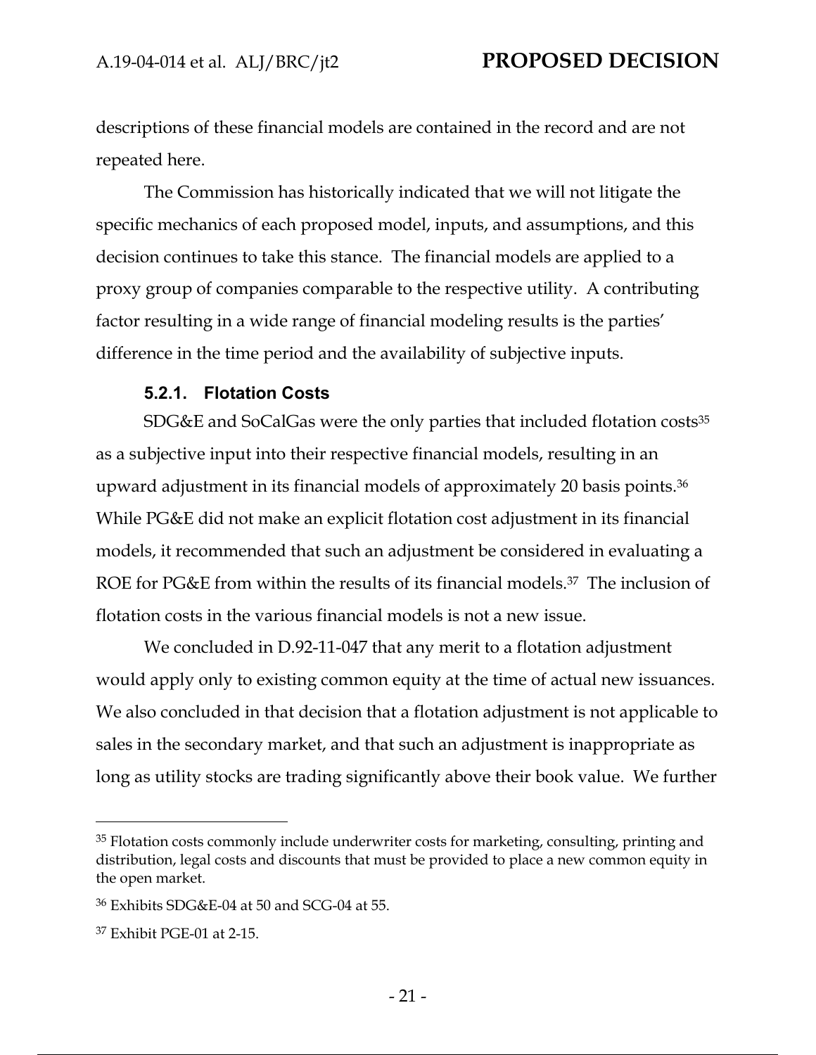descriptions of these financial models are contained in the record and are not repeated here.

The Commission has historically indicated that we will not litigate the specific mechanics of each proposed model, inputs, and assumptions, and this decision continues to take this stance. The financial models are applied to a proxy group of companies comparable to the respective utility. A contributing factor resulting in a wide range of financial modeling results is the parties' difference in the time period and the availability of subjective inputs.

### 5.2.1. Flotation Costs

SDG&E and SoCalGas were the only parties that included flotation costs[35] as a subjective input into their respective financial models, resulting in an upward adjustment in its financial models of approximately 20 basis points.[36] While PG&E did not make an explicit flotation cost adjustment in its financial models, it recommended that such an adjustment be considered in evaluating a ROE for PG&E from within the results of its financial models.[37] The inclusion of flotation costs in the various financial models is not a new issue.

We concluded in D.92-11-047 that any merit to a flotation adjustment would apply only to existing common equity at the time of actual new issuances. We also concluded in that decision that a flotation adjustment is not applicable to sales in the secondary market, and that such an adjustment is inappropriate as long as utility stocks are trading significantly above their book value. We further

---

[35] Flotation costs commonly include underwriter costs for marketing, consulting, printing and distribution, legal costs and discounts that must be provided to place a new common equity in the open market.

[36] Exhibits SDG&E-04 at 50 and SCG-04 at 55.

[37] Exhibit PGE-01 at 2-15.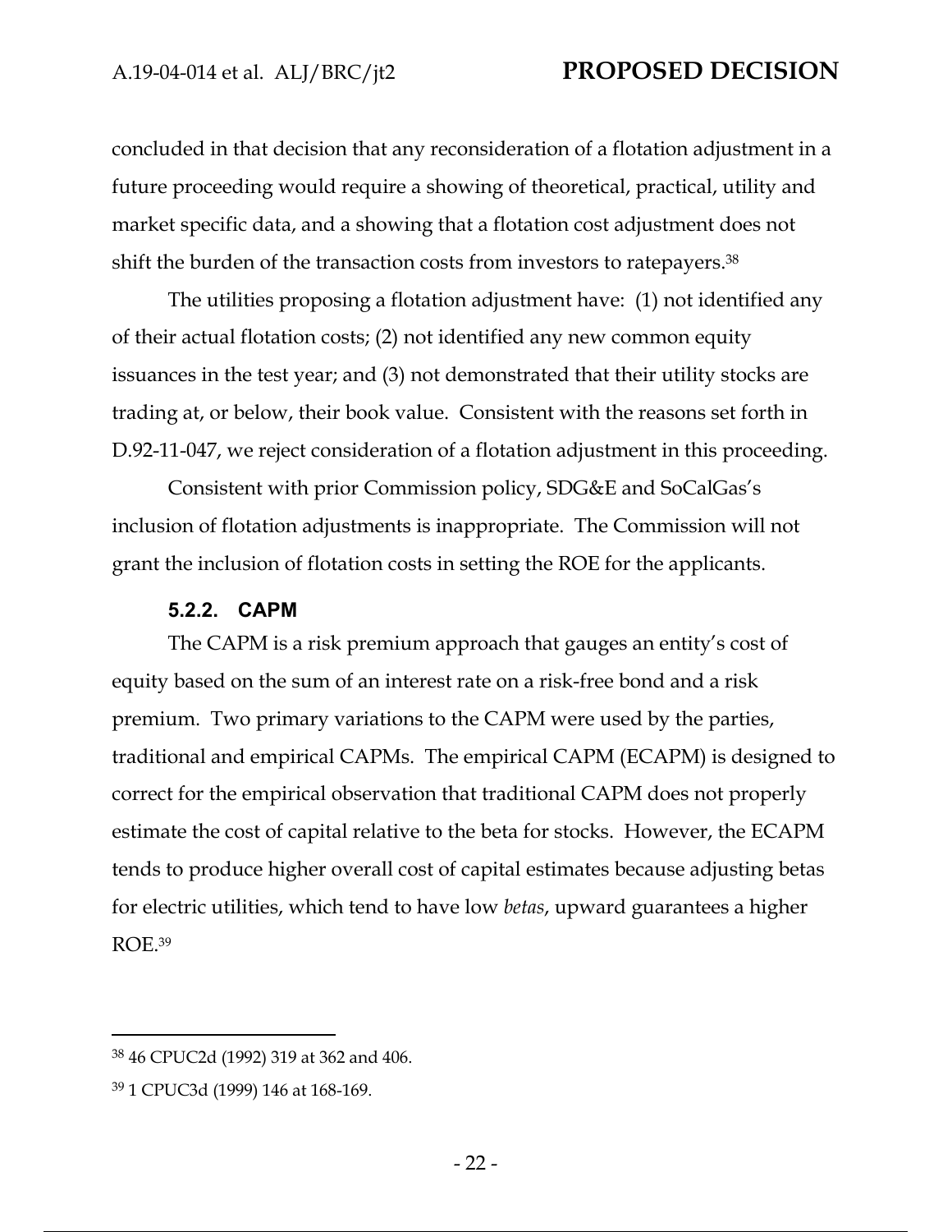concluded in that decision that any reconsideration of a flotation adjustment in a future proceeding would require a showing of theoretical, practical, utility and market specific data, and a showing that a flotation cost adjustment does not shift the burden of the transaction costs from investors to ratepayers.[38]

The utilities proposing a flotation adjustment have: (1) not identified any of their actual flotation costs; (2) not identified any new common equity issuances in the test year; and (3) not demonstrated that their utility stocks are trading at, or below, their book value. Consistent with the reasons set forth in D.92-11-047, we reject consideration of a flotation adjustment in this proceeding.

Consistent with prior Commission policy, SDG&E and SoCalGas's inclusion of flotation adjustments is inappropriate. The Commission will not grant the inclusion of flotation costs in setting the ROE for the applicants.

#### 5.2.2. CAPM

The CAPM is a risk premium approach that gauges an entity's cost of equity based on the sum of an interest rate on a risk-free bond and a risk premium. Two primary variations to the CAPM were used by the parties, traditional and empirical CAPMs. The empirical CAPM (ECAPM) is designed to correct for the empirical observation that traditional CAPM does not properly estimate the cost of capital relative to the beta for stocks. However, the ECAPM tends to produce higher overall cost of capital estimates because adjusting betas for electric utilities, which tend to have low *betas*, upward guarantees a higher ROE.[39]

---

[38] 46 CPUC2d (1992) 319 at 362 and 406.

[39] 1 CPUC3d (1999) 146 at 168-169.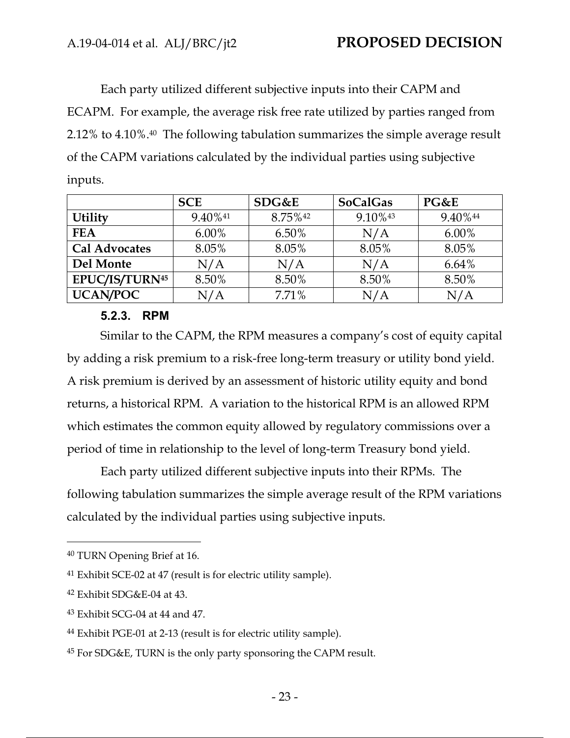Each party utilized different subjective inputs into their CAPM and ECAPM. For example, the average risk free rate utilized by parties ranged from 2.12% to 4.10%.[40] The following tabulation summarizes the simple average result of the CAPM variations calculated by the individual parties using subjective inputs.

| | SCE | SDG&E | SoCalGas | PG&E |
|---|---|---|---|---|
| **Utility** | 9.40%[41] | 8.75%[42] | 9.10%[43] | 9.40%[44] |
| **FEA** | 6.00% | 6.50% | N/A | 6.00% |
| **Cal Advocates** | 8.05% | 8.05% | 8.05% | 8.05% |
| **Del Monte** | N/A | N/A | N/A | 6.64% |
| **EPUC/IS/TURN[45]** | 8.50% | 8.50% | 8.50% | 8.50% |
| **UCAN/POC** | N/A | 7.71% | N/A | N/A |

#### 5.2.3. RPM

Similar to the CAPM, the RPM measures a company's cost of equity capital by adding a risk premium to a risk-free long-term treasury or utility bond yield. A risk premium is derived by an assessment of historic utility equity and bond returns, a historical RPM. A variation to the historical RPM is an allowed RPM which estimates the common equity allowed by regulatory commissions over a period of time in relationship to the level of long-term Treasury bond yield.

Each party utilized different subjective inputs into their RPMs. The following tabulation summarizes the simple average result of the RPM variations calculated by the individual parties using subjective inputs.

---

[40] TURN Opening Brief at 16.

[41] Exhibit SCE-02 at 47 (result is for electric utility sample).

[42] Exhibit SDG&E-04 at 43.

[43] Exhibit SCG-04 at 44 and 47.

[44] Exhibit PGE-01 at 2-13 (result is for electric utility sample).

[45] For SDG&E, TURN is the only party sponsoring the CAPM result.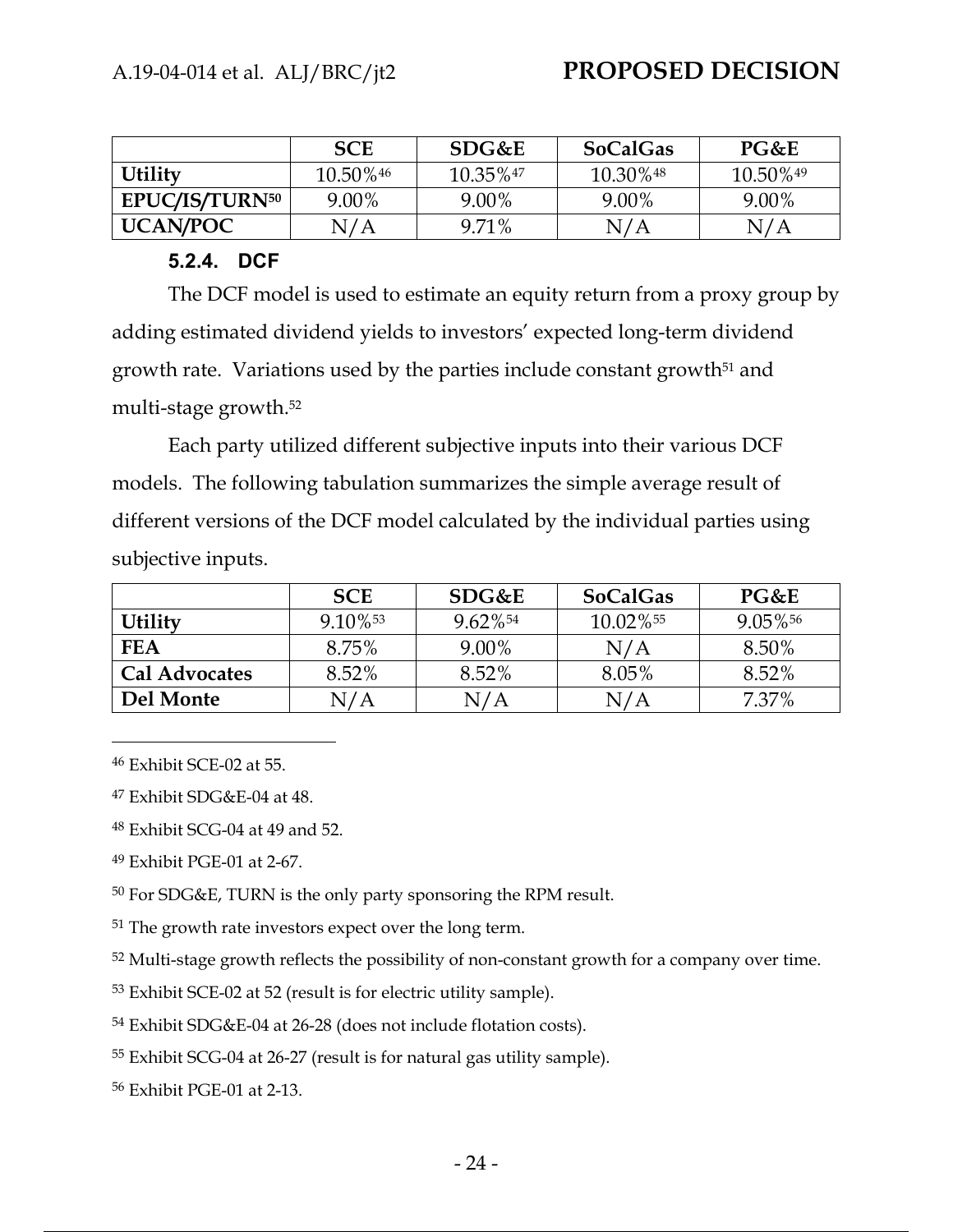| | SCE | SDG&E | SoCalGas | PG&E |
|---|---|---|---|---|
| **Utility** | 10.50%[46] | 10.35%[47] | 10.30%[48] | 10.50%[49] |
| **EPUC/IS/TURN[50]** | 9.00% | 9.00% | 9.00% | 9.00% |
| **UCAN/POC** | N/A | 9.71% | N/A | N/A |

#### 5.2.4. DCF

The DCF model is used to estimate an equity return from a proxy group by adding estimated dividend yields to investors' expected long-term dividend growth rate. Variations used by the parties include constant growth[51] and multi-stage growth.[52]

Each party utilized different subjective inputs into their various DCF models. The following tabulation summarizes the simple average result of different versions of the DCF model calculated by the individual parties using subjective inputs.

| | SCE | SDG&E | SoCalGas | PG&E |
|---|---|---|---|---|
| **Utility** | 9.10%[53] | 9.62%[54] | 10.02%[55] | 9.05%[56] |
| **FEA** | 8.75% | 9.00% | N/A | 8.50% |
| **Cal Advocates** | 8.52% | 8.52% | 8.05% | 8.52% |
| **Del Monte** | N/A | N/A | N/A | 7.37% |

---

[46] Exhibit SCE-02 at 55.

[47] Exhibit SDG&E-04 at 48.

[48] Exhibit SCG-04 at 49 and 52.

[49] Exhibit PGE-01 at 2-67.

[50] For SDG&E, TURN is the only party sponsoring the RPM result.

[51] The growth rate investors expect over the long term.

[52] Multi-stage growth reflects the possibility of non-constant growth for a company over time.

[53] Exhibit SCE-02 at 52 (result is for electric utility sample).

[54] Exhibit SDG&E-04 at 26-28 (does not include flotation costs).

[55] Exhibit SCG-04 at 26-27 (result is for natural gas utility sample).

[56] Exhibit PGE-01 at 2-13.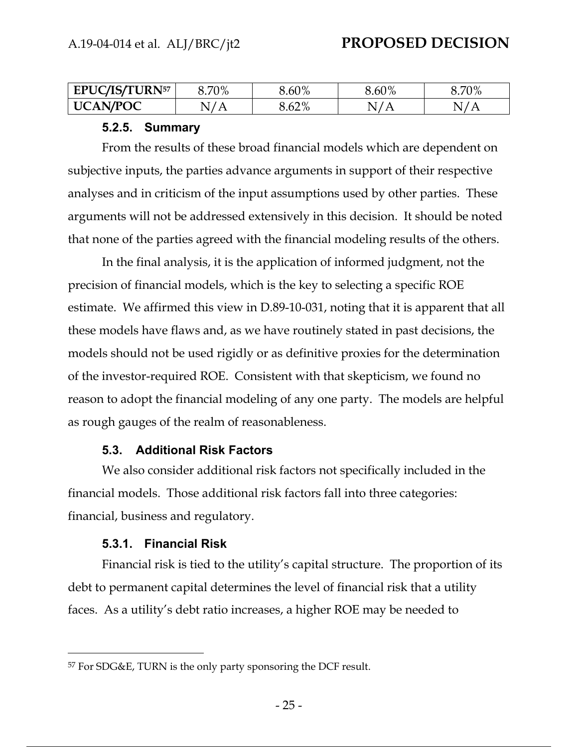| EPUC/IS/TURN[57] | 8.70% | 8.60% | 8.60% | 8.70% |
|---|---|---|---|---|
| UCAN/POC | N/A | 8.62% | N/A | N/A |

#### 5.2.5. Summary

From the results of these broad financial models which are dependent on subjective inputs, the parties advance arguments in support of their respective analyses and in criticism of the input assumptions used by other parties. These arguments will not be addressed extensively in this decision. It should be noted that none of the parties agreed with the financial modeling results of the others.

In the final analysis, it is the application of informed judgment, not the precision of financial models, which is the key to selecting a specific ROE estimate. We affirmed this view in D.89-10-031, noting that it is apparent that all these models have flaws and, as we have routinely stated in past decisions, the models should not be used rigidly or as definitive proxies for the determination of the investor-required ROE. Consistent with that skepticism, we found no reason to adopt the financial modeling of any one party. The models are helpful as rough gauges of the realm of reasonableness.

### 5.3. Additional Risk Factors

We also consider additional risk factors not specifically included in the financial models. Those additional risk factors fall into three categories: financial, business and regulatory.

#### 5.3.1. Financial Risk

Financial risk is tied to the utility's capital structure. The proportion of its debt to permanent capital determines the level of financial risk that a utility faces. As a utility's debt ratio increases, a higher ROE may be needed to

---

[57] For SDG&E, TURN is the only party sponsoring the DCF result.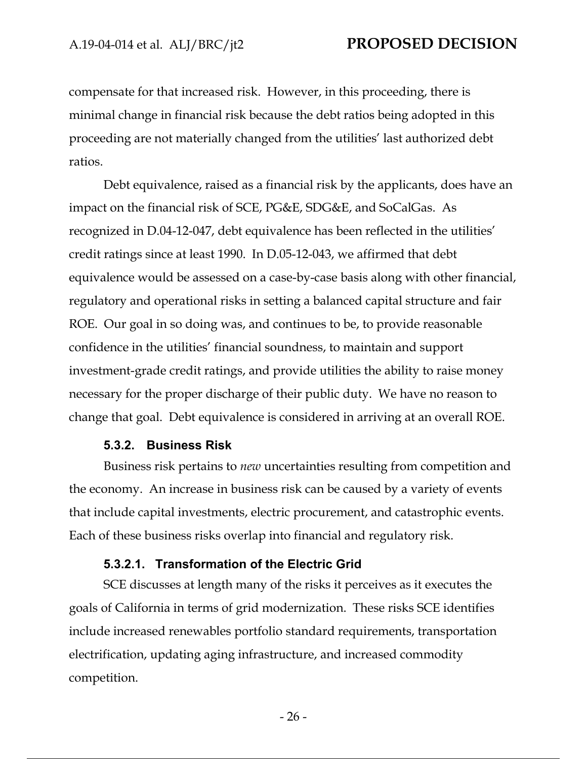compensate for that increased risk. However, in this proceeding, there is minimal change in financial risk because the debt ratios being adopted in this proceeding are not materially changed from the utilities' last authorized debt ratios.

Debt equivalence, raised as a financial risk by the applicants, does have an impact on the financial risk of SCE, PG&E, SDG&E, and SoCalGas. As recognized in D.04-12-047, debt equivalence has been reflected in the utilities' credit ratings since at least 1990. In D.05-12-043, we affirmed that debt equivalence would be assessed on a case-by-case basis along with other financial, regulatory and operational risks in setting a balanced capital structure and fair ROE. Our goal in so doing was, and continues to be, to provide reasonable confidence in the utilities' financial soundness, to maintain and support investment-grade credit ratings, and provide utilities the ability to raise money necessary for the proper discharge of their public duty. We have no reason to change that goal. Debt equivalence is considered in arriving at an overall ROE.

#### 5.3.2. Business Risk

Business risk pertains to *new* uncertainties resulting from competition and the economy. An increase in business risk can be caused by a variety of events that include capital investments, electric procurement, and catastrophic events. Each of these business risks overlap into financial and regulatory risk.

##### 5.3.2.1. Transformation of the Electric Grid

SCE discusses at length many of the risks it perceives as it executes the goals of California in terms of grid modernization. These risks SCE identifies include increased renewables portfolio standard requirements, transportation electrification, updating aging infrastructure, and increased commodity competition.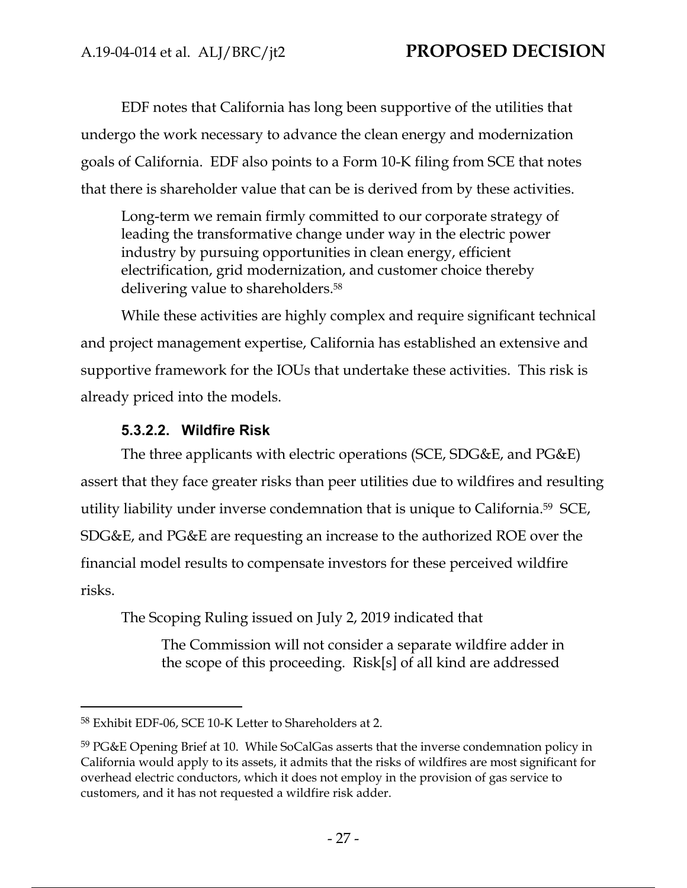EDF notes that California has long been supportive of the utilities that undergo the work necessary to advance the clean energy and modernization goals of California. EDF also points to a Form 10-K filing from SCE that notes that there is shareholder value that can be is derived from by these activities.

> Long-term we remain firmly committed to our corporate strategy of leading the transformative change under way in the electric power industry by pursuing opportunities in clean energy, efficient electrification, grid modernization, and customer choice thereby delivering value to shareholders.[58]

While these activities are highly complex and require significant technical and project management expertise, California has established an extensive and supportive framework for the IOUs that undertake these activities. This risk is already priced into the models.

#### 5.3.2.2. Wildfire Risk

The three applicants with electric operations (SCE, SDG&E, and PG&E) assert that they face greater risks than peer utilities due to wildfires and resulting utility liability under inverse condemnation that is unique to California.[59] SCE, SDG&E, and PG&E are requesting an increase to the authorized ROE over the financial model results to compensate investors for these perceived wildfire risks.

The Scoping Ruling issued on July 2, 2019 indicated that

> The Commission will not consider a separate wildfire adder in the scope of this proceeding. Risk[s] of all kind are addressed

---

[58] Exhibit EDF-06, SCE 10-K Letter to Shareholders at 2.

[59] PG&E Opening Brief at 10. While SoCalGas asserts that the inverse condemnation policy in California would apply to its assets, it admits that the risks of wildfires are most significant for overhead electric conductors, which it does not employ in the provision of gas service to customers, and it has not requested a wildfire risk adder.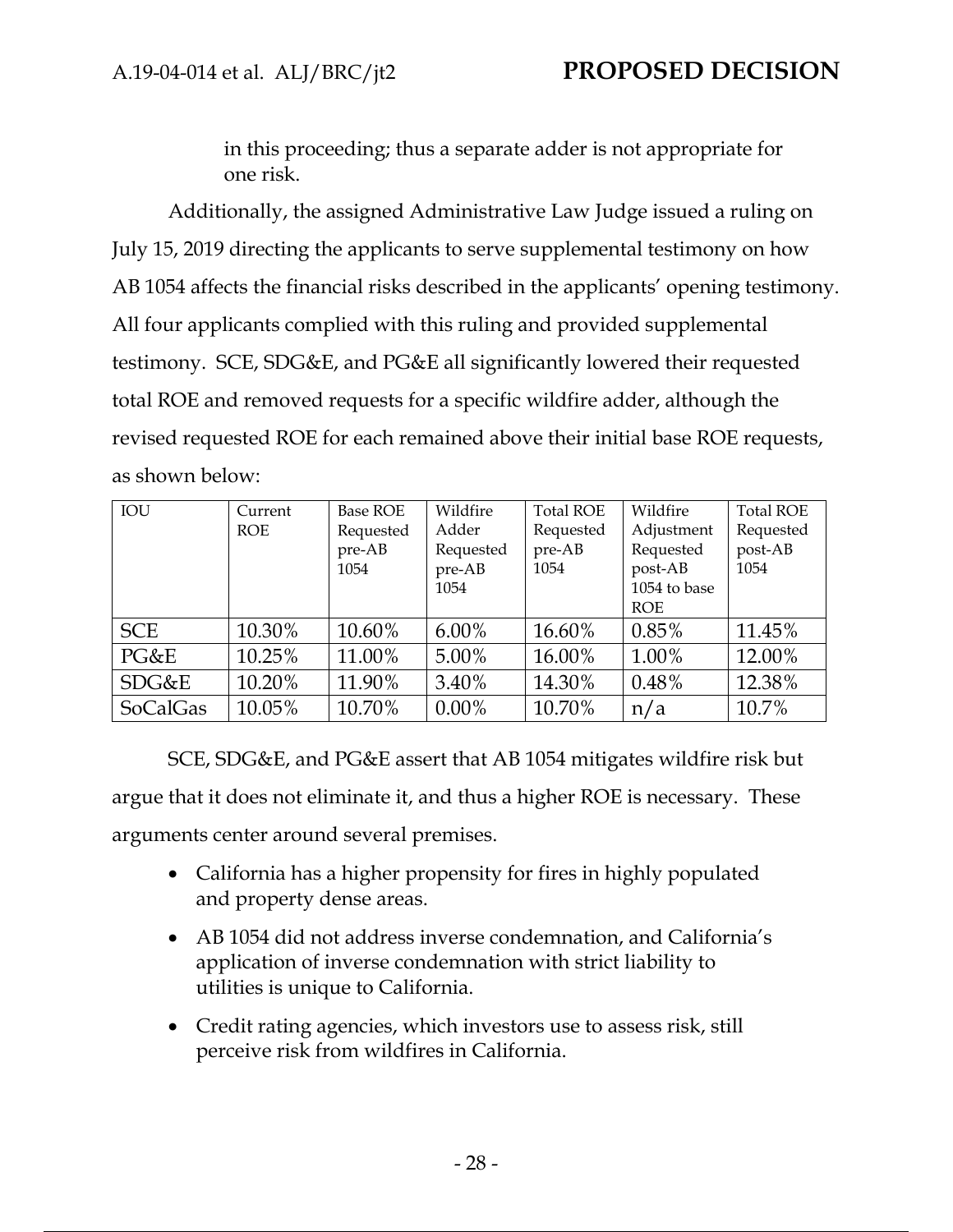in this proceeding; thus a separate adder is not appropriate for one risk.

Additionally, the assigned Administrative Law Judge issued a ruling on July 15, 2019 directing the applicants to serve supplemental testimony on how AB 1054 affects the financial risks described in the applicants' opening testimony. All four applicants complied with this ruling and provided supplemental testimony. SCE, SDG&E, and PG&E all significantly lowered their requested total ROE and removed requests for a specific wildfire adder, although the revised requested ROE for each remained above their initial base ROE requests, as shown below:

| IOU | Current ROE | Base ROE Requested pre-AB 1054 | Wildfire Adder Requested pre-AB 1054 | Total ROE Requested pre-AB 1054 | Wildfire Adjustment Requested post-AB 1054 to base ROE | Total ROE Requested post-AB 1054 |
|---|---|---|---|---|---|---|
| SCE | 10.30% | 10.60% | 6.00% | 16.60% | 0.85% | 11.45% |
| PG&E | 10.25% | 11.00% | 5.00% | 16.00% | 1.00% | 12.00% |
| SDG&E | 10.20% | 11.90% | 3.40% | 14.30% | 0.48% | 12.38% |
| SoCalGas | 10.05% | 10.70% | 0.00% | 10.70% | n/a | 10.7% |

SCE, SDG&E, and PG&E assert that AB 1054 mitigates wildfire risk but argue that it does not eliminate it, and thus a higher ROE is necessary. These arguments center around several premises.

- California has a higher propensity for fires in highly populated and property dense areas.
- AB 1054 did not address inverse condemnation, and California's application of inverse condemnation with strict liability to utilities is unique to California.
- Credit rating agencies, which investors use to assess risk, still perceive risk from wildfires in California.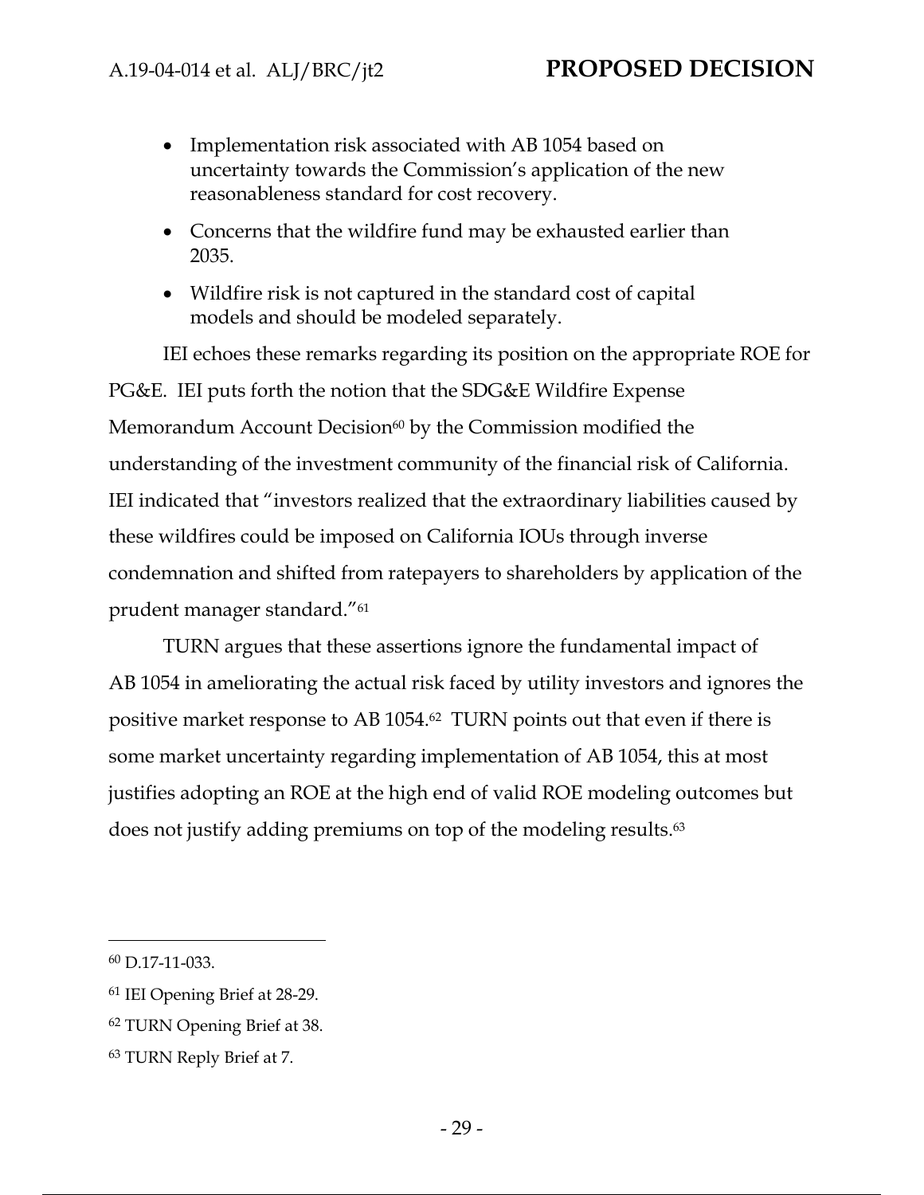- Implementation risk associated with AB 1054 based on uncertainty towards the Commission's application of the new reasonableness standard for cost recovery.
- Concerns that the wildfire fund may be exhausted earlier than 2035.
- Wildfire risk is not captured in the standard cost of capital models and should be modeled separately.

IEI echoes these remarks regarding its position on the appropriate ROE for PG&E. IEI puts forth the notion that the SDG&E Wildfire Expense Memorandum Account Decision[60] by the Commission modified the understanding of the investment community of the financial risk of California. IEI indicated that "investors realized that the extraordinary liabilities caused by these wildfires could be imposed on California IOUs through inverse condemnation and shifted from ratepayers to shareholders by application of the prudent manager standard."[61]

TURN argues that these assertions ignore the fundamental impact of AB 1054 in ameliorating the actual risk faced by utility investors and ignores the positive market response to AB 1054.[62] TURN points out that even if there is some market uncertainty regarding implementation of AB 1054, this at most justifies adopting an ROE at the high end of valid ROE modeling outcomes but does not justify adding premiums on top of the modeling results.[63]

---

[60] D.17-11-033.

[61] IEI Opening Brief at 28-29.

[62] TURN Opening Brief at 38.

[63] TURN Reply Brief at 7.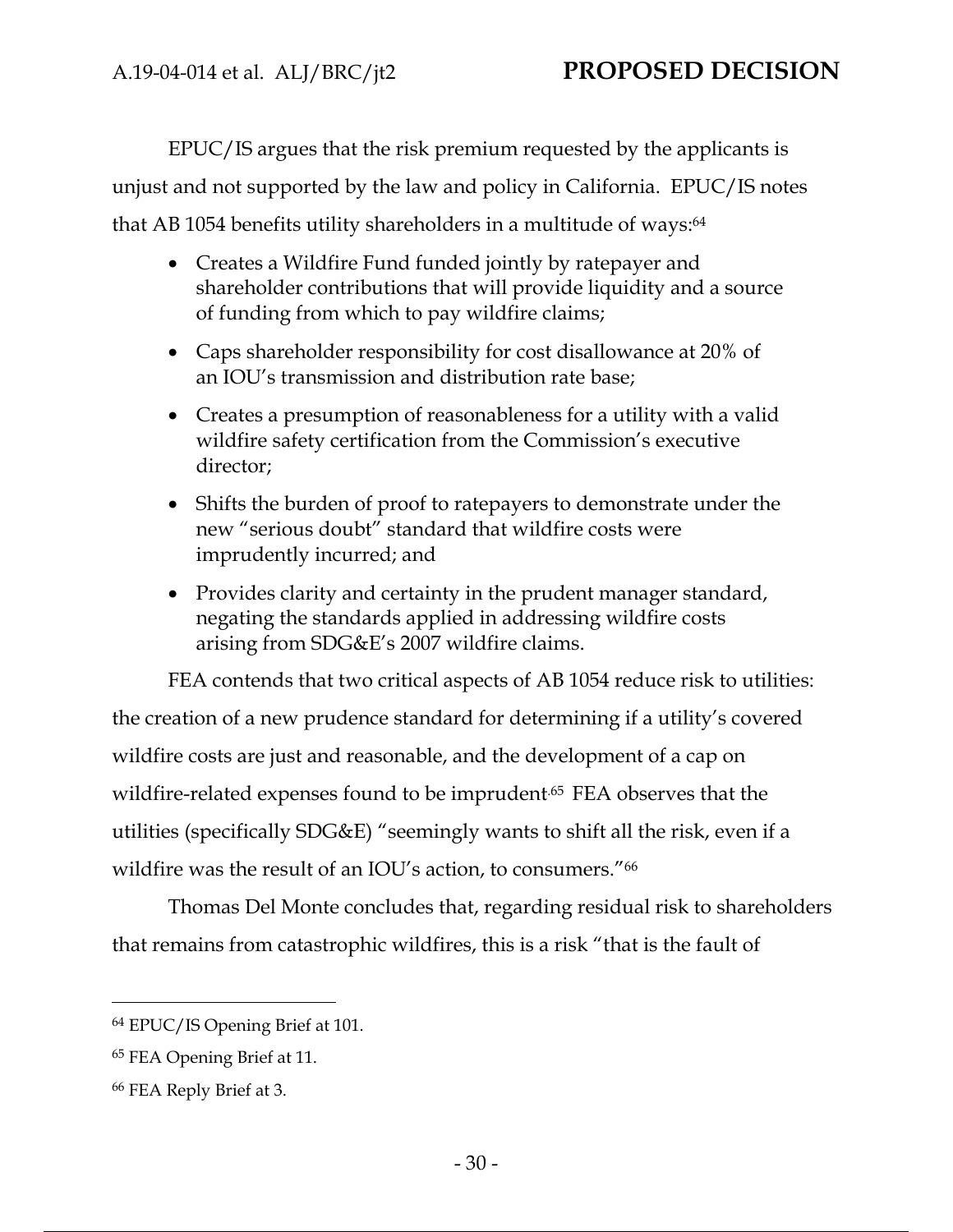EPUC/IS argues that the risk premium requested by the applicants is unjust and not supported by the law and policy in California. EPUC/IS notes that AB 1054 benefits utility shareholders in a multitude of ways:[64]

- Creates a Wildfire Fund funded jointly by ratepayer and shareholder contributions that will provide liquidity and a source of funding from which to pay wildfire claims;
- Caps shareholder responsibility for cost disallowance at 20% of an IOU's transmission and distribution rate base;
- Creates a presumption of reasonableness for a utility with a valid wildfire safety certification from the Commission's executive director;
- Shifts the burden of proof to ratepayers to demonstrate under the new "serious doubt" standard that wildfire costs were imprudently incurred; and
- Provides clarity and certainty in the prudent manager standard, negating the standards applied in addressing wildfire costs arising from SDG&E's 2007 wildfire claims.

FEA contends that two critical aspects of AB 1054 reduce risk to utilities: the creation of a new prudence standard for determining if a utility's covered wildfire costs are just and reasonable, and the development of a cap on wildfire-related expenses found to be imprudent.[65] FEA observes that the utilities (specifically SDG&E) "seemingly wants to shift all the risk, even if a wildfire was the result of an IOU's action, to consumers."[66]

Thomas Del Monte concludes that, regarding residual risk to shareholders that remains from catastrophic wildfires, this is a risk "that is the fault of

---

[64] EPUC/IS Opening Brief at 101.

[65] FEA Opening Brief at 11.

[66] FEA Reply Brief at 3.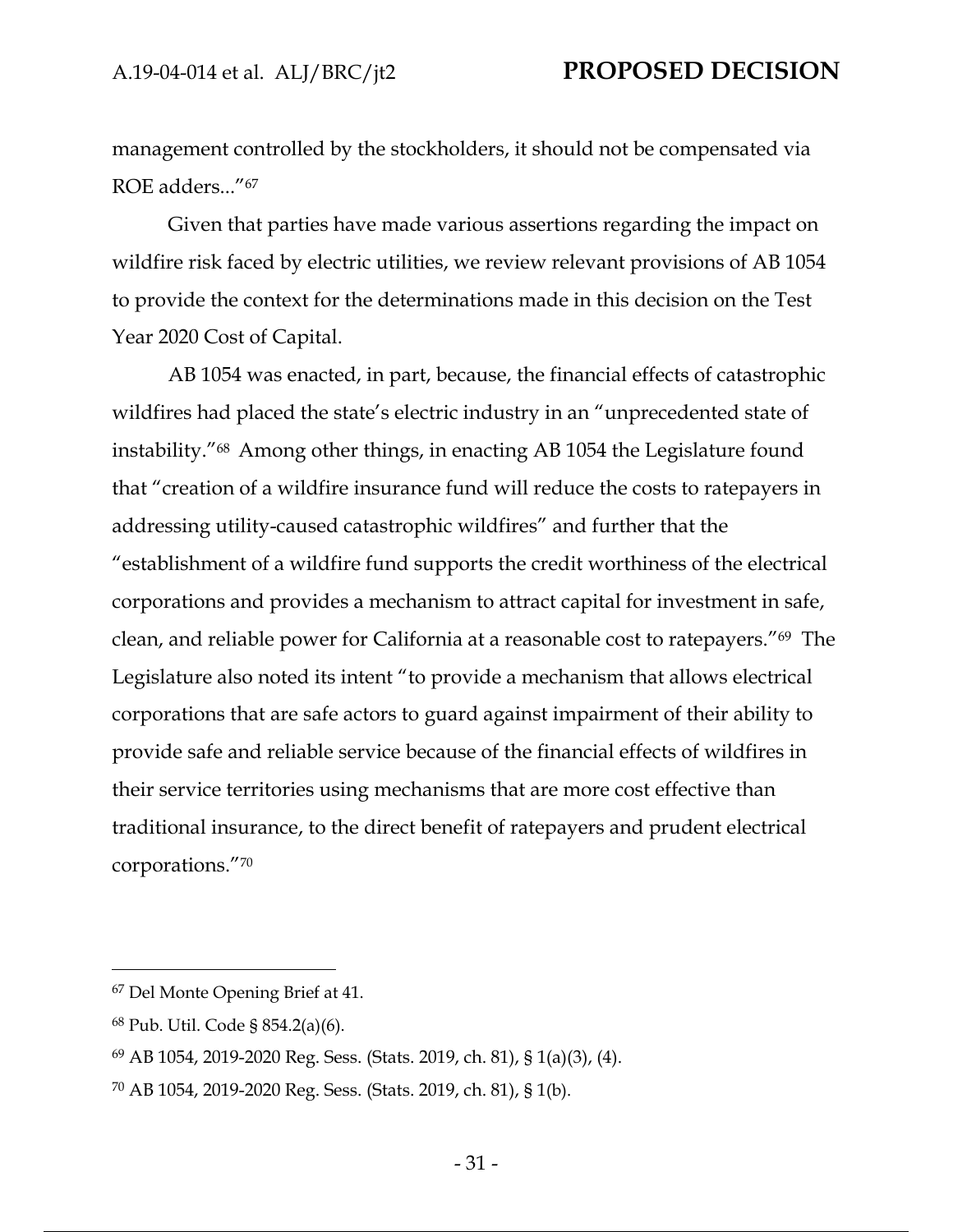management controlled by the stockholders, it should not be compensated via ROE adders..."[67]

Given that parties have made various assertions regarding the impact on wildfire risk faced by electric utilities, we review relevant provisions of AB 1054 to provide the context for the determinations made in this decision on the Test Year 2020 Cost of Capital.

AB 1054 was enacted, in part, because, the financial effects of catastrophic wildfires had placed the state's electric industry in an "unprecedented state of instability."[68] Among other things, in enacting AB 1054 the Legislature found that "creation of a wildfire insurance fund will reduce the costs to ratepayers in addressing utility-caused catastrophic wildfires" and further that the "establishment of a wildfire fund supports the credit worthiness of the electrical corporations and provides a mechanism to attract capital for investment in safe, clean, and reliable power for California at a reasonable cost to ratepayers."[69] The Legislature also noted its intent "to provide a mechanism that allows electrical corporations that are safe actors to guard against impairment of their ability to provide safe and reliable service because of the financial effects of wildfires in their service territories using mechanisms that are more cost effective than traditional insurance, to the direct benefit of ratepayers and prudent electrical corporations."[70]

---

[67] Del Monte Opening Brief at 41.

[68] Pub. Util. Code § 854.2(a)(6).

[69] AB 1054, 2019-2020 Reg. Sess. (Stats. 2019, ch. 81), § 1(a)(3), (4).

[70] AB 1054, 2019-2020 Reg. Sess. (Stats. 2019, ch. 81), § 1(b).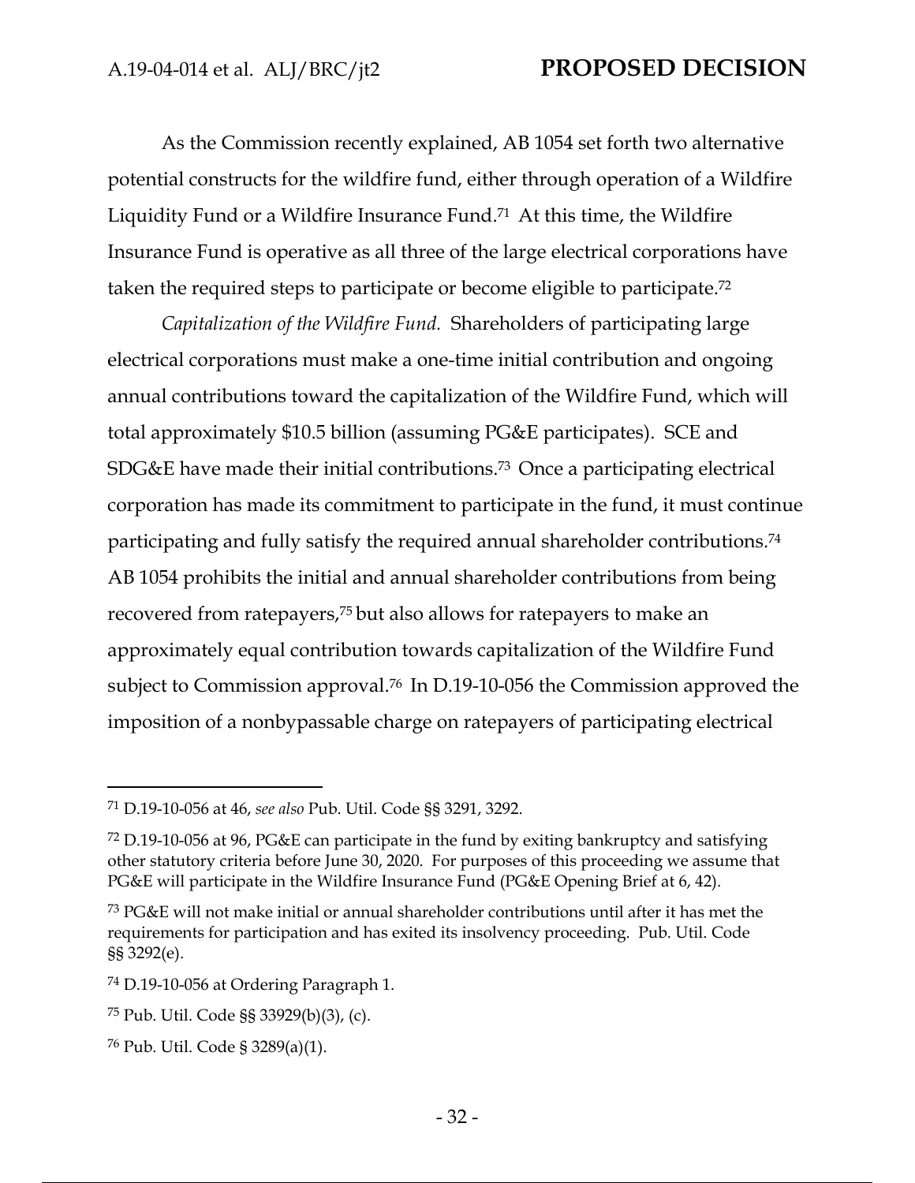As the Commission recently explained, AB 1054 set forth two alternative potential constructs for the wildfire fund, either through operation of a Wildfire Liquidity Fund or a Wildfire Insurance Fund.[71] At this time, the Wildfire Insurance Fund is operative as all three of the large electrical corporations have taken the required steps to participate or become eligible to participate.[72]

*Capitalization of the Wildfire Fund.* Shareholders of participating large electrical corporations must make a one-time initial contribution and ongoing annual contributions toward the capitalization of the Wildfire Fund, which will total approximately $10.5 billion (assuming PG&E participates). SCE and SDG&E have made their initial contributions.[73] Once a participating electrical corporation has made its commitment to participate in the fund, it must continue participating and fully satisfy the required annual shareholder contributions.[74] AB 1054 prohibits the initial and annual shareholder contributions from being recovered from ratepayers,[75] but also allows for ratepayers to make an approximately equal contribution towards capitalization of the Wildfire Fund subject to Commission approval.[76] In D.19-10-056 the Commission approved the imposition of a nonbypassable charge on ratepayers of participating electrical

---

[71] D.19-10-056 at 46, *see also* Pub. Util. Code §§ 3291, 3292.

[72] D.19-10-056 at 96, PG&E can participate in the fund by exiting bankruptcy and satisfying other statutory criteria before June 30, 2020. For purposes of this proceeding we assume that PG&E will participate in the Wildfire Insurance Fund (PG&E Opening Brief at 6, 42).

[73] PG&E will not make initial or annual shareholder contributions until after it has met the requirements for participation and has exited its insolvency proceeding. Pub. Util. Code §§ 3292(e).

[74] D.19-10-056 at Ordering Paragraph 1.

[75] Pub. Util. Code §§ 33929(b)(3), (c).

[76] Pub. Util. Code § 3289(a)(1).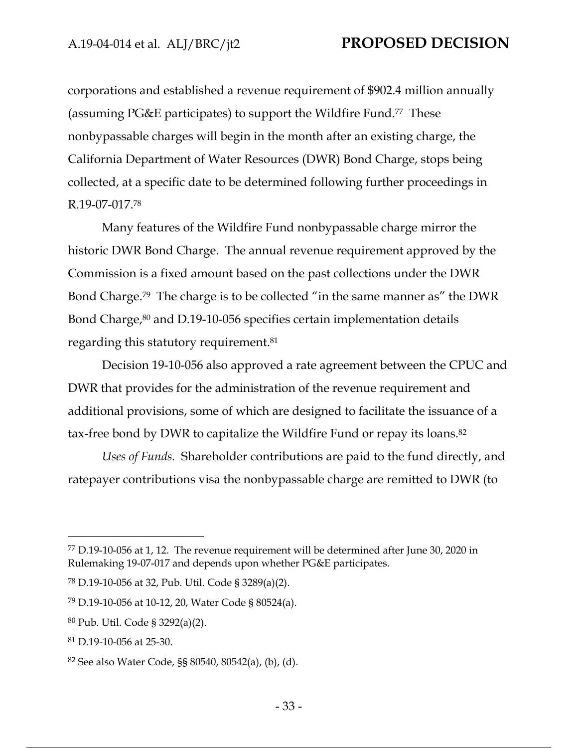corporations and established a revenue requirement of $902.4 million annually (assuming PG&E participates) to support the Wildfire Fund.[77] These nonbypassable charges will begin in the month after an existing charge, the California Department of Water Resources (DWR) Bond Charge, stops being collected, at a specific date to be determined following further proceedings in R.19-07-017.[78]

Many features of the Wildfire Fund nonbypassable charge mirror the historic DWR Bond Charge. The annual revenue requirement approved by the Commission is a fixed amount based on the past collections under the DWR Bond Charge.[79] The charge is to be collected "in the same manner as" the DWR Bond Charge,[80] and D.19-10-056 specifies certain implementation details regarding this statutory requirement.[81]

Decision 19-10-056 also approved a rate agreement between the CPUC and DWR that provides for the administration of the revenue requirement and additional provisions, some of which are designed to facilitate the issuance of a tax-free bond by DWR to capitalize the Wildfire Fund or repay its loans.[82]

*Uses of Funds.* Shareholder contributions are paid to the fund directly, and ratepayer contributions visa the nonbypassable charge are remitted to DWR (to

---

[77] D.19-10-056 at 1, 12. The revenue requirement will be determined after June 30, 2020 in Rulemaking 19-07-017 and depends upon whether PG&E participates.

[78] D.19-10-056 at 32, Pub. Util. Code § 3289(a)(2).

[79] D.19-10-056 at 10-12, 20, Water Code § 80524(a).

[80] Pub. Util. Code § 3292(a)(2).

[81] D.19-10-056 at 25-30.

[82] See also Water Code, §§ 80540, 80542(a), (b), (d).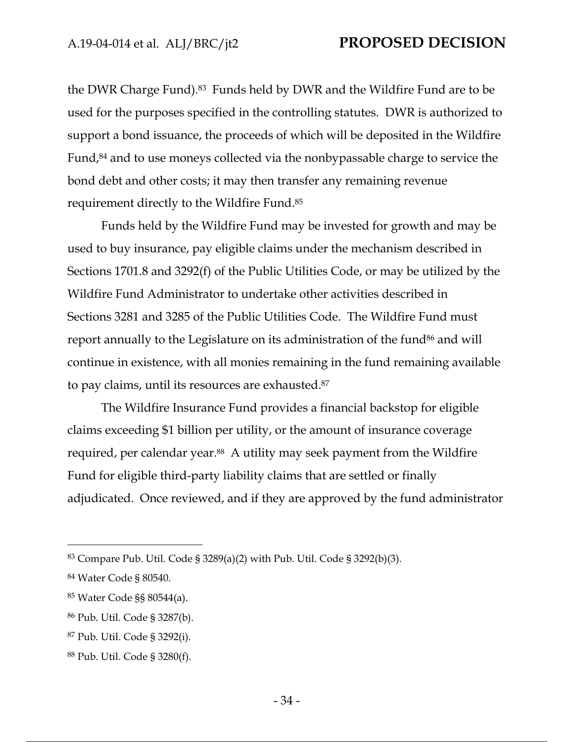the DWR Charge Fund).[83] Funds held by DWR and the Wildfire Fund are to be used for the purposes specified in the controlling statutes. DWR is authorized to support a bond issuance, the proceeds of which will be deposited in the Wildfire Fund,[84] and to use moneys collected via the nonbypassable charge to service the bond debt and other costs; it may then transfer any remaining revenue requirement directly to the Wildfire Fund.[85]

Funds held by the Wildfire Fund may be invested for growth and may be used to buy insurance, pay eligible claims under the mechanism described in Sections 1701.8 and 3292(f) of the Public Utilities Code, or may be utilized by the Wildfire Fund Administrator to undertake other activities described in Sections 3281 and 3285 of the Public Utilities Code. The Wildfire Fund must report annually to the Legislature on its administration of the fund[86] and will continue in existence, with all monies remaining in the fund remaining available to pay claims, until its resources are exhausted.[87]

The Wildfire Insurance Fund provides a financial backstop for eligible claims exceeding $1 billion per utility, or the amount of insurance coverage required, per calendar year.[88] A utility may seek payment from the Wildfire Fund for eligible third-party liability claims that are settled or finally adjudicated. Once reviewed, and if they are approved by the fund administrator

---

[83] Compare Pub. Util. Code § 3289(a)(2) with Pub. Util. Code § 3292(b)(3).

[84] Water Code § 80540.

[85] Water Code §§ 80544(a).

[86] Pub. Util. Code § 3287(b).

[87] Pub. Util. Code § 3292(i).

[88] Pub. Util. Code § 3280(f).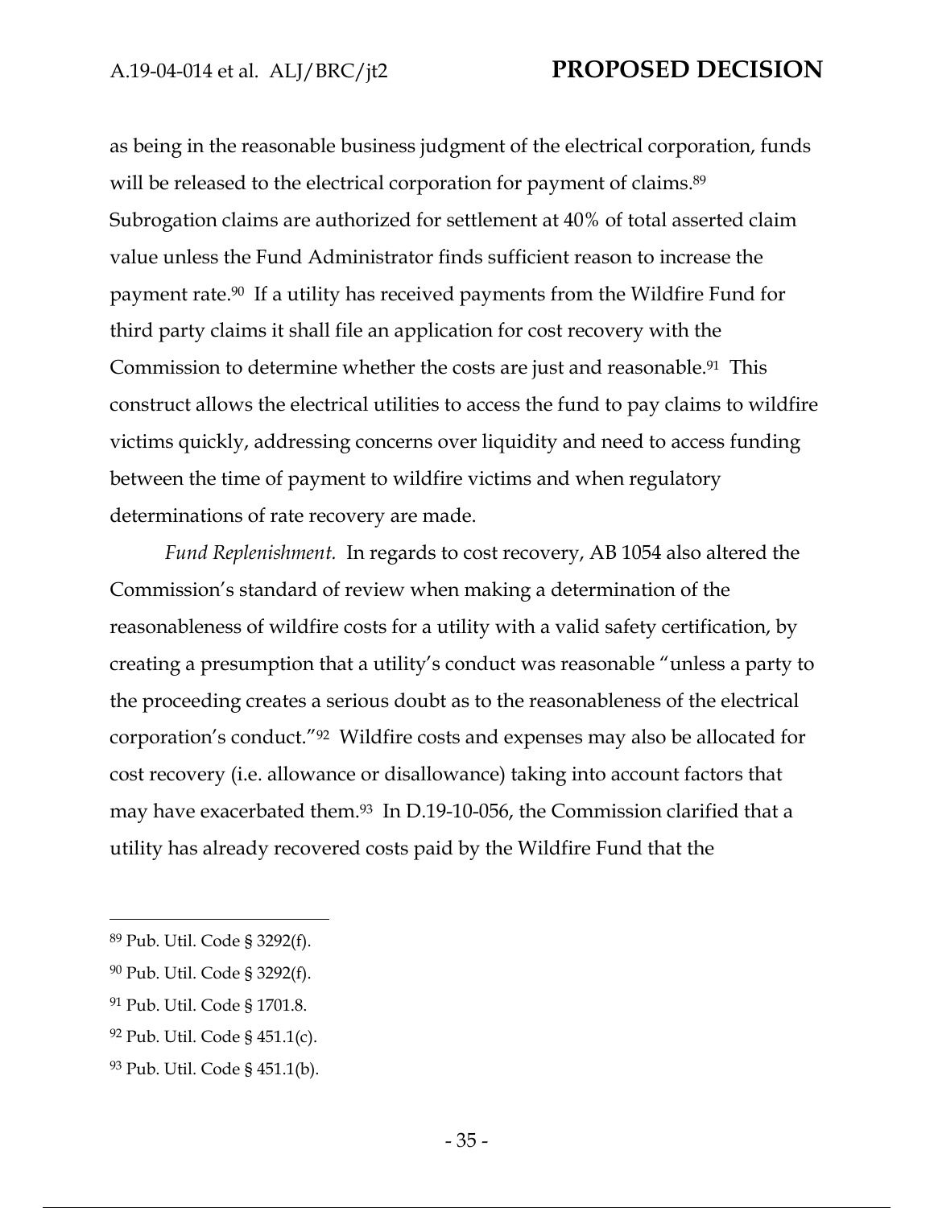as being in the reasonable business judgment of the electrical corporation, funds will be released to the electrical corporation for payment of claims.[89] Subrogation claims are authorized for settlement at 40% of total asserted claim value unless the Fund Administrator finds sufficient reason to increase the payment rate.[90] If a utility has received payments from the Wildfire Fund for third party claims it shall file an application for cost recovery with the Commission to determine whether the costs are just and reasonable.[91] This construct allows the electrical utilities to access the fund to pay claims to wildfire victims quickly, addressing concerns over liquidity and need to access funding between the time of payment to wildfire victims and when regulatory determinations of rate recovery are made.

*Fund Replenishment.* In regards to cost recovery, AB 1054 also altered the Commission's standard of review when making a determination of the reasonableness of wildfire costs for a utility with a valid safety certification, by creating a presumption that a utility's conduct was reasonable "unless a party to the proceeding creates a serious doubt as to the reasonableness of the electrical corporation's conduct."[92] Wildfire costs and expenses may also be allocated for cost recovery (i.e. allowance or disallowance) taking into account factors that may have exacerbated them.[93] In D.19-10-056, the Commission clarified that a utility has already recovered costs paid by the Wildfire Fund that the

---

[89] Pub. Util. Code § 3292(f).

[90] Pub. Util. Code § 3292(f).

[91] Pub. Util. Code § 1701.8.

[92] Pub. Util. Code § 451.1(c).

[93] Pub. Util. Code § 451.1(b).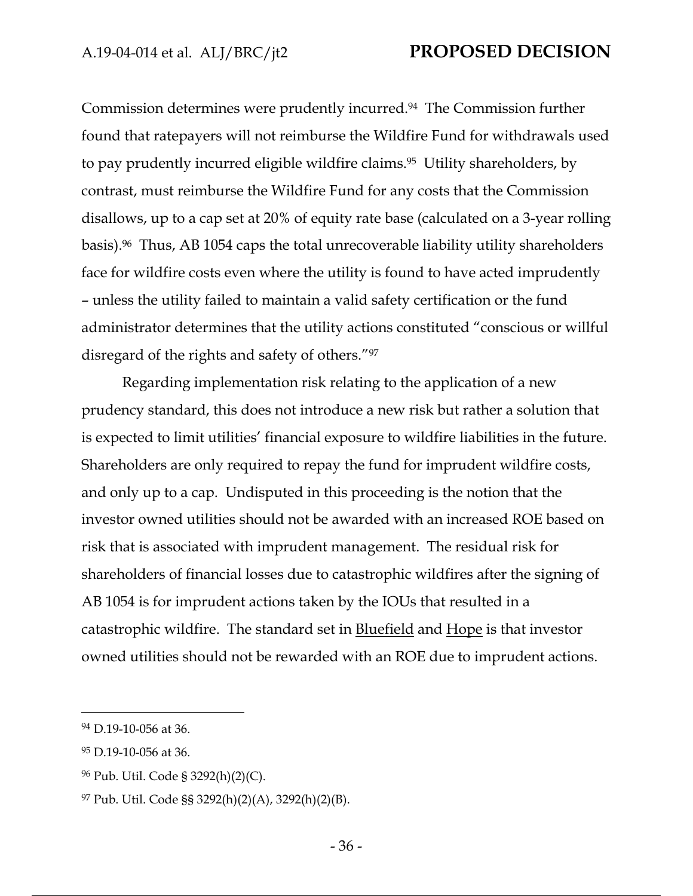Commission determines were prudently incurred.[94] The Commission further found that ratepayers will not reimburse the Wildfire Fund for withdrawals used to pay prudently incurred eligible wildfire claims.[95] Utility shareholders, by contrast, must reimburse the Wildfire Fund for any costs that the Commission disallows, up to a cap set at 20% of equity rate base (calculated on a 3-year rolling basis).[96] Thus, AB 1054 caps the total unrecoverable liability utility shareholders face for wildfire costs even where the utility is found to have acted imprudently – unless the utility failed to maintain a valid safety certification or the fund administrator determines that the utility actions constituted "conscious or willful disregard of the rights and safety of others."[97]

Regarding implementation risk relating to the application of a new prudency standard, this does not introduce a new risk but rather a solution that is expected to limit utilities' financial exposure to wildfire liabilities in the future. Shareholders are only required to repay the fund for imprudent wildfire costs, and only up to a cap. Undisputed in this proceeding is the notion that the investor owned utilities should not be awarded with an increased ROE based on risk that is associated with imprudent management. The residual risk for shareholders of financial losses due to catastrophic wildfires after the signing of AB 1054 is for imprudent actions taken by the IOUs that resulted in a catastrophic wildfire. The standard set in Bluefield and Hope is that investor owned utilities should not be rewarded with an ROE due to imprudent actions.

---

[94] D.19-10-056 at 36.

[95] D.19-10-056 at 36.

[96] Pub. Util. Code § 3292(h)(2)(C).

[97] Pub. Util. Code §§ 3292(h)(2)(A), 3292(h)(2)(B).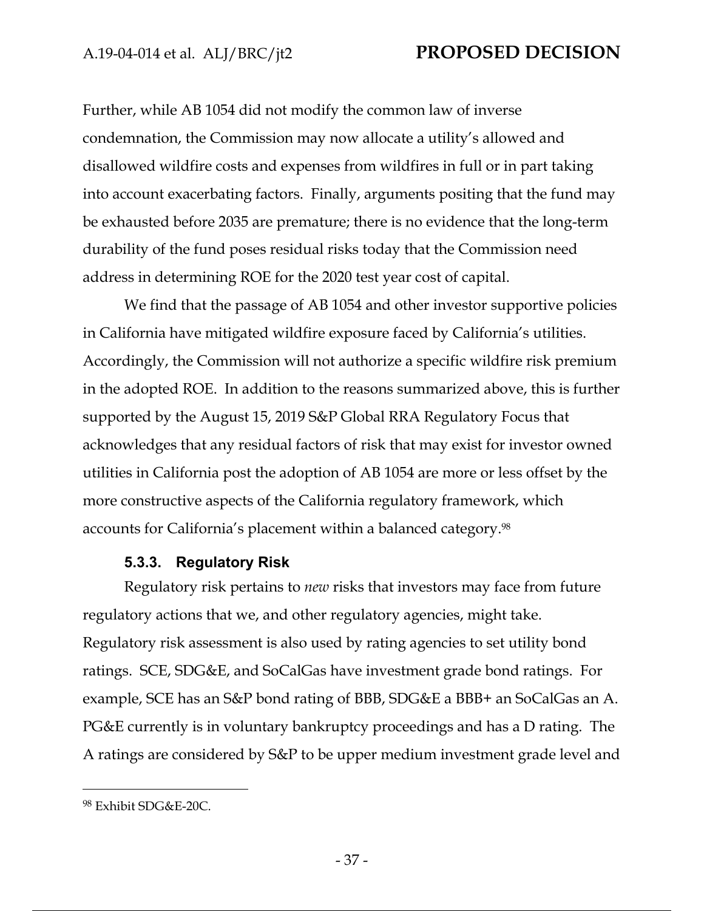Further, while AB 1054 did not modify the common law of inverse condemnation, the Commission may now allocate a utility's allowed and disallowed wildfire costs and expenses from wildfires in full or in part taking into account exacerbating factors. Finally, arguments positing that the fund may be exhausted before 2035 are premature; there is no evidence that the long-term durability of the fund poses residual risks today that the Commission need address in determining ROE for the 2020 test year cost of capital.

We find that the passage of AB 1054 and other investor supportive policies in California have mitigated wildfire exposure faced by California's utilities. Accordingly, the Commission will not authorize a specific wildfire risk premium in the adopted ROE. In addition to the reasons summarized above, this is further supported by the August 15, 2019 S&P Global RRA Regulatory Focus that acknowledges that any residual factors of risk that may exist for investor owned utilities in California post the adoption of AB 1054 are more or less offset by the more constructive aspects of the California regulatory framework, which accounts for California's placement within a balanced category.[98]

#### 5.3.3. Regulatory Risk

Regulatory risk pertains to *new* risks that investors may face from future regulatory actions that we, and other regulatory agencies, might take. Regulatory risk assessment is also used by rating agencies to set utility bond ratings. SCE, SDG&E, and SoCalGas have investment grade bond ratings. For example, SCE has an S&P bond rating of BBB, SDG&E a BBB+ an SoCalGas an A. PG&E currently is in voluntary bankruptcy proceedings and has a D rating. The A ratings are considered by S&P to be upper medium investment grade level and

[98] Exhibit SDG&E-20C.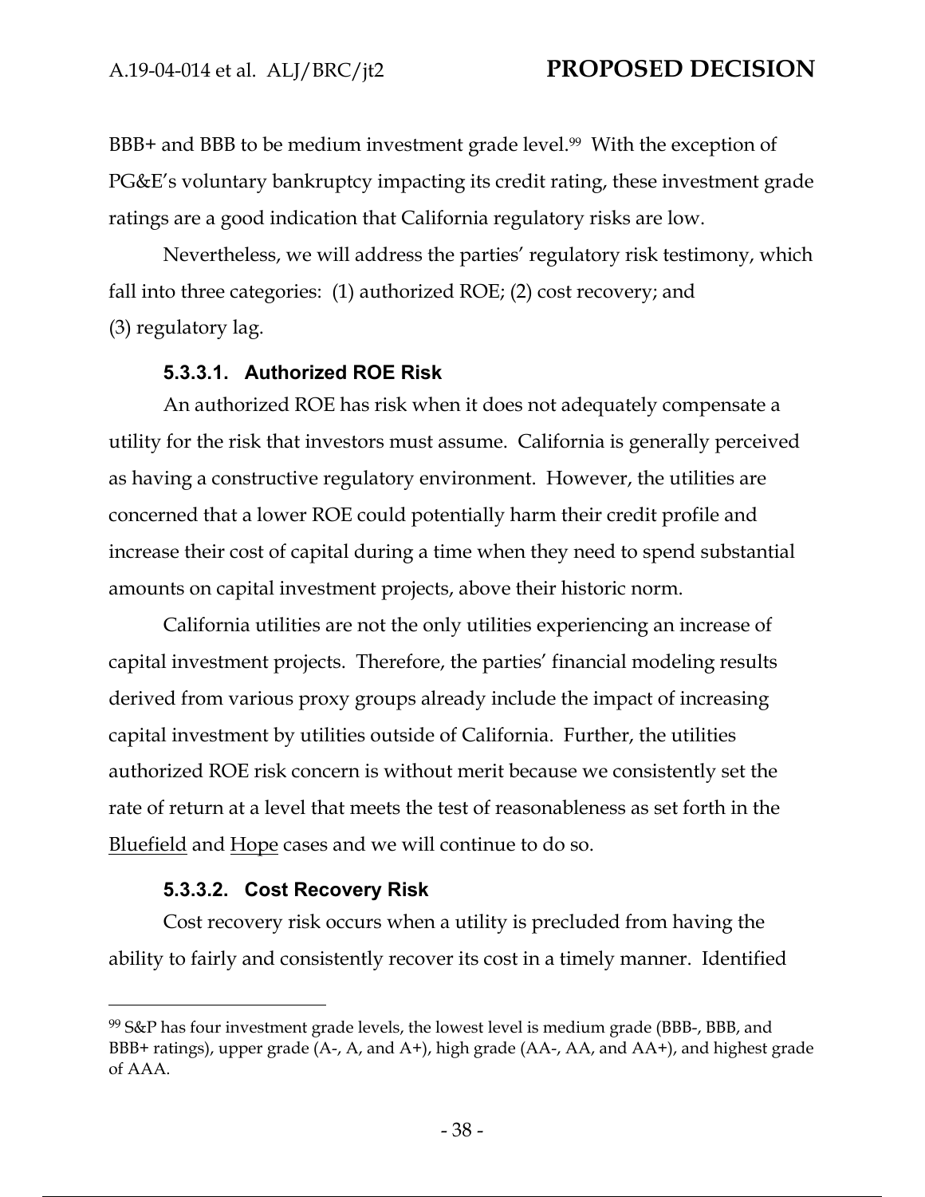BBB+ and BBB to be medium investment grade level.[99] With the exception of PG&E's voluntary bankruptcy impacting its credit rating, these investment grade ratings are a good indication that California regulatory risks are low.

Nevertheless, we will address the parties' regulatory risk testimony, which fall into three categories: (1) authorized ROE; (2) cost recovery; and (3) regulatory lag.

#### 5.3.3.1. Authorized ROE Risk

An authorized ROE has risk when it does not adequately compensate a utility for the risk that investors must assume. California is generally perceived as having a constructive regulatory environment. However, the utilities are concerned that a lower ROE could potentially harm their credit profile and increase their cost of capital during a time when they need to spend substantial amounts on capital investment projects, above their historic norm.

California utilities are not the only utilities experiencing an increase of capital investment projects. Therefore, the parties' financial modeling results derived from various proxy groups already include the impact of increasing capital investment by utilities outside of California. Further, the utilities authorized ROE risk concern is without merit because we consistently set the rate of return at a level that meets the test of reasonableness as set forth in the Bluefield and Hope cases and we will continue to do so.

#### 5.3.3.2. Cost Recovery Risk

Cost recovery risk occurs when a utility is precluded from having the ability to fairly and consistently recover its cost in a timely manner. Identified

---

[99] S&P has four investment grade levels, the lowest level is medium grade (BBB-, BBB, and BBB+ ratings), upper grade (A-, A, and A+), high grade (AA-, AA, and AA+), and highest grade of AAA.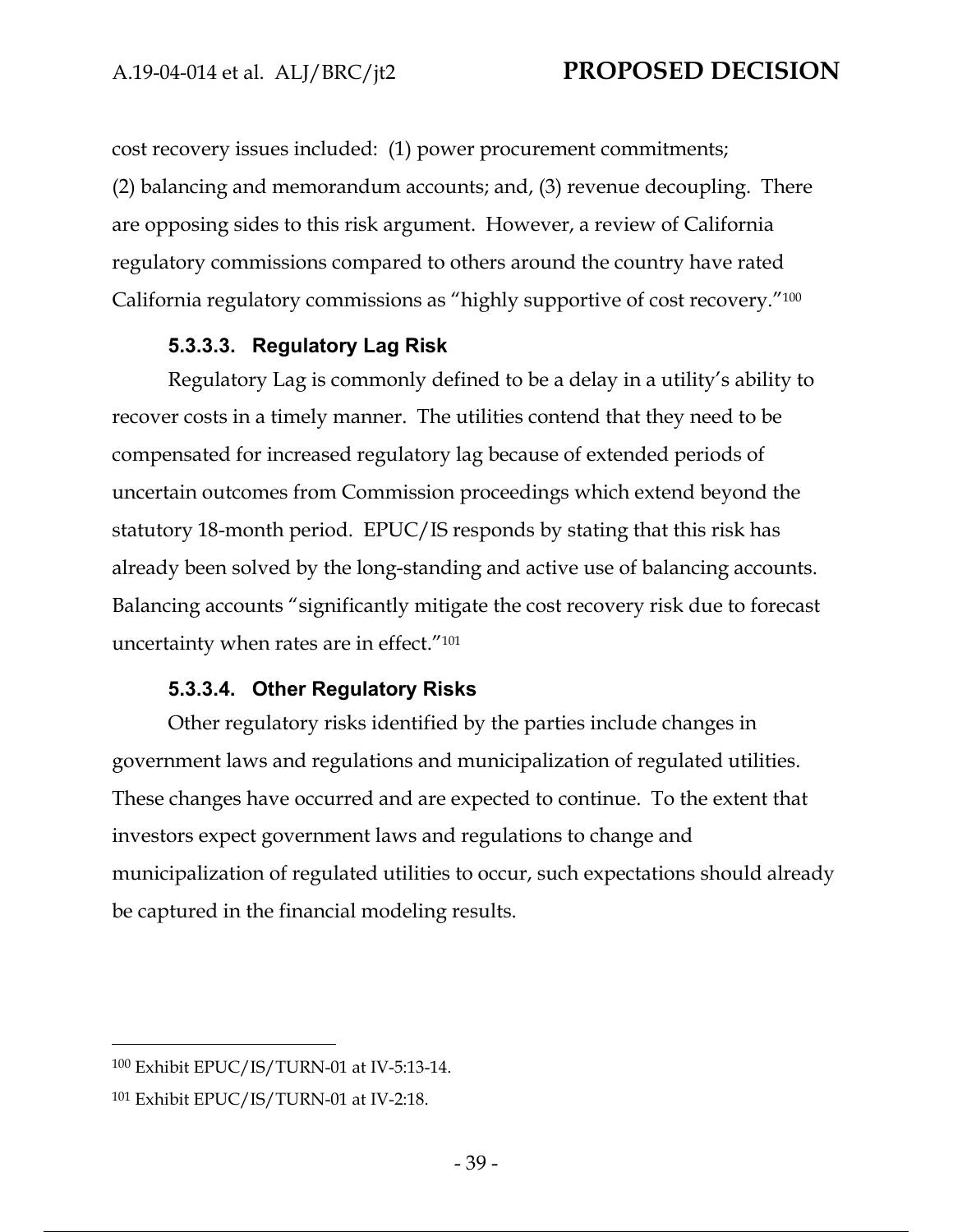cost recovery issues included: (1) power procurement commitments; (2) balancing and memorandum accounts; and, (3) revenue decoupling. There are opposing sides to this risk argument. However, a review of California regulatory commissions compared to others around the country have rated California regulatory commissions as "highly supportive of cost recovery."[100]

#### 5.3.3.3. Regulatory Lag Risk

Regulatory Lag is commonly defined to be a delay in a utility's ability to recover costs in a timely manner. The utilities contend that they need to be compensated for increased regulatory lag because of extended periods of uncertain outcomes from Commission proceedings which extend beyond the statutory 18-month period. EPUC/IS responds by stating that this risk has already been solved by the long-standing and active use of balancing accounts. Balancing accounts "significantly mitigate the cost recovery risk due to forecast uncertainty when rates are in effect."[101]

#### 5.3.3.4. Other Regulatory Risks

Other regulatory risks identified by the parties include changes in government laws and regulations and municipalization of regulated utilities. These changes have occurred and are expected to continue. To the extent that investors expect government laws and regulations to change and municipalization of regulated utilities to occur, such expectations should already be captured in the financial modeling results.

---

[100] Exhibit EPUC/IS/TURN-01 at IV-5:13-14.

[101] Exhibit EPUC/IS/TURN-01 at IV-2:18.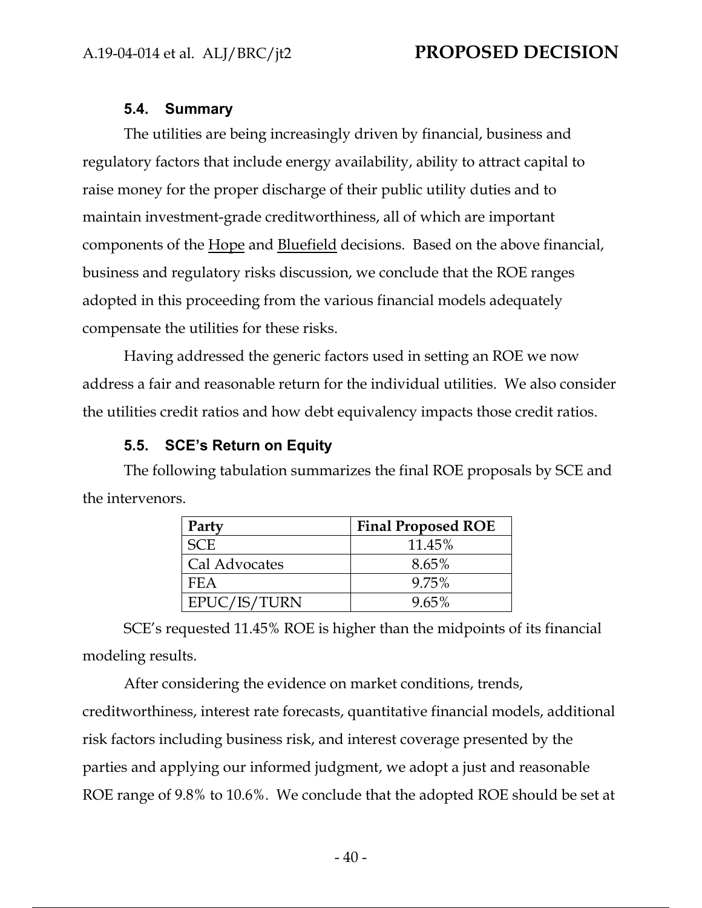### 5.4. Summary

The utilities are being increasingly driven by financial, business and regulatory factors that include energy availability, ability to attract capital to raise money for the proper discharge of their public utility duties and to maintain investment-grade creditworthiness, all of which are important components of the Hope and Bluefield decisions. Based on the above financial, business and regulatory risks discussion, we conclude that the ROE ranges adopted in this proceeding from the various financial models adequately compensate the utilities for these risks.

Having addressed the generic factors used in setting an ROE we now address a fair and reasonable return for the individual utilities. We also consider the utilities credit ratios and how debt equivalency impacts those credit ratios.

### 5.5. SCE's Return on Equity

The following tabulation summarizes the final ROE proposals by SCE and the intervenors.

| Party | Final Proposed ROE |
|---|---|
| SCE | 11.45% |
| Cal Advocates | 8.65% |
| FEA | 9.75% |
| EPUC/IS/TURN | 9.65% |

SCE's requested 11.45% ROE is higher than the midpoints of its financial modeling results.

After considering the evidence on market conditions, trends, creditworthiness, interest rate forecasts, quantitative financial models, additional risk factors including business risk, and interest coverage presented by the parties and applying our informed judgment, we adopt a just and reasonable ROE range of 9.8% to 10.6%. We conclude that the adopted ROE should be set at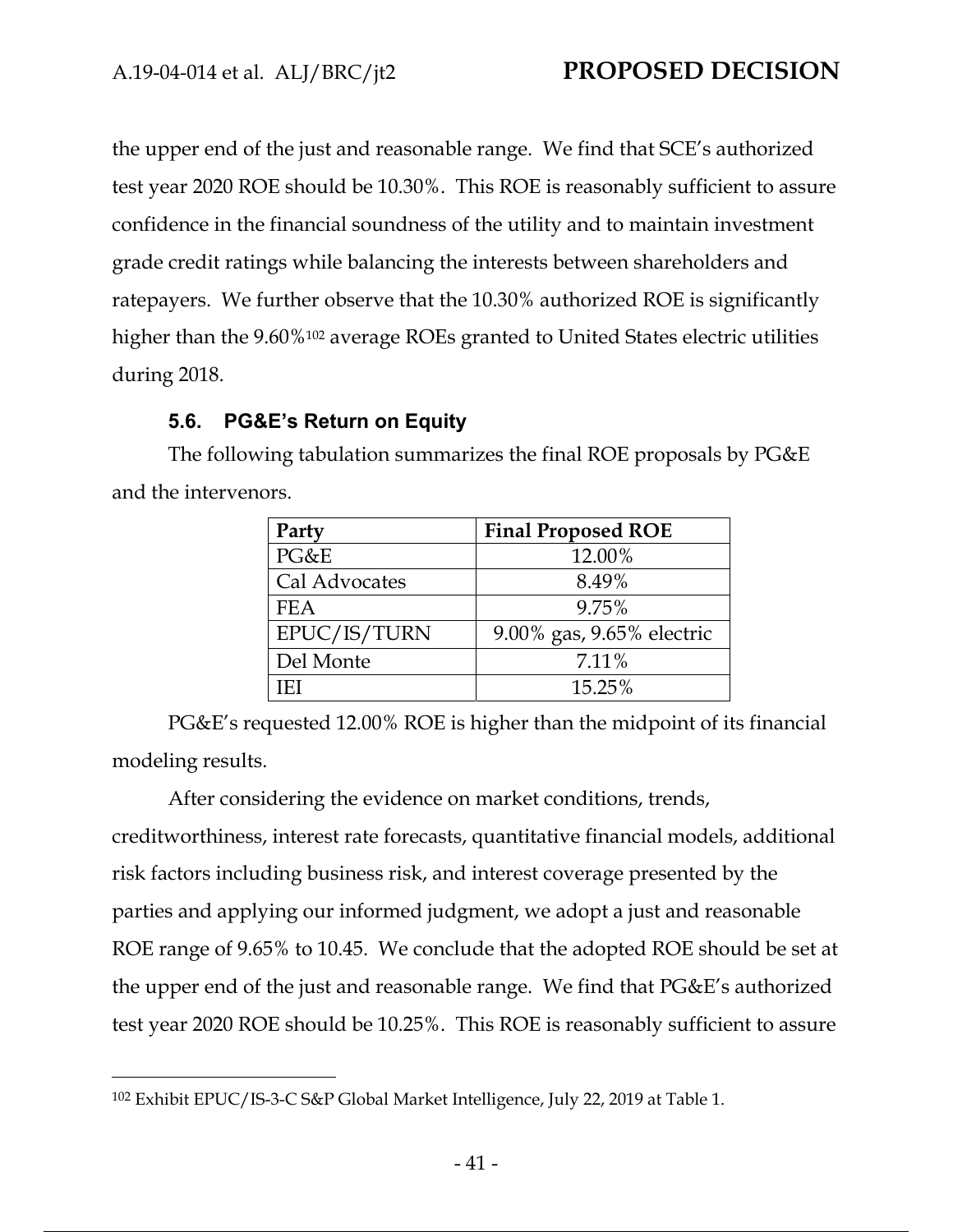the upper end of the just and reasonable range. We find that SCE's authorized test year 2020 ROE should be 10.30%. This ROE is reasonably sufficient to assure confidence in the financial soundness of the utility and to maintain investment grade credit ratings while balancing the interests between shareholders and ratepayers. We further observe that the 10.30% authorized ROE is significantly higher than the 9.60%[102] average ROEs granted to United States electric utilities during 2018.

### 5.6. PG&E's Return on Equity

The following tabulation summarizes the final ROE proposals by PG&E and the intervenors.

| Party | Final Proposed ROE |
|---|---|
| PG&E | 12.00% |
| Cal Advocates | 8.49% |
| FEA | 9.75% |
| EPUC/IS/TURN | 9.00% gas, 9.65% electric |
| Del Monte | 7.11% |
| IEI | 15.25% |

PG&E's requested 12.00% ROE is higher than the midpoint of its financial modeling results.

After considering the evidence on market conditions, trends, creditworthiness, interest rate forecasts, quantitative financial models, additional risk factors including business risk, and interest coverage presented by the parties and applying our informed judgment, we adopt a just and reasonable ROE range of 9.65% to 10.45. We conclude that the adopted ROE should be set at the upper end of the just and reasonable range. We find that PG&E's authorized test year 2020 ROE should be 10.25%. This ROE is reasonably sufficient to assure

---

[102] Exhibit EPUC/IS-3-C S&P Global Market Intelligence, July 22, 2019 at Table 1.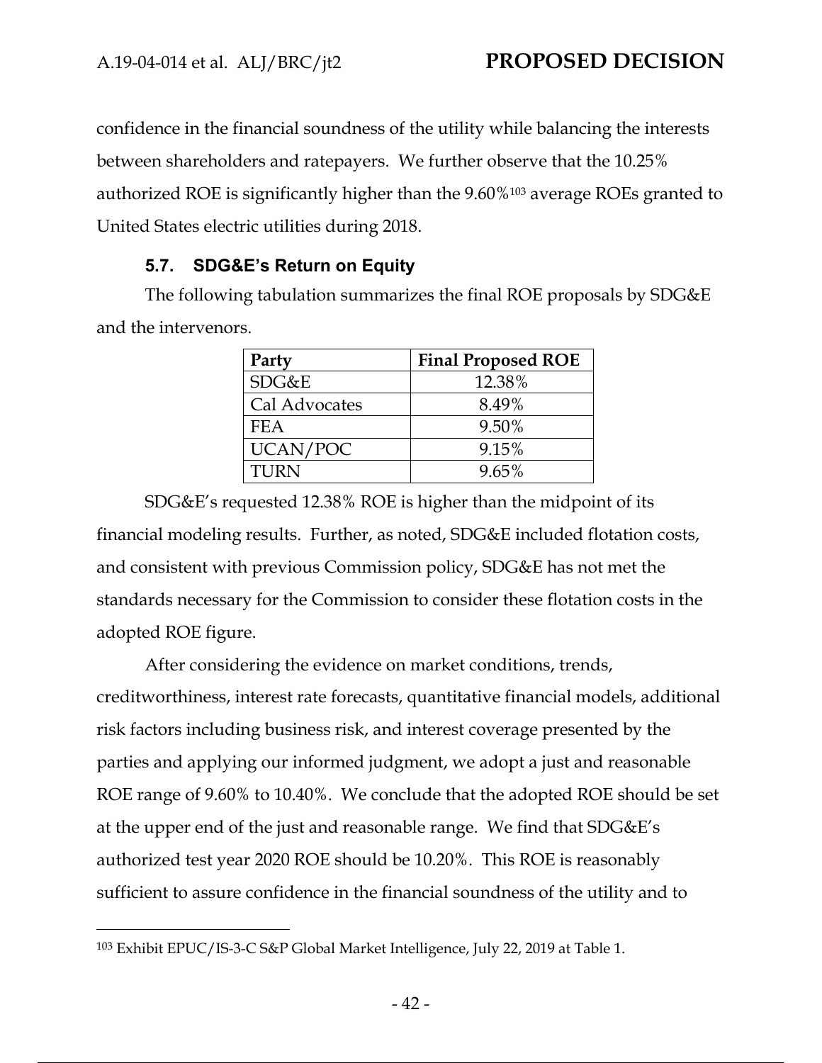confidence in the financial soundness of the utility while balancing the interests between shareholders and ratepayers. We further observe that the 10.25% authorized ROE is significantly higher than the 9.60%[103] average ROEs granted to United States electric utilities during 2018.

### 5.7. SDG&E's Return on Equity

The following tabulation summarizes the final ROE proposals by SDG&E and the intervenors.

| Party | Final Proposed ROE |
|---|---|
| SDG&E | 12.38% |
| Cal Advocates | 8.49% |
| FEA | 9.50% |
| UCAN/POC | 9.15% |
| TURN | 9.65% |

SDG&E's requested 12.38% ROE is higher than the midpoint of its financial modeling results. Further, as noted, SDG&E included flotation costs, and consistent with previous Commission policy, SDG&E has not met the standards necessary for the Commission to consider these flotation costs in the adopted ROE figure.

After considering the evidence on market conditions, trends, creditworthiness, interest rate forecasts, quantitative financial models, additional risk factors including business risk, and interest coverage presented by the parties and applying our informed judgment, we adopt a just and reasonable ROE range of 9.60% to 10.40%. We conclude that the adopted ROE should be set at the upper end of the just and reasonable range. We find that SDG&E's authorized test year 2020 ROE should be 10.20%. This ROE is reasonably sufficient to assure confidence in the financial soundness of the utility and to

---

[103] Exhibit EPUC/IS-3-C S&P Global Market Intelligence, July 22, 2019 at Table 1.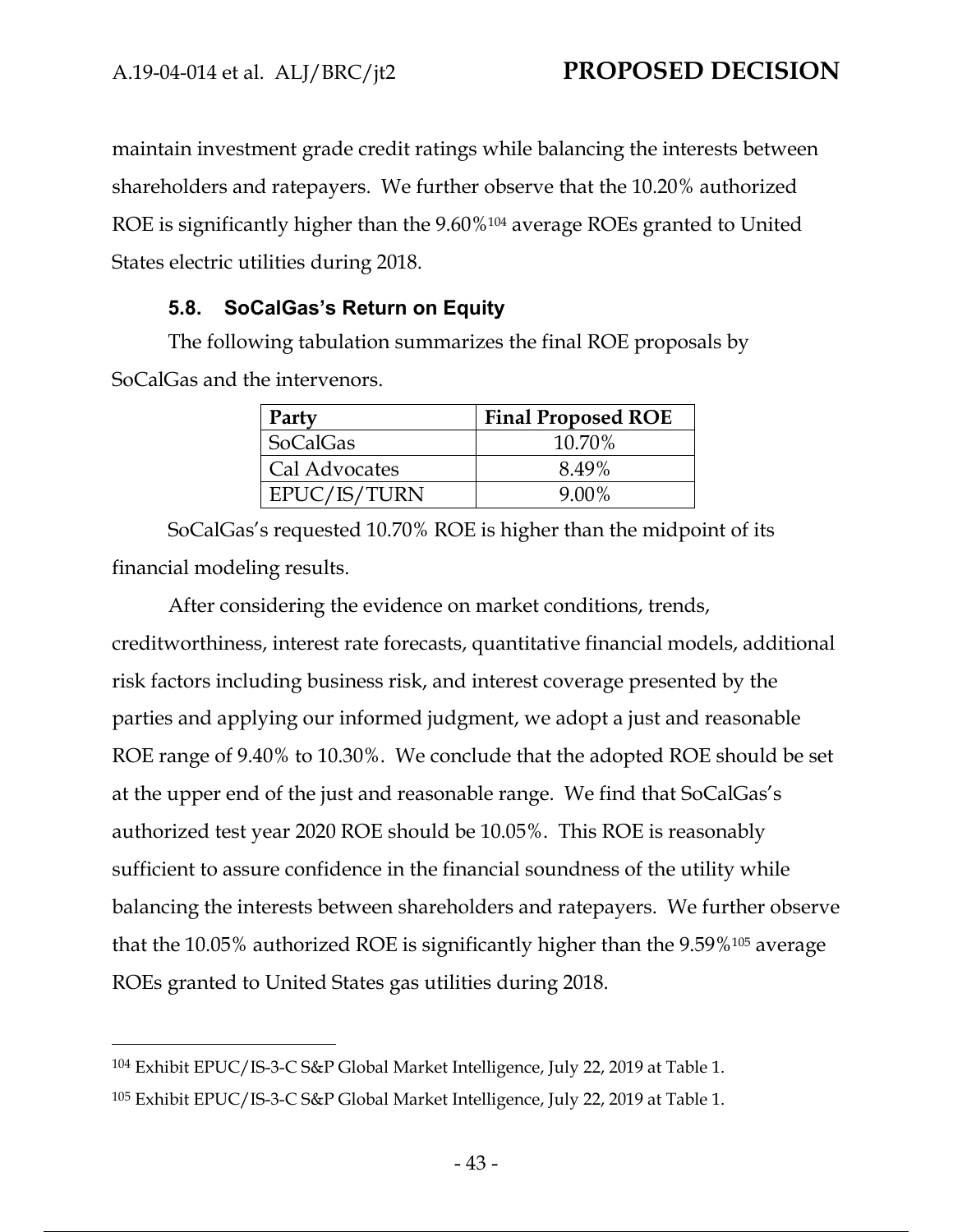maintain investment grade credit ratings while balancing the interests between shareholders and ratepayers. We further observe that the 10.20% authorized ROE is significantly higher than the 9.60%[104] average ROEs granted to United States electric utilities during 2018.

### 5.8. SoCalGas's Return on Equity

The following tabulation summarizes the final ROE proposals by SoCalGas and the intervenors.

| Party | Final Proposed ROE |
|---|---|
| SoCalGas | 10.70% |
| Cal Advocates | 8.49% |
| EPUC/IS/TURN | 9.00% |

SoCalGas's requested 10.70% ROE is higher than the midpoint of its financial modeling results.

After considering the evidence on market conditions, trends, creditworthiness, interest rate forecasts, quantitative financial models, additional risk factors including business risk, and interest coverage presented by the parties and applying our informed judgment, we adopt a just and reasonable ROE range of 9.40% to 10.30%. We conclude that the adopted ROE should be set at the upper end of the just and reasonable range. We find that SoCalGas's authorized test year 2020 ROE should be 10.05%. This ROE is reasonably sufficient to assure confidence in the financial soundness of the utility while balancing the interests between shareholders and ratepayers. We further observe that the 10.05% authorized ROE is significantly higher than the 9.59%[105] average ROEs granted to United States gas utilities during 2018.

---

[104] Exhibit EPUC/IS-3-C S&P Global Market Intelligence, July 22, 2019 at Table 1.

[105] Exhibit EPUC/IS-3-C S&P Global Market Intelligence, July 22, 2019 at Table 1.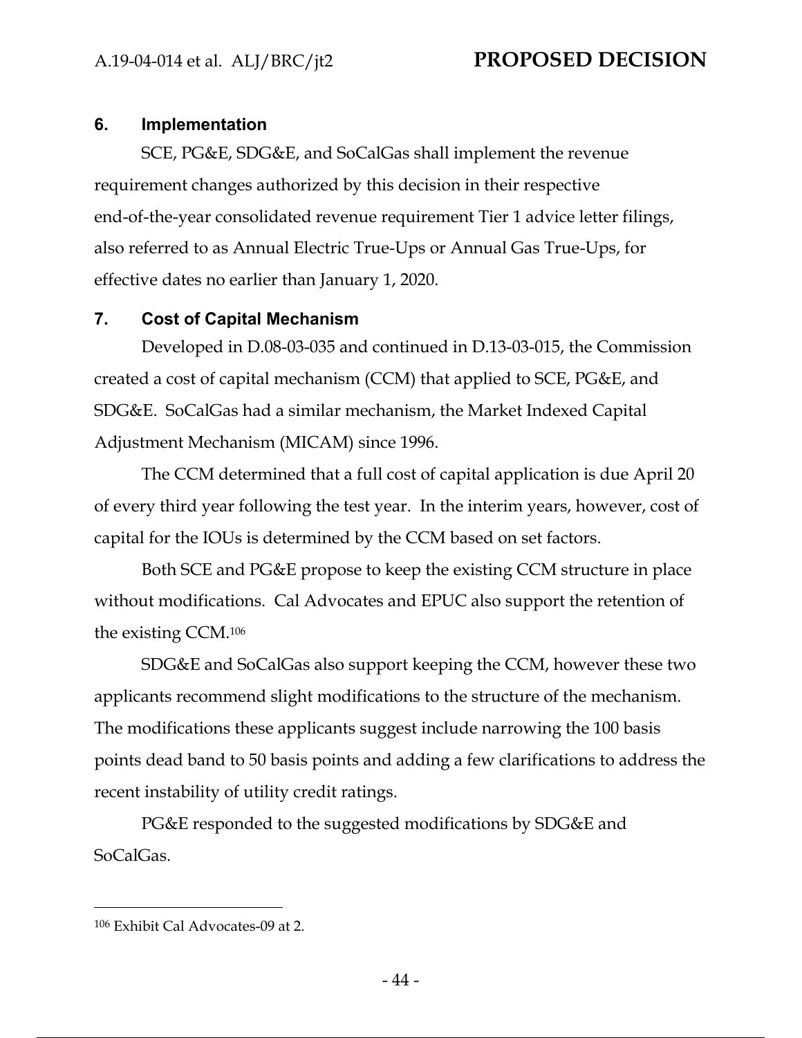## 6. Implementation

SCE, PG&E, SDG&E, and SoCalGas shall implement the revenue requirement changes authorized by this decision in their respective end-of-the-year consolidated revenue requirement Tier 1 advice letter filings, also referred to as Annual Electric True-Ups or Annual Gas True-Ups, for effective dates no earlier than January 1, 2020.

## 7. Cost of Capital Mechanism

Developed in D.08-03-035 and continued in D.13-03-015, the Commission created a cost of capital mechanism (CCM) that applied to SCE, PG&E, and SDG&E. SoCalGas had a similar mechanism, the Market Indexed Capital Adjustment Mechanism (MICAM) since 1996.

The CCM determined that a full cost of capital application is due April 20 of every third year following the test year. In the interim years, however, cost of capital for the IOUs is determined by the CCM based on set factors.

Both SCE and PG&E propose to keep the existing CCM structure in place without modifications. Cal Advocates and EPUC also support the retention of the existing CCM.[106]

SDG&E and SoCalGas also support keeping the CCM, however these two applicants recommend slight modifications to the structure of the mechanism. The modifications these applicants suggest include narrowing the 100 basis points dead band to 50 basis points and adding a few clarifications to address the recent instability of utility credit ratings.

PG&E responded to the suggested modifications by SDG&E and SoCalGas.

---

[106] Exhibit Cal Advocates-09 at 2.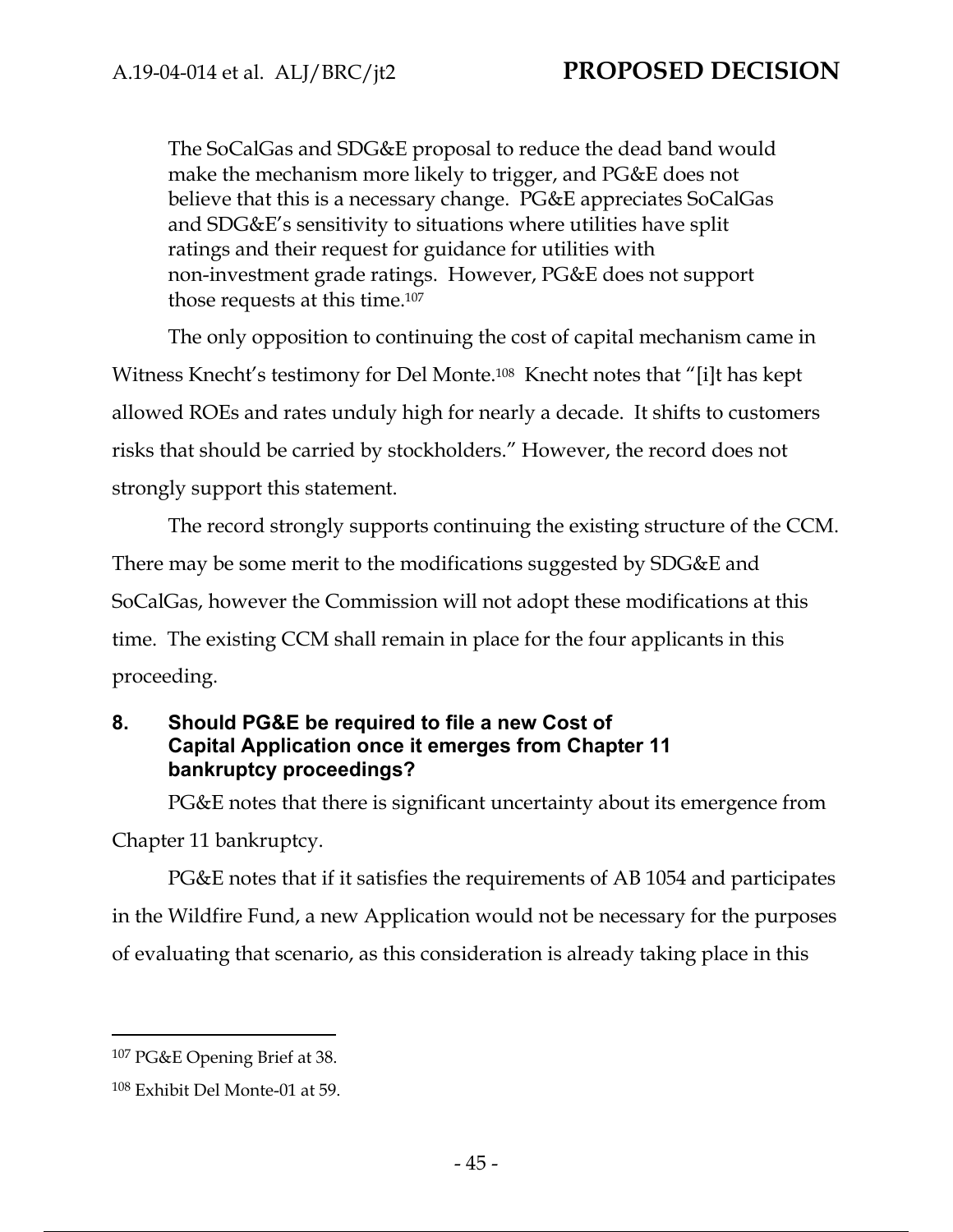> The SoCalGas and SDG&E proposal to reduce the dead band would make the mechanism more likely to trigger, and PG&E does not believe that this is a necessary change. PG&E appreciates SoCalGas and SDG&E's sensitivity to situations where utilities have split ratings and their request for guidance for utilities with non-investment grade ratings. However, PG&E does not support those requests at this time.[107]

The only opposition to continuing the cost of capital mechanism came in Witness Knecht's testimony for Del Monte.[108] Knecht notes that "[i]t has kept allowed ROEs and rates unduly high for nearly a decade. It shifts to customers risks that should be carried by stockholders." However, the record does not strongly support this statement.

The record strongly supports continuing the existing structure of the CCM. There may be some merit to the modifications suggested by SDG&E and SoCalGas, however the Commission will not adopt these modifications at this time. The existing CCM shall remain in place for the four applicants in this proceeding.

## 8. Should PG&E be required to file a new Cost of Capital Application once it emerges from Chapter 11 bankruptcy proceedings?

PG&E notes that there is significant uncertainty about its emergence from Chapter 11 bankruptcy.

PG&E notes that if it satisfies the requirements of AB 1054 and participates in the Wildfire Fund, a new Application would not be necessary for the purposes of evaluating that scenario, as this consideration is already taking place in this

---

[107] PG&E Opening Brief at 38.

[108] Exhibit Del Monte-01 at 59.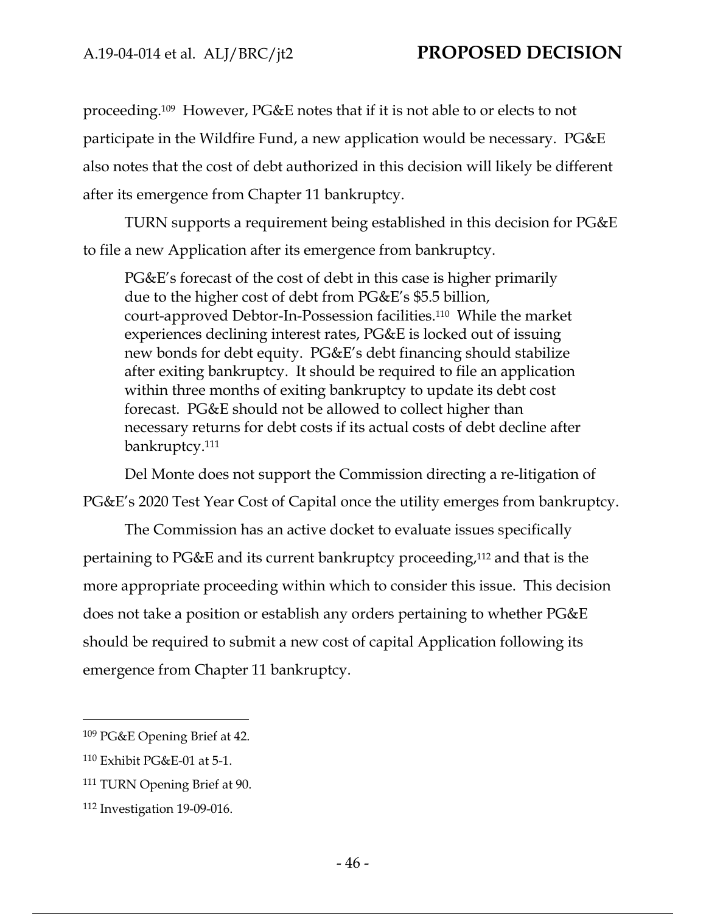proceeding.[109] However, PG&E notes that if it is not able to or elects to not participate in the Wildfire Fund, a new application would be necessary. PG&E also notes that the cost of debt authorized in this decision will likely be different after its emergence from Chapter 11 bankruptcy.

TURN supports a requirement being established in this decision for PG&E to file a new Application after its emergence from bankruptcy.

> PG&E's forecast of the cost of debt in this case is higher primarily due to the higher cost of debt from PG&E's $5.5 billion, court-approved Debtor-In-Possession facilities.[110] While the market experiences declining interest rates, PG&E is locked out of issuing new bonds for debt equity. PG&E's debt financing should stabilize after exiting bankruptcy. It should be required to file an application within three months of exiting bankruptcy to update its debt cost forecast. PG&E should not be allowed to collect higher than necessary returns for debt costs if its actual costs of debt decline after bankruptcy.[111]

Del Monte does not support the Commission directing a re-litigation of PG&E's 2020 Test Year Cost of Capital once the utility emerges from bankruptcy.

The Commission has an active docket to evaluate issues specifically pertaining to PG&E and its current bankruptcy proceeding,[112] and that is the more appropriate proceeding within which to consider this issue. This decision does not take a position or establish any orders pertaining to whether PG&E should be required to submit a new cost of capital Application following its emergence from Chapter 11 bankruptcy.

---

[109] PG&E Opening Brief at 42.

[110] Exhibit PG&E-01 at 5-1.

[111] TURN Opening Brief at 90.

[112] Investigation 19-09-016.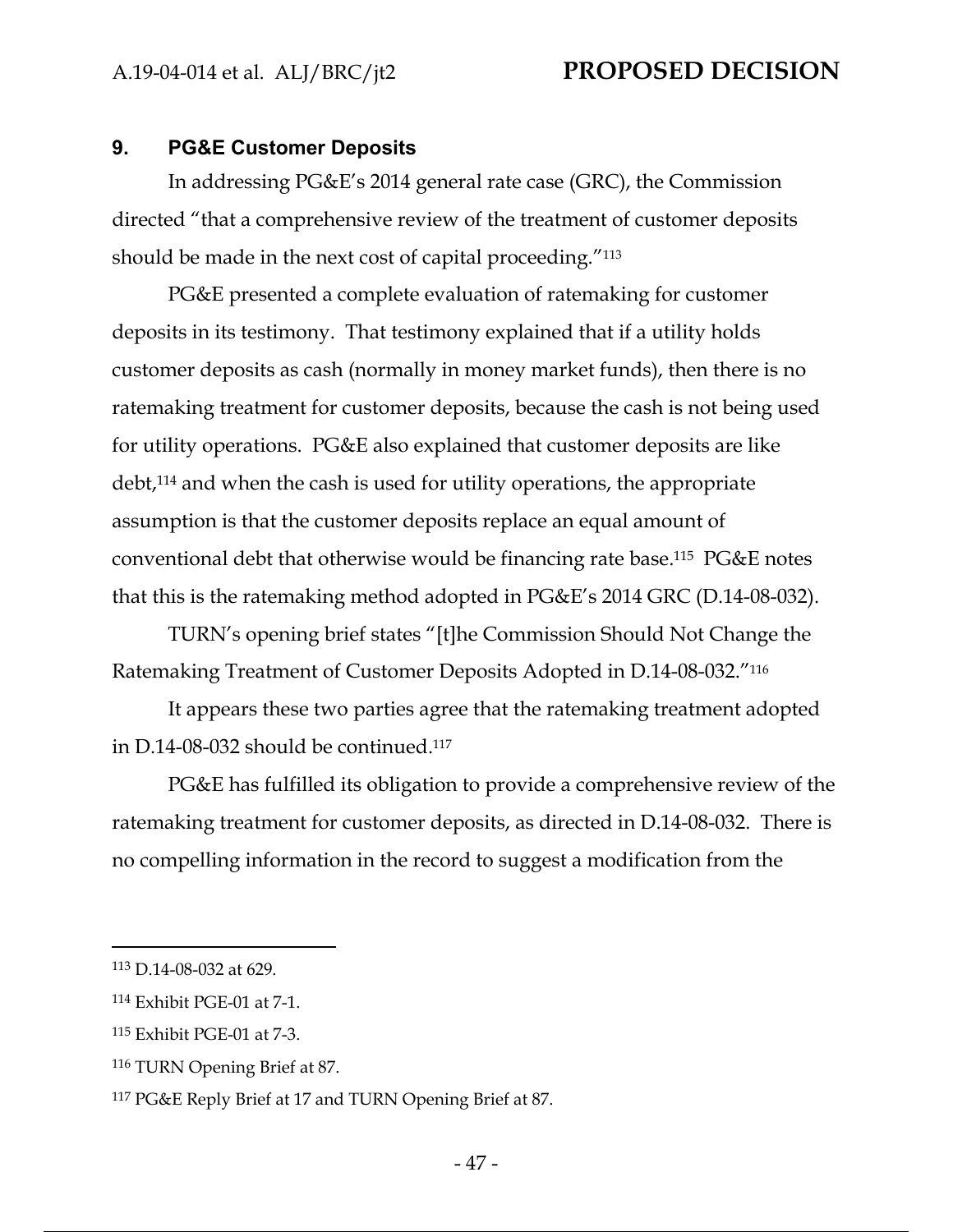## 9. PG&E Customer Deposits

In addressing PG&E's 2014 general rate case (GRC), the Commission directed "that a comprehensive review of the treatment of customer deposits should be made in the next cost of capital proceeding."[113]

PG&E presented a complete evaluation of ratemaking for customer deposits in its testimony. That testimony explained that if a utility holds customer deposits as cash (normally in money market funds), then there is no ratemaking treatment for customer deposits, because the cash is not being used for utility operations. PG&E also explained that customer deposits are like debt,[114] and when the cash is used for utility operations, the appropriate assumption is that the customer deposits replace an equal amount of conventional debt that otherwise would be financing rate base.[115] PG&E notes that this is the ratemaking method adopted in PG&E's 2014 GRC (D.14-08-032).

TURN's opening brief states "[t]he Commission Should Not Change the Ratemaking Treatment of Customer Deposits Adopted in D.14-08-032."[116]

It appears these two parties agree that the ratemaking treatment adopted in D.14-08-032 should be continued.[117]

PG&E has fulfilled its obligation to provide a comprehensive review of the ratemaking treatment for customer deposits, as directed in D.14-08-032. There is no compelling information in the record to suggest a modification from the

---

[113] D.14-08-032 at 629.

[114] Exhibit PGE-01 at 7-1.

[115] Exhibit PGE-01 at 7-3.

[116] TURN Opening Brief at 87.

[117] PG&E Reply Brief at 17 and TURN Opening Brief at 87.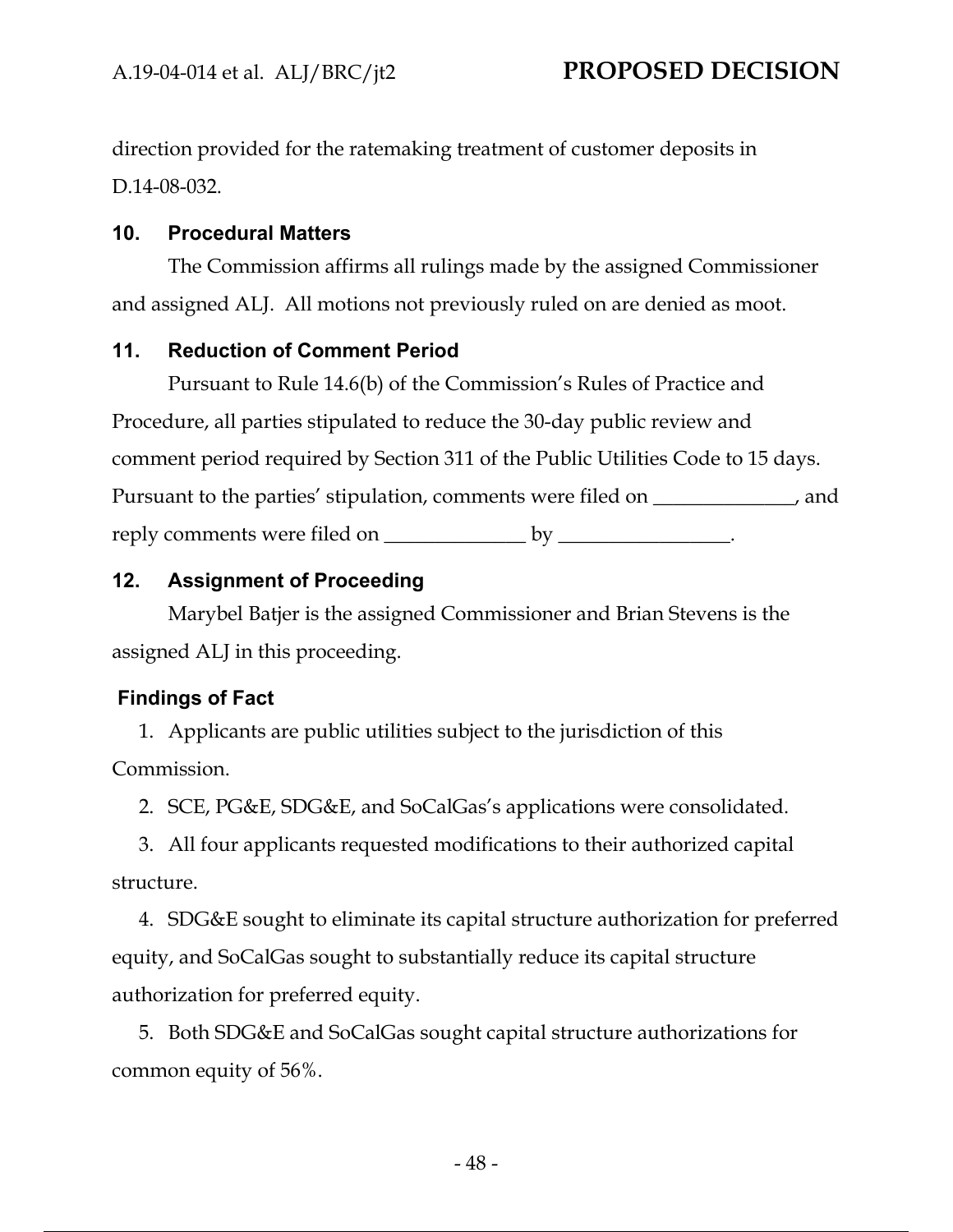direction provided for the ratemaking treatment of customer deposits in D.14-08-032.

## 10. Procedural Matters

The Commission affirms all rulings made by the assigned Commissioner and assigned ALJ. All motions not previously ruled on are denied as moot.

## 11. Reduction of Comment Period

Pursuant to Rule 14.6(b) of the Commission's Rules of Practice and Procedure, all parties stipulated to reduce the 30-day public review and comment period required by Section 311 of the Public Utilities Code to 15 days. Pursuant to the parties' stipulation, comments were filed on ______________, and reply comments were filed on ______________ by _________________.

## 12. Assignment of Proceeding

Marybel Batjer is the assigned Commissioner and Brian Stevens is the assigned ALJ in this proceeding.

## Findings of Fact

1. Applicants are public utilities subject to the jurisdiction of this Commission.
2. SCE, PG&E, SDG&E, and SoCalGas's applications were consolidated.
3. All four applicants requested modifications to their authorized capital structure.
4. SDG&E sought to eliminate its capital structure authorization for preferred equity, and SoCalGas sought to substantially reduce its capital structure authorization for preferred equity.
5. Both SDG&E and SoCalGas sought capital structure authorizations for common equity of 56%.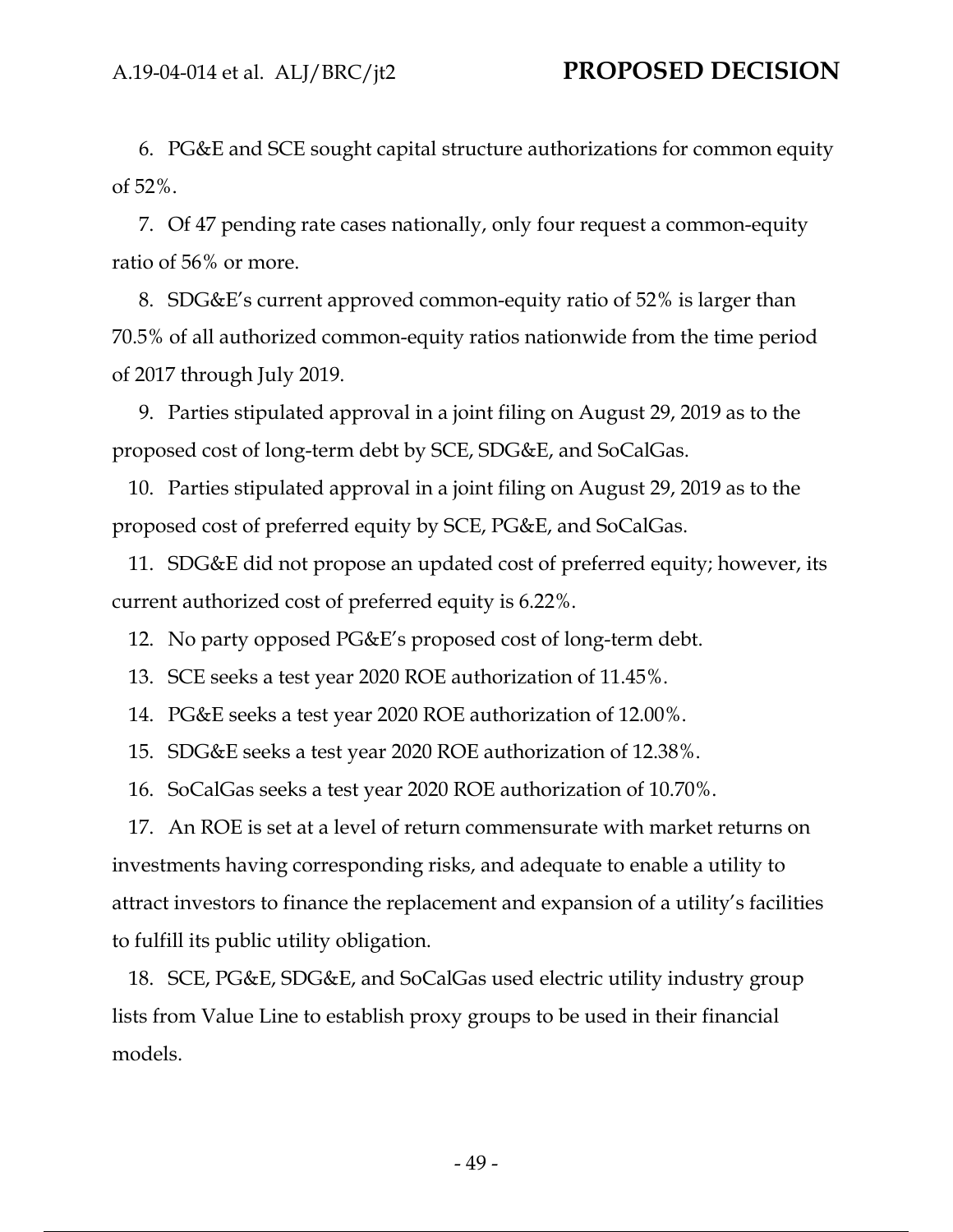6. PG&E and SCE sought capital structure authorizations for common equity of 52%.

7. Of 47 pending rate cases nationally, only four request a common-equity ratio of 56% or more.

8. SDG&E's current approved common-equity ratio of 52% is larger than 70.5% of all authorized common-equity ratios nationwide from the time period of 2017 through July 2019.

9. Parties stipulated approval in a joint filing on August 29, 2019 as to the proposed cost of long-term debt by SCE, SDG&E, and SoCalGas.

10. Parties stipulated approval in a joint filing on August 29, 2019 as to the proposed cost of preferred equity by SCE, PG&E, and SoCalGas.

11. SDG&E did not propose an updated cost of preferred equity; however, its current authorized cost of preferred equity is 6.22%.

12. No party opposed PG&E's proposed cost of long-term debt.

13. SCE seeks a test year 2020 ROE authorization of 11.45%.

14. PG&E seeks a test year 2020 ROE authorization of 12.00%.

15. SDG&E seeks a test year 2020 ROE authorization of 12.38%.

16. SoCalGas seeks a test year 2020 ROE authorization of 10.70%.

17. An ROE is set at a level of return commensurate with market returns on investments having corresponding risks, and adequate to enable a utility to attract investors to finance the replacement and expansion of a utility's facilities to fulfill its public utility obligation.

18. SCE, PG&E, SDG&E, and SoCalGas used electric utility industry group lists from Value Line to establish proxy groups to be used in their financial models.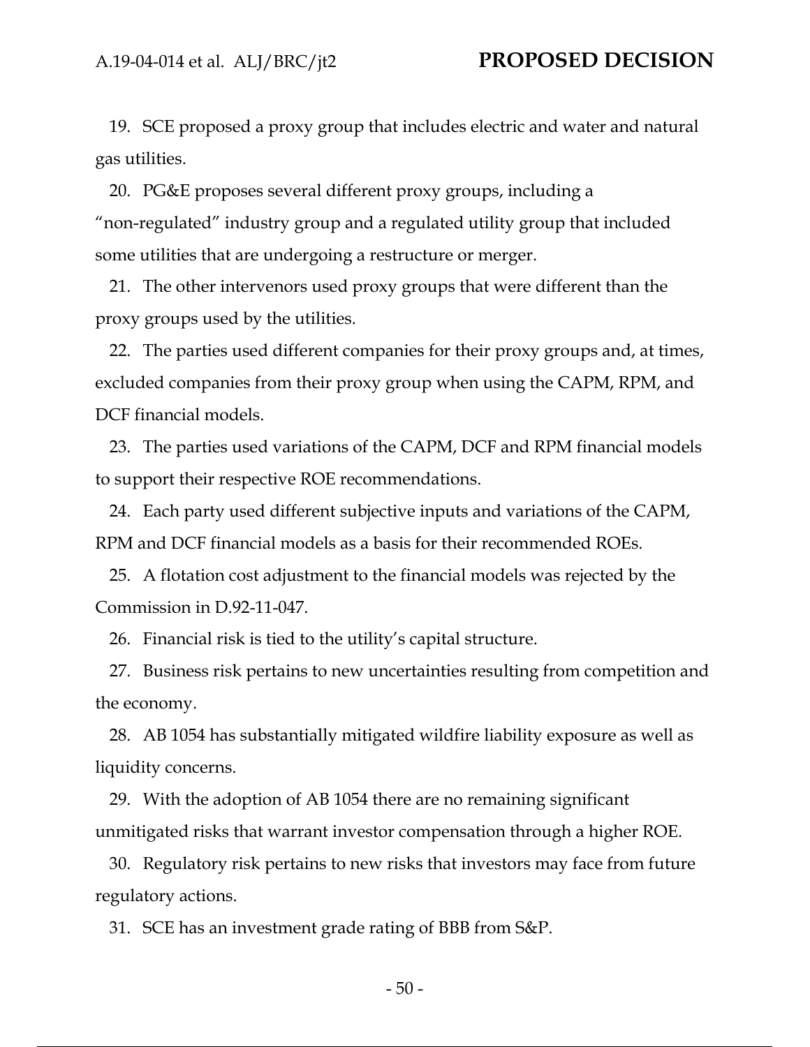19. SCE proposed a proxy group that includes electric and water and natural gas utilities.

20. PG&E proposes several different proxy groups, including a "non-regulated" industry group and a regulated utility group that included some utilities that are undergoing a restructure or merger.

21. The other intervenors used proxy groups that were different than the proxy groups used by the utilities.

22. The parties used different companies for their proxy groups and, at times, excluded companies from their proxy group when using the CAPM, RPM, and DCF financial models.

23. The parties used variations of the CAPM, DCF and RPM financial models to support their respective ROE recommendations.

24. Each party used different subjective inputs and variations of the CAPM, RPM and DCF financial models as a basis for their recommended ROEs.

25. A flotation cost adjustment to the financial models was rejected by the Commission in D.92-11-047.

26. Financial risk is tied to the utility's capital structure.

27. Business risk pertains to new uncertainties resulting from competition and the economy.

28. AB 1054 has substantially mitigated wildfire liability exposure as well as liquidity concerns.

29. With the adoption of AB 1054 there are no remaining significant unmitigated risks that warrant investor compensation through a higher ROE.

30. Regulatory risk pertains to new risks that investors may face from future regulatory actions.

31. SCE has an investment grade rating of BBB from S&P.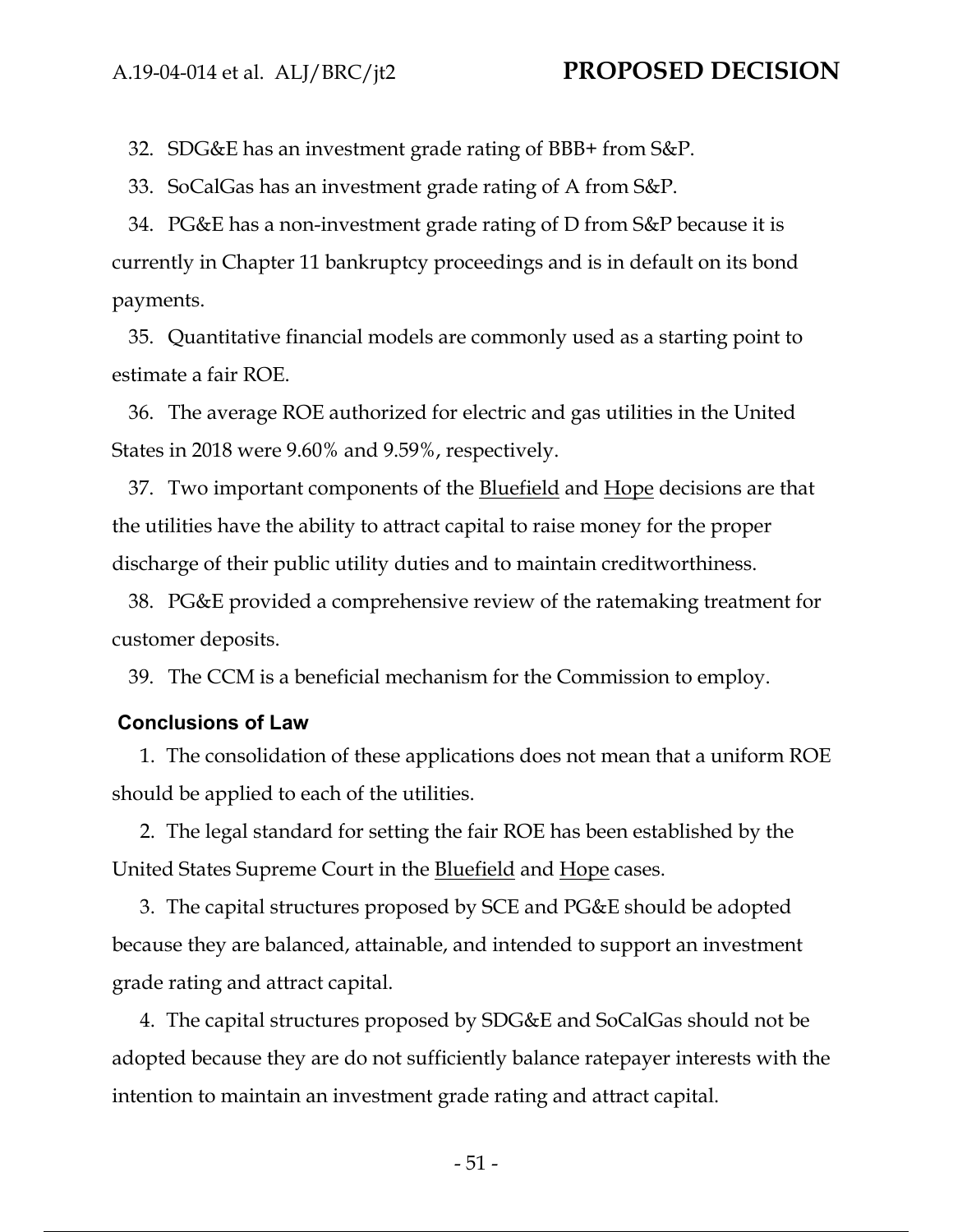32. SDG&E has an investment grade rating of BBB+ from S&P.

33. SoCalGas has an investment grade rating of A from S&P.

34. PG&E has a non-investment grade rating of D from S&P because it is currently in Chapter 11 bankruptcy proceedings and is in default on its bond payments.

35. Quantitative financial models are commonly used as a starting point to estimate a fair ROE.

36. The average ROE authorized for electric and gas utilities in the United States in 2018 were 9.60% and 9.59%, respectively.

37. Two important components of the Bluefield and Hope decisions are that the utilities have the ability to attract capital to raise money for the proper discharge of their public utility duties and to maintain creditworthiness.

38. PG&E provided a comprehensive review of the ratemaking treatment for customer deposits.

39. The CCM is a beneficial mechanism for the Commission to employ.

## Conclusions of Law

1. The consolidation of these applications does not mean that a uniform ROE should be applied to each of the utilities.

2. The legal standard for setting the fair ROE has been established by the United States Supreme Court in the Bluefield and Hope cases.

3. The capital structures proposed by SCE and PG&E should be adopted because they are balanced, attainable, and intended to support an investment grade rating and attract capital.

4. The capital structures proposed by SDG&E and SoCalGas should not be adopted because they are do not sufficiently balance ratepayer interests with the intention to maintain an investment grade rating and attract capital.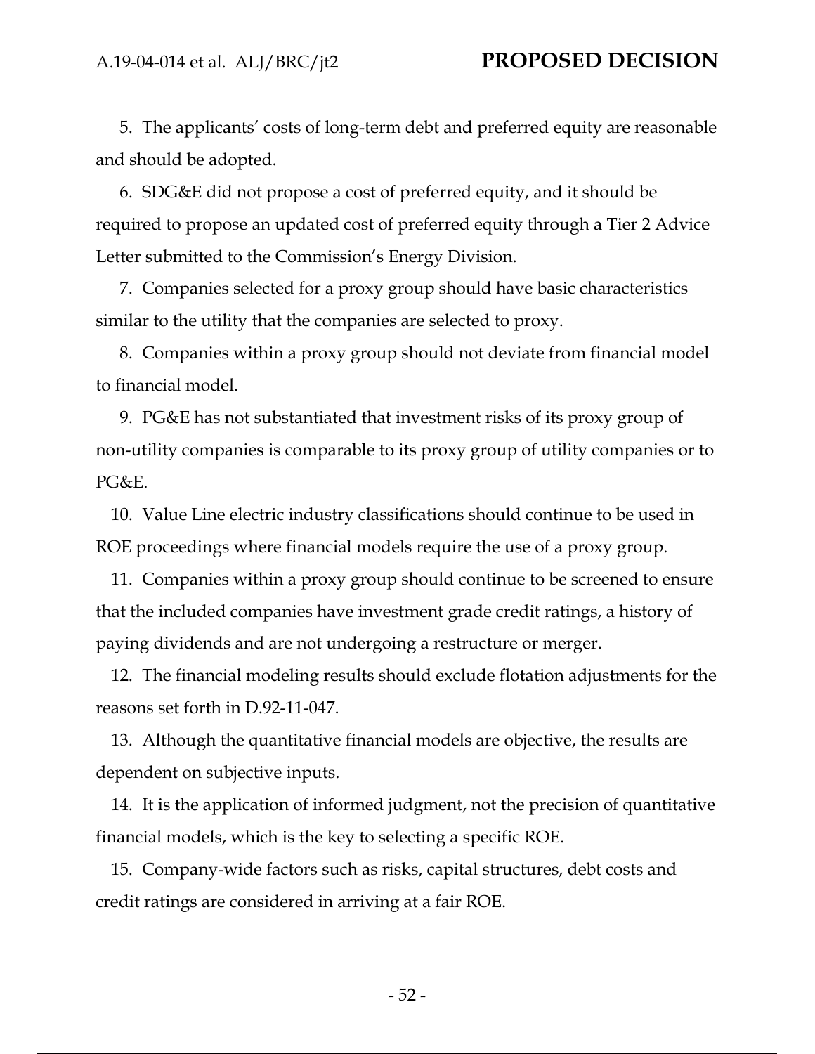5. The applicants' costs of long-term debt and preferred equity are reasonable and should be adopted.

6. SDG&E did not propose a cost of preferred equity, and it should be required to propose an updated cost of preferred equity through a Tier 2 Advice Letter submitted to the Commission's Energy Division.

7. Companies selected for a proxy group should have basic characteristics similar to the utility that the companies are selected to proxy.

8. Companies within a proxy group should not deviate from financial model to financial model.

9. PG&E has not substantiated that investment risks of its proxy group of non-utility companies is comparable to its proxy group of utility companies or to PG&E.

10. Value Line electric industry classifications should continue to be used in ROE proceedings where financial models require the use of a proxy group.

11. Companies within a proxy group should continue to be screened to ensure that the included companies have investment grade credit ratings, a history of paying dividends and are not undergoing a restructure or merger.

12. The financial modeling results should exclude flotation adjustments for the reasons set forth in D.92-11-047.

13. Although the quantitative financial models are objective, the results are dependent on subjective inputs.

14. It is the application of informed judgment, not the precision of quantitative financial models, which is the key to selecting a specific ROE.

15. Company-wide factors such as risks, capital structures, debt costs and credit ratings are considered in arriving at a fair ROE.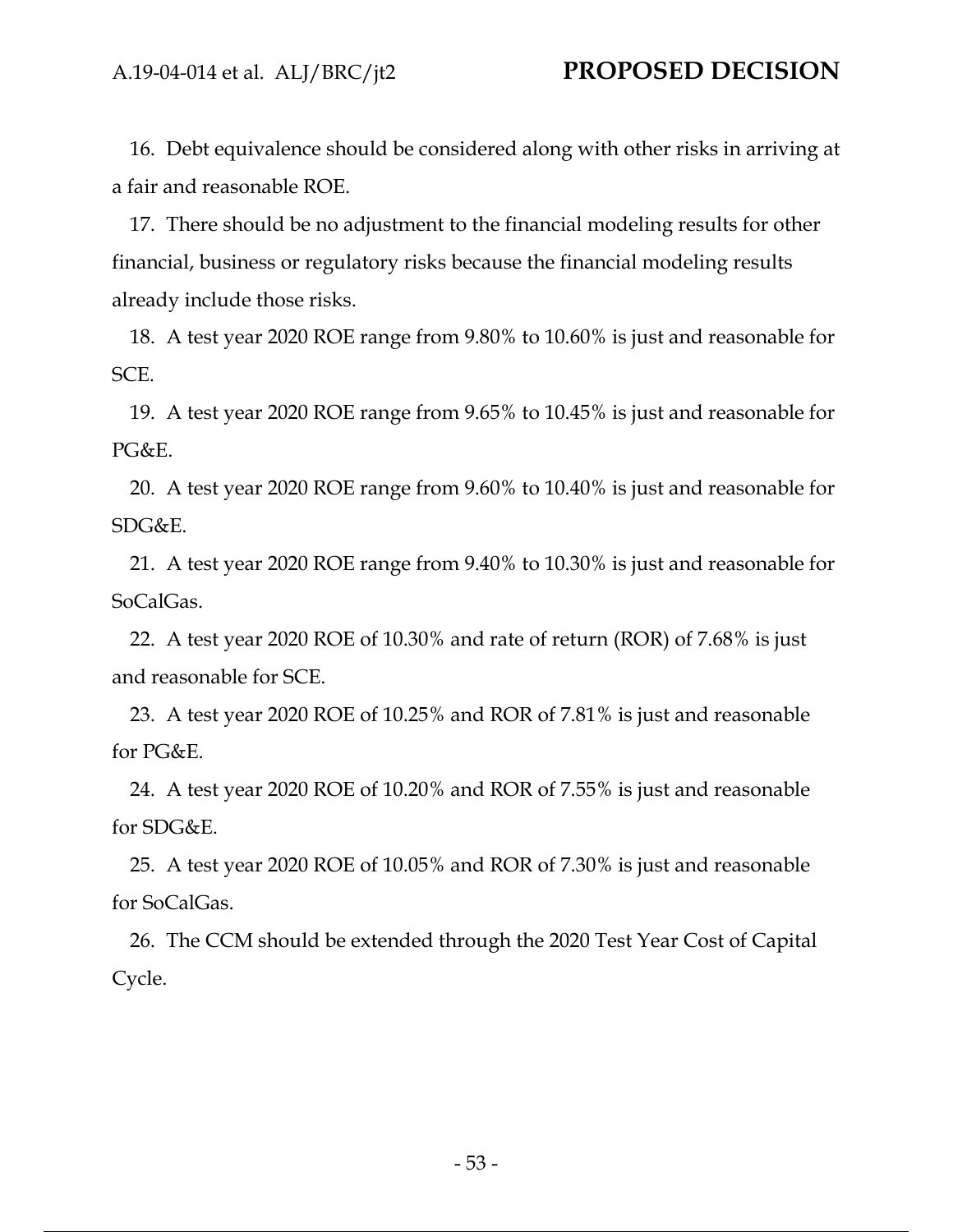16. Debt equivalence should be considered along with other risks in arriving at a fair and reasonable ROE.

17. There should be no adjustment to the financial modeling results for other financial, business or regulatory risks because the financial modeling results already include those risks.

18. A test year 2020 ROE range from 9.80% to 10.60% is just and reasonable for SCE.

19. A test year 2020 ROE range from 9.65% to 10.45% is just and reasonable for PG&E.

20. A test year 2020 ROE range from 9.60% to 10.40% is just and reasonable for SDG&E.

21. A test year 2020 ROE range from 9.40% to 10.30% is just and reasonable for SoCalGas.

22. A test year 2020 ROE of 10.30% and rate of return (ROR) of 7.68% is just and reasonable for SCE.

23. A test year 2020 ROE of 10.25% and ROR of 7.81% is just and reasonable for PG&E.

24. A test year 2020 ROE of 10.20% and ROR of 7.55% is just and reasonable for SDG&E.

25. A test year 2020 ROE of 10.05% and ROR of 7.30% is just and reasonable for SoCalGas.

26. The CCM should be extended through the 2020 Test Year Cost of Capital Cycle.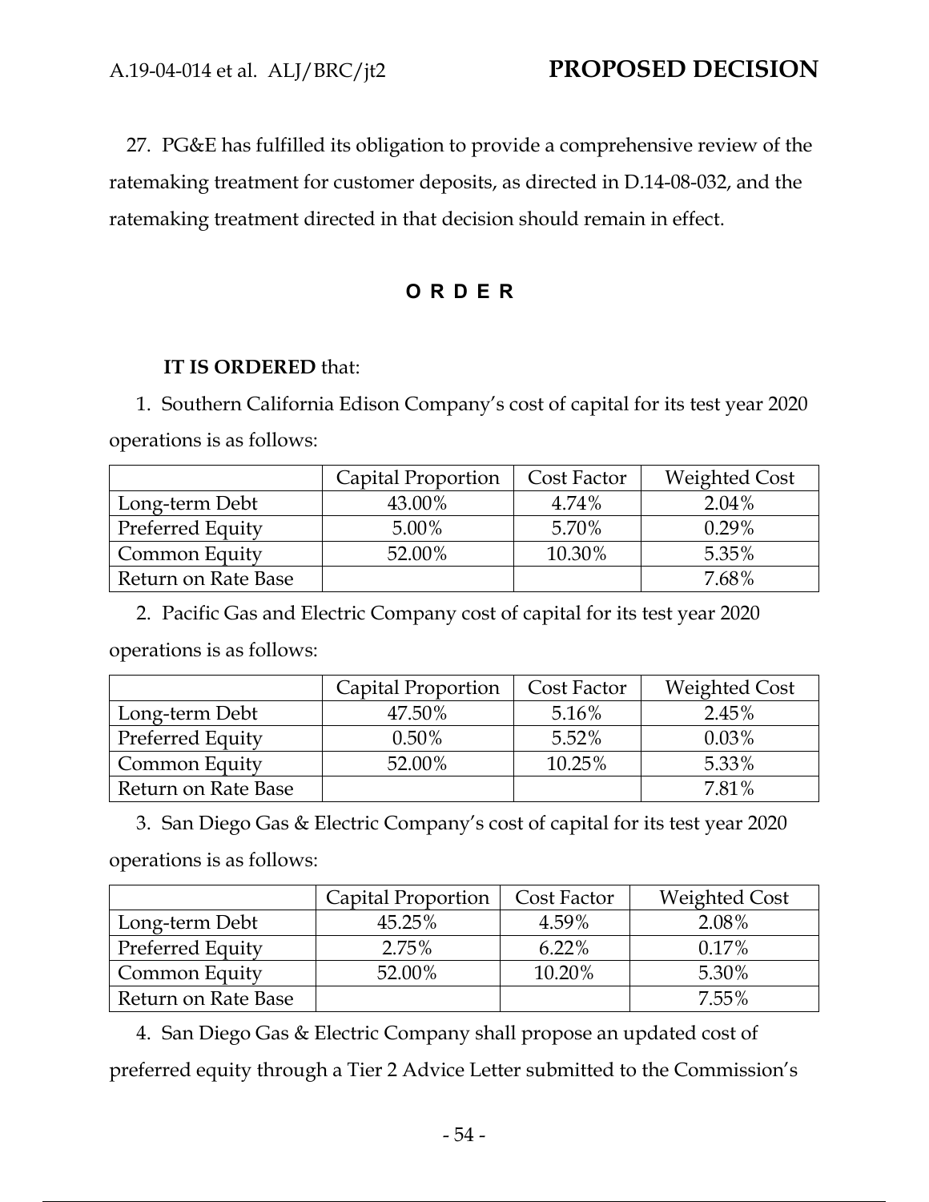27. PG&E has fulfilled its obligation to provide a comprehensive review of the ratemaking treatment for customer deposits, as directed in D.14-08-032, and the ratemaking treatment directed in that decision should remain in effect.

## O R D E R

**IT IS ORDERED** that:

1. Southern California Edison Company's cost of capital for its test year 2020 operations is as follows:

| | Capital Proportion | Cost Factor | Weighted Cost |
|---|---|---|---|
| Long-term Debt | 43.00% | 4.74% | 2.04% |
| Preferred Equity | 5.00% | 5.70% | 0.29% |
| Common Equity | 52.00% | 10.30% | 5.35% |
| Return on Rate Base | | | 7.68% |

2. Pacific Gas and Electric Company cost of capital for its test year 2020 operations is as follows:

| | Capital Proportion | Cost Factor | Weighted Cost |
|---|---|---|---|
| Long-term Debt | 47.50% | 5.16% | 2.45% |
| Preferred Equity | 0.50% | 5.52% | 0.03% |
| Common Equity | 52.00% | 10.25% | 5.33% |
| Return on Rate Base | | | 7.81% |

3. San Diego Gas & Electric Company's cost of capital for its test year 2020 operations is as follows:

| | Capital Proportion | Cost Factor | Weighted Cost |
|---|---|---|---|
| Long-term Debt | 45.25% | 4.59% | 2.08% |
| Preferred Equity | 2.75% | 6.22% | 0.17% |
| Common Equity | 52.00% | 10.20% | 5.30% |
| Return on Rate Base | | | 7.55% |

4. San Diego Gas & Electric Company shall propose an updated cost of preferred equity through a Tier 2 Advice Letter submitted to the Commission's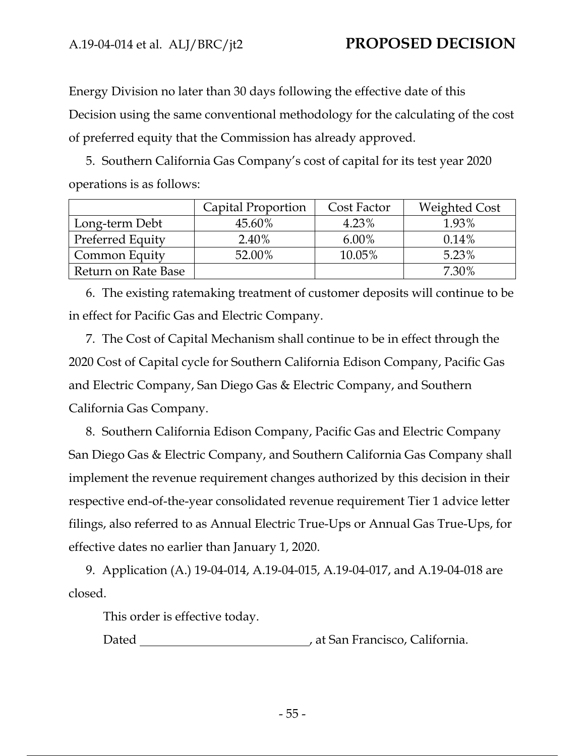Energy Division no later than 30 days following the effective date of this Decision using the same conventional methodology for the calculating of the cost of preferred equity that the Commission has already approved.

5. Southern California Gas Company's cost of capital for its test year 2020 operations is as follows:

| | Capital Proportion | Cost Factor | Weighted Cost |
|---|---|---|---|
| Long-term Debt | 45.60% | 4.23% | 1.93% |
| Preferred Equity | 2.40% | 6.00% | 0.14% |
| Common Equity | 52.00% | 10.05% | 5.23% |
| Return on Rate Base | | | 7.30% |

6. The existing ratemaking treatment of customer deposits will continue to be in effect for Pacific Gas and Electric Company.

7. The Cost of Capital Mechanism shall continue to be in effect through the 2020 Cost of Capital cycle for Southern California Edison Company, Pacific Gas and Electric Company, San Diego Gas & Electric Company, and Southern California Gas Company.

8. Southern California Edison Company, Pacific Gas and Electric Company San Diego Gas & Electric Company, and Southern California Gas Company shall implement the revenue requirement changes authorized by this decision in their respective end-of-the-year consolidated revenue requirement Tier 1 advice letter filings, also referred to as Annual Electric True-Ups or Annual Gas True-Ups, for effective dates no earlier than January 1, 2020.

9. Application (A.) 19-04-014, A.19-04-015, A.19-04-017, and A.19-04-018 are closed.

This order is effective today.

Dated ____________________________, at San Francisco, California.